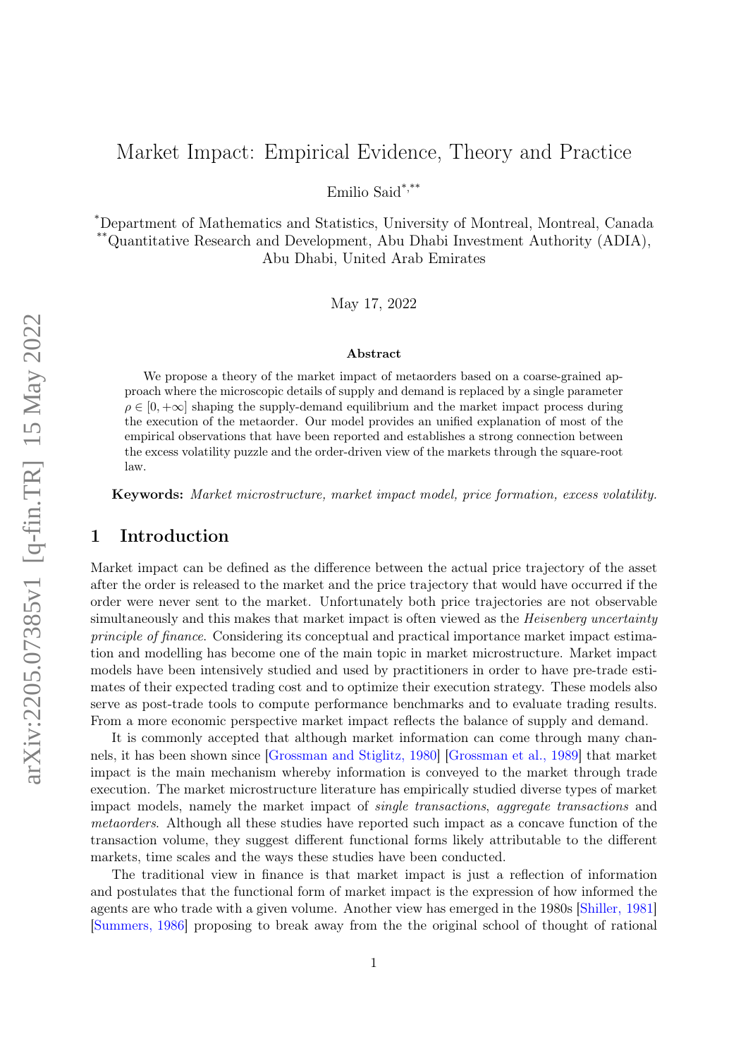# Market Impact: Empirical Evidence, Theory and Practice

Emilio Said[*,**]

[*]Department of Mathematics and Statistics, University of Montreal, Montreal, Canada
[**]Quantitative Research and Development, Abu Dhabi Investment Authority (ADIA), Abu Dhabi, United Arab Emirates

May 17, 2022

### Abstract

We propose a theory of the market impact of metaorders based on a coarse-grained approach where the microscopic details of supply and demand is replaced by a single parameter $\rho \in [0, +\infty]$ shaping the supply-demand equilibrium and the market impact process during the execution of the metaorder. Our model provides an unified explanation of most of the empirical observations that have been reported and establishes a strong connection between the excess volatility puzzle and the order-driven view of the markets through the square-root law.

**Keywords:** *Market microstructure, market impact model, price formation, excess volatility.*

## 1 Introduction

Market impact can be defined as the difference between the actual price trajectory of the asset after the order is released to the market and the price trajectory that would have occurred if the order were never sent to the market. Unfortunately both price trajectories are not observable simultaneously and this makes that market impact is often viewed as the *Heisenberg uncertainty principle of finance*. Considering its conceptual and practical importance market impact estimation and modelling has become one of the main topic in market microstructure. Market impact models have been intensively studied and used by practitioners in order to have pre-trade estimates of their expected trading cost and to optimize their execution strategy. These models also serve as post-trade tools to compute performance benchmarks and to evaluate trading results. From a more economic perspective market impact reflects the balance of supply and demand.

It is commonly accepted that although market information can come through many channels, it has been shown since [Grossman and Stiglitz, 1980] [Grossman et al., 1989] that market impact is the main mechanism whereby information is conveyed to the market through trade execution. The market microstructure literature has empirically studied diverse types of market impact models, namely the market impact of *single transactions*, *aggregate transactions* and *metaorders*. Although all these studies have reported such impact as a concave function of the transaction volume, they suggest different functional forms likely attributable to the different markets, time scales and the ways these studies have been conducted.

The traditional view in finance is that market impact is just a reflection of information and postulates that the functional form of market impact is the expression of how informed the agents are who trade with a given volume. Another view has emerged in the 1980s [Shiller, 1981] [Summers, 1986] proposing to break away from the the original school of thought of rational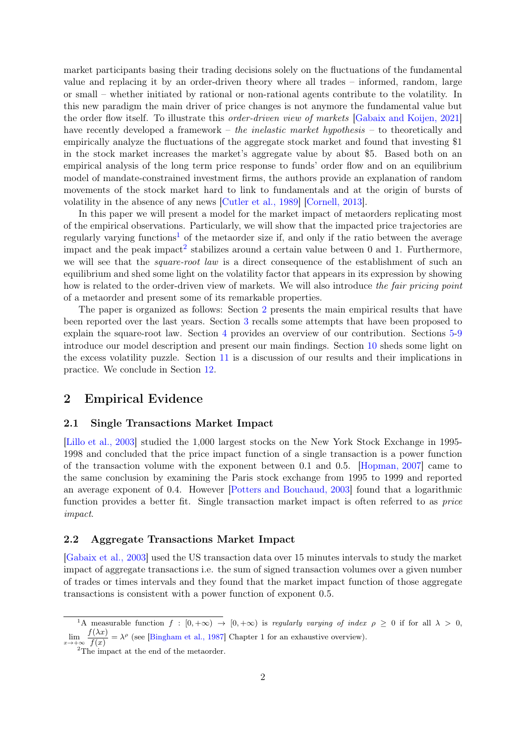market participants basing their trading decisions solely on the fluctuations of the fundamental value and replacing it by an order-driven theory where all trades – informed, random, large or small – whether initiated by rational or non-rational agents contribute to the volatility. In this new paradigm the main driver of price changes is not anymore the fundamental value but the order flow itself. To illustrate this *order-driven view of markets* [Gabaix and Koijen, 2021] have recently developed a framework – *the inelastic market hypothesis* – to theoretically and empirically analyze the fluctuations of the aggregate stock market and found that investing $1 in the stock market increases the market's aggregate value by about $5. Based both on an empirical analysis of the long term price response to funds' order flow and on an equilibrium model of mandate-constrained investment firms, the authors provide an explanation of random movements of the stock market hard to link to fundamentals and at the origin of bursts of volatility in the absence of any news [Cutler et al., 1989] [Cornell, 2013].

In this paper we will present a model for the market impact of metaorders replicating most of the empirical observations. Particularly, we will show that the impacted price trajectories are regularly varying functions[1] of the metaorder size if, and only if the ratio between the average impact and the peak impact[2] stabilizes around a certain value between 0 and 1. Furthermore, we will see that the *square-root law* is a direct consequence of the establishment of such an equilibrium and shed some light on the volatility factor that appears in its expression by showing how is related to the order-driven view of markets. We will also introduce *the fair pricing point* of a metaorder and present some of its remarkable properties.

The paper is organized as follows: Section 2 presents the main empirical results that have been reported over the last years. Section 3 recalls some attempts that have been proposed to explain the square-root law. Section 4 provides an overview of our contribution. Sections 5-9 introduce our model description and present our main findings. Section 10 sheds some light on the excess volatility puzzle. Section 11 is a discussion of our results and their implications in practice. We conclude in Section 12.

## 2 Empirical Evidence

### 2.1 Single Transactions Market Impact

[Lillo et al., 2003] studied the 1,000 largest stocks on the New York Stock Exchange in 1995-1998 and concluded that the price impact function of a single transaction is a power function of the transaction volume with the exponent between 0.1 and 0.5. [Hopman, 2007] came to the same conclusion by examining the Paris stock exchange from 1995 to 1999 and reported an average exponent of 0.4. However [Potters and Bouchaud, 2003] found that a logarithmic function provides a better fit. Single transaction market impact is often referred to as *price impact*.

### 2.2 Aggregate Transactions Market Impact

[Gabaix et al., 2003] used the US transaction data over 15 minutes intervals to study the market impact of aggregate transactions i.e. the sum of signed transaction volumes over a given number of trades or times intervals and they found that the market impact function of those aggregate transactions is consistent with a power function of exponent 0.5.

---

[1] A measurable function $f : [0, +\infty) \to [0, +\infty)$ is *regularly varying of index* $\rho \geq 0$ if for all $\lambda > 0$, $\lim_{x \to +\infty} \frac{f(\lambda x)}{f(x)} = \lambda^{\rho}$ (see [Bingham et al., 1987] Chapter 1 for an exhaustive overview).

[2] The impact at the end of the metaorder.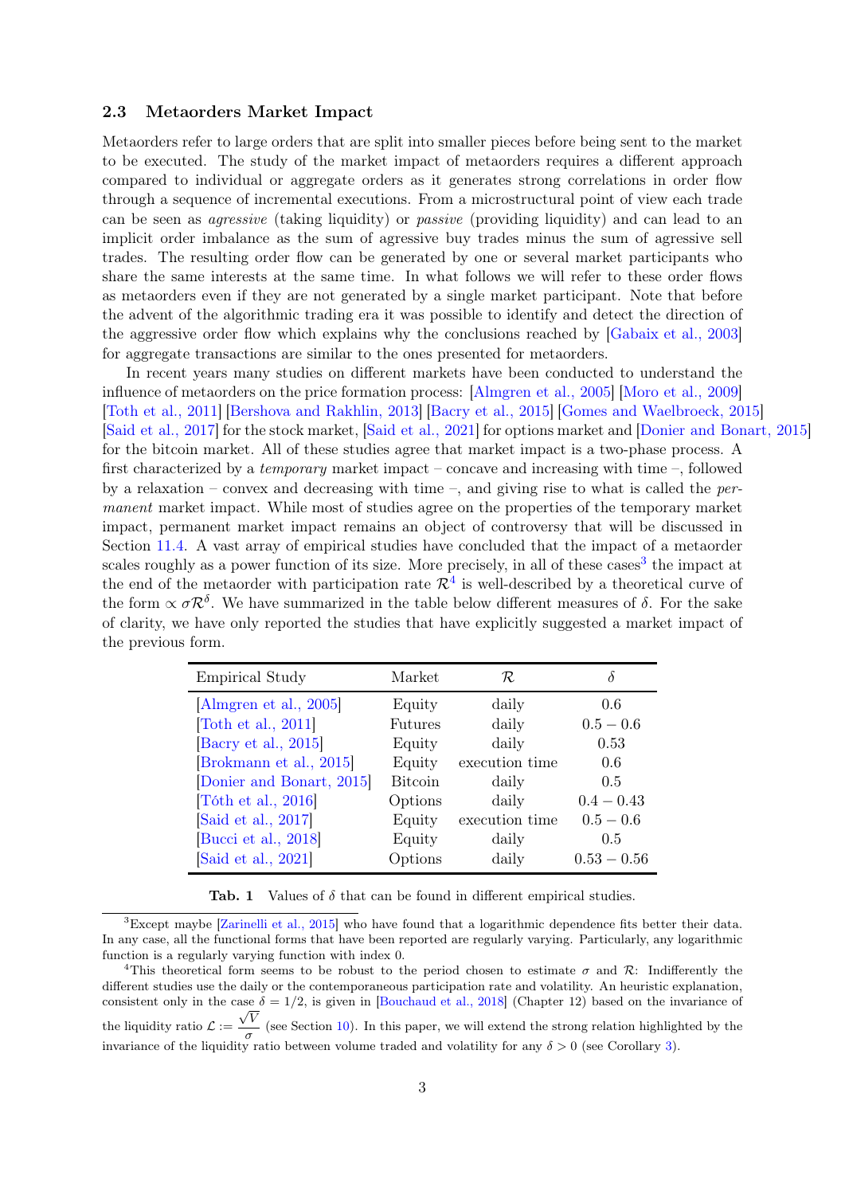### 2.3 Metaorders Market Impact

Metaorders refer to large orders that are split into smaller pieces before being sent to the market to be executed. The study of the market impact of metaorders requires a different approach compared to individual or aggregate orders as it generates strong correlations in order flow through a sequence of incremental executions. From a microstructural point of view each trade can be seen as *agressive* (taking liquidity) or *passive* (providing liquidity) and can lead to an implicit order imbalance as the sum of agressive buy trades minus the sum of agressive sell trades. The resulting order flow can be generated by one or several market participants who share the same interests at the same time. In what follows we will refer to these order flows as metaorders even if they are not generated by a single market participant. Note that before the advent of the algorithmic trading era it was possible to identify and detect the direction of the aggressive order flow which explains why the conclusions reached by [Gabaix et al., 2003] for aggregate transactions are similar to the ones presented for metaorders.

In recent years many studies on different markets have been conducted to understand the influence of metaorders on the price formation process: [Almgren et al., 2005] [Moro et al., 2009] [Toth et al., 2011] [Bershova and Rakhlin, 2013] [Bacry et al., 2015] [Gomes and Waelbroeck, 2015] [Said et al., 2017] for the stock market, [Said et al., 2021] for options market and [Donier and Bonart, 2015] for the bitcoin market. All of these studies agree that market impact is a two-phase process. A first characterized by a *temporary* market impact – concave and increasing with time –, followed by a relaxation – convex and decreasing with time –, and giving rise to what is called the *permanent* market impact. While most of studies agree on the properties of the temporary market impact, permanent market impact remains an object of controversy that will be discussed in Section 11.4. A vast array of empirical studies have concluded that the impact of a metaorder scales roughly as a power function of its size. More precisely, in all of these cases[3] the impact at the end of the metaorder with participation rate $\mathcal{R}$[4] is well-described by a theoretical curve of the form $\propto \sigma \mathcal{R}^{\delta}$. We have summarized in the table below different measures of $\delta$. For the sake of clarity, we have only reported the studies that have explicitly suggested a market impact of the previous form.

| Empirical Study | Market | $\mathcal{R}$ | $\delta$ |
|---|---|---|---|
| [Almgren et al., 2005] | Equity | daily | 0.6 |
| [Toth et al., 2011] | Futures | daily | $0.5 - 0.6$ |
| [Bacry et al., 2015] | Equity | daily | 0.53 |
| [Brokmann et al., 2015] | Equity | execution time | 0.6 |
| [Donier and Bonart, 2015] | Bitcoin | daily | 0.5 |
| [Tóth et al., 2016] | Options | daily | $0.4 - 0.43$ |
| [Said et al., 2017] | Equity | execution time | $0.5 - 0.6$ |
| [Bucci et al., 2018] | Equity | daily | 0.5 |
| [Said et al., 2021] | Options | daily | $0.53 - 0.56$ |

**Tab. 1** Values of $\delta$ that can be found in different empirical studies.

[3] Except maybe [Zarinelli et al., 2015] who have found that a logarithmic dependence fits better their data. In any case, all the functional forms that have been reported are regularly varying. Particularly, any logarithmic function is a regularly varying function with index 0.

[4] This theoretical form seems to be robust to the period chosen to estimate $\sigma$ and $\mathcal{R}$: Indifferently the different studies use the daily or the contemporaneous participation rate and volatility. An heuristic explanation, consistent only in the case $\delta = 1/2$, is given in [Bouchaud et al., 2018] (Chapter 12) based on the invariance of the liquidity ratio $\mathcal{L} := \frac{\sqrt{V}}{\sigma}$ (see Section 10). In this paper, we will extend the strong relation highlighted by the invariance of the liquidity ratio between volume traded and volatility for any $\delta > 0$ (see Corollary 3).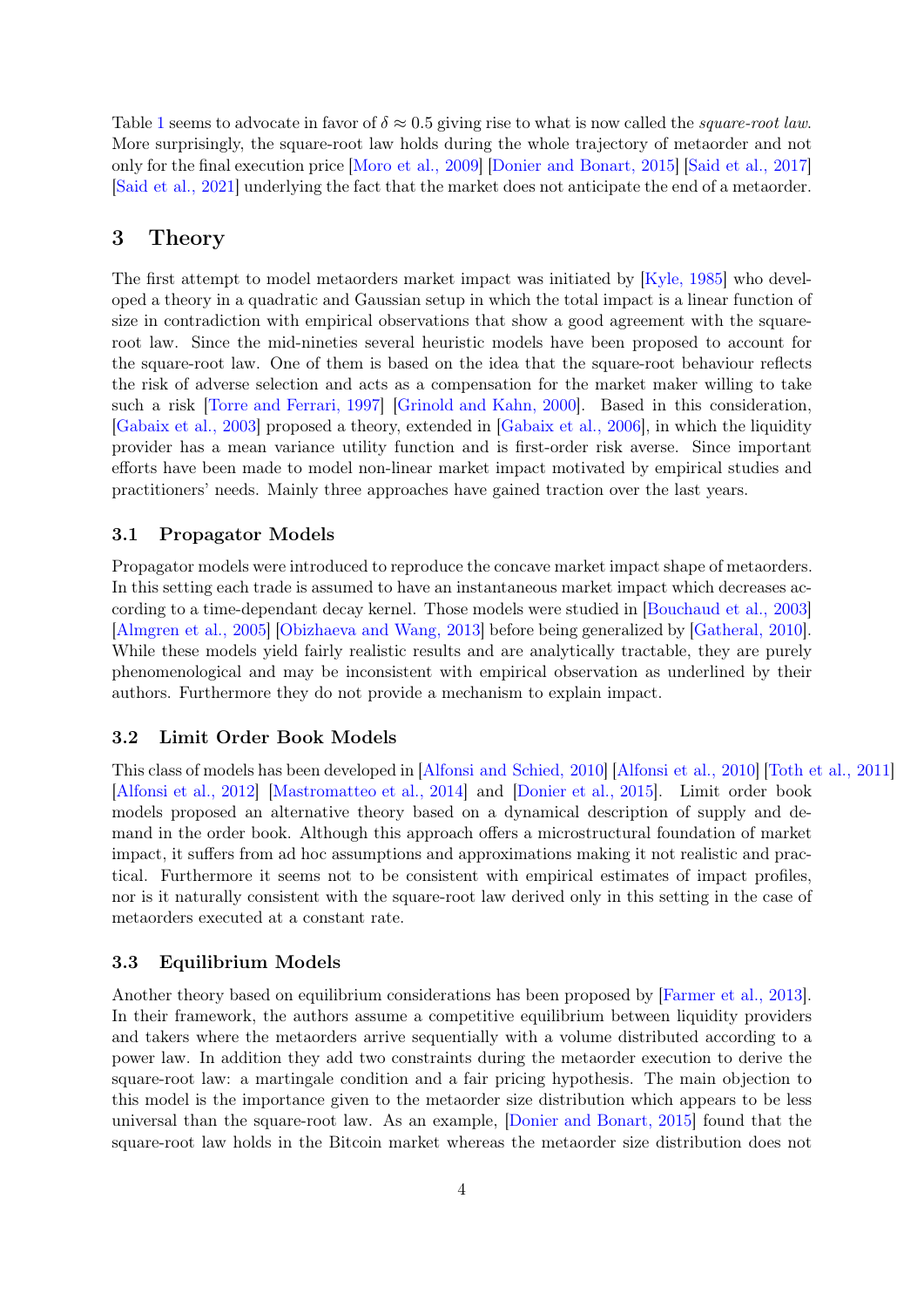Table 1 seems to advocate in favor of $\delta \approx 0.5$ giving rise to what is now called the *square-root law*. More surprisingly, the square-root law holds during the whole trajectory of metaorder and not only for the final execution price [Moro et al., 2009] [Donier and Bonart, 2015] [Said et al., 2017] [Said et al., 2021] underlying the fact that the market does not anticipate the end of a metaorder.

# 3 Theory

The first attempt to model metaorders market impact was initiated by [Kyle, 1985] who developed a theory in a quadratic and Gaussian setup in which the total impact is a linear function of size in contradiction with empirical observations that show a good agreement with the square-root law. Since the mid-nineties several heuristic models have been proposed to account for the square-root law. One of them is based on the idea that the square-root behaviour reflects the risk of adverse selection and acts as a compensation for the market maker willing to take such a risk [Torre and Ferrari, 1997] [Grinold and Kahn, 2000]. Based in this consideration, [Gabaix et al., 2003] proposed a theory, extended in [Gabaix et al., 2006], in which the liquidity provider has a mean variance utility function and is first-order risk averse. Since important efforts have been made to model non-linear market impact motivated by empirical studies and practitioners' needs. Mainly three approaches have gained traction over the last years.

## 3.1 Propagator Models

Propagator models were introduced to reproduce the concave market impact shape of metaorders. In this setting each trade is assumed to have an instantaneous market impact which decreases according to a time-dependant decay kernel. Those models were studied in [Bouchaud et al., 2003] [Almgren et al., 2005] [Obizhaeva and Wang, 2013] before being generalized by [Gatheral, 2010]. While these models yield fairly realistic results and are analytically tractable, they are purely phenomenological and may be inconsistent with empirical observation as underlined by their authors. Furthermore they do not provide a mechanism to explain impact.

## 3.2 Limit Order Book Models

This class of models has been developed in [Alfonsi and Schied, 2010] [Alfonsi et al., 2010] [Toth et al., 2011] [Alfonsi et al., 2012] [Mastromatteo et al., 2014] and [Donier et al., 2015]. Limit order book models proposed an alternative theory based on a dynamical description of supply and demand in the order book. Although this approach offers a microstructural foundation of market impact, it suffers from ad hoc assumptions and approximations making it not realistic and practical. Furthermore it seems not to be consistent with empirical estimates of impact profiles, nor is it naturally consistent with the square-root law derived only in this setting in the case of metaorders executed at a constant rate.

## 3.3 Equilibrium Models

Another theory based on equilibrium considerations has been proposed by [Farmer et al., 2013]. In their framework, the authors assume a competitive equilibrium between liquidity providers and takers where the metaorders arrive sequentially with a volume distributed according to a power law. In addition they add two constraints during the metaorder execution to derive the square-root law: a martingale condition and a fair pricing hypothesis. The main objection to this model is the importance given to the metaorder size distribution which appears to be less universal than the square-root law. As an example, [Donier and Bonart, 2015] found that the square-root law holds in the Bitcoin market whereas the metaorder size distribution does not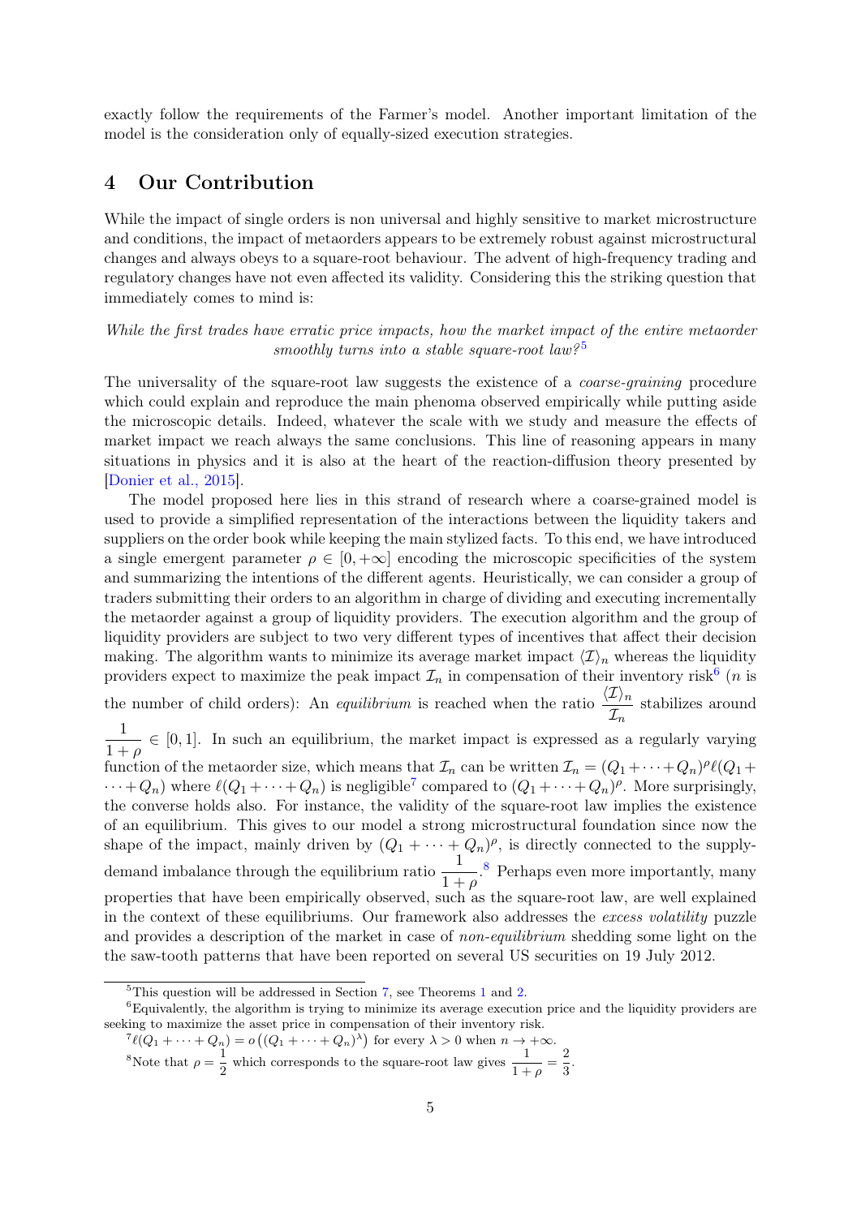exactly follow the requirements of the Farmer's model. Another important limitation of the model is the consideration only of equally-sized execution strategies.

## 4 Our Contribution

While the impact of single orders is non universal and highly sensitive to market microstructure and conditions, the impact of metaorders appears to be extremely robust against microstructural changes and always obeys to a square-root behaviour. The advent of high-frequency trading and regulatory changes have not even affected its validity. Considering this the striking question that immediately comes to mind is:

*While the first trades have erratic price impacts, how the market impact of the entire metaorder smoothly turns into a stable square-root law?*[5]

The universality of the square-root law suggests the existence of a *coarse-graining* procedure which could explain and reproduce the main phenoma observed empirically while putting aside the microscopic details. Indeed, whatever the scale with we study and measure the effects of market impact we reach always the same conclusions. This line of reasoning appears in many situations in physics and it is also at the heart of the reaction-diffusion theory presented by [Donier et al., 2015].

The model proposed here lies in this strand of research where a coarse-grained model is used to provide a simplified representation of the interactions between the liquidity takers and suppliers on the order book while keeping the main stylized facts. To this end, we have introduced a single emergent parameter $\rho \in [0, +\infty]$ encoding the microscopic specificities of the system and summarizing the intentions of the different agents. Heuristically, we can consider a group of traders submitting their orders to an algorithm in charge of dividing and executing incrementally the metaorder against a group of liquidity providers. The execution algorithm and the group of liquidity providers are subject to two very different types of incentives that affect their decision making. The algorithm wants to minimize its average market impact $\langle \mathcal{I} \rangle_n$ whereas the liquidity providers expect to maximize the peak impact $\mathcal{I}_n$ in compensation of their inventory risk[6] ($n$ is the number of child orders): An *equilibrium* is reached when the ratio $\dfrac{\langle \mathcal{I} \rangle_n}{\mathcal{I}_n}$ stabilizes around $\dfrac{1}{1+\rho} \in [0, 1]$. In such an equilibrium, the market impact is expressed as a regularly varying function of the metaorder size, which means that $\mathcal{I}_n$ can be written $\mathcal{I}_n = (Q_1 + \dots + Q_n)^\rho \ell(Q_1 + \dots + Q_n)$ where $\ell(Q_1 + \dots + Q_n)$ is negligible[7] compared to $(Q_1 + \dots + Q_n)^\rho$. More surprisingly, the converse holds also. For instance, the validity of the square-root law implies the existence of an equilibrium. This gives to our model a strong microstructural foundation since now the shape of the impact, mainly driven by $(Q_1 + \dots + Q_n)^\rho$, is directly connected to the supply-demand imbalance through the equilibrium ratio $\dfrac{1}{1+\rho}$.[8] Perhaps even more importantly, many properties that have been empirically observed, such as the square-root law, are well explained in the context of these equilibriums. Our framework also addresses the *excess volatility* puzzle and provides a description of the market in case of *non-equilibrium* shedding some light on the the saw-tooth patterns that have been reported on several US securities on 19 July 2012.

---

[5] This question will be addressed in Section 7, see Theorems 1 and 2.

[6] Equivalently, the algorithm is trying to minimize its average execution price and the liquidity providers are seeking to maximize the asset price in compensation of their inventory risk.

[7] $\ell(Q_1 + \dots + Q_n) = o\left((Q_1 + \dots + Q_n)^\lambda\right)$ for every $\lambda > 0$ when $n \to +\infty$.

[8] Note that $\rho = \dfrac{1}{2}$ which corresponds to the square-root law gives $\dfrac{1}{1+\rho} = \dfrac{2}{3}$.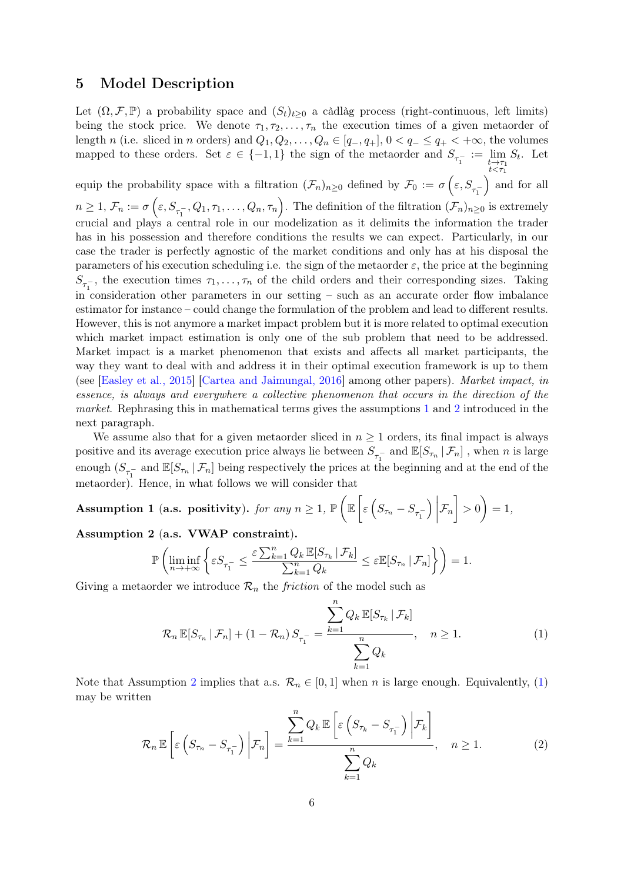## 5 Model Description

Let $(\Omega, \mathcal{F}, \mathbb{P})$ a probability space and $(S_t)_{t\geq 0}$ a càdlàg process (right-continuous, left limits) being the stock price. We denote $\tau_1, \tau_2, \ldots, \tau_n$ the execution times of a given metaorder of length $n$ (i.e. sliced in $n$ orders) and $Q_1, Q_2, \ldots, Q_n \in [q_-, q_+]$, $0 < q_- \leq q_+ < +\infty$, the volumes mapped to these orders. Set $\varepsilon \in \{-1, 1\}$ the sign of the metaorder and $S_{\tau_1^-} := \lim_{\substack{t \to \tau_1 \\ t < \tau_1}} S_t$. Let equip the probability space with a filtration $(\mathcal{F}_n)_{n\geq 0}$ defined by $\mathcal{F}_0 := \sigma\left(\varepsilon, S_{\tau_1^-}\right)$ and for all $n \geq 1$, $\mathcal{F}_n := \sigma\left(\varepsilon, S_{\tau_1^-}, Q_1, \tau_1, \ldots, Q_n, \tau_n\right)$. The definition of the filtration $(\mathcal{F}_n)_{n\geq 0}$ is extremely crucial and plays a central role in our modelization as it delimits the information the trader has in his possession and therefore conditions the results we can expect. Particularly, in our case the trader is perfectly agnostic of the market conditions and only has at his disposal the parameters of his execution scheduling i.e. the sign of the metaorder $\varepsilon$, the price at the beginning $S_{\tau_1^-}$, the execution times $\tau_1, \ldots, \tau_n$ of the child orders and their corresponding sizes. Taking in consideration other parameters in our setting – such as an accurate order flow imbalance estimator for instance – could change the formulation of the problem and lead to different results. However, this is not anymore a market impact problem but it is more related to optimal execution which market impact estimation is only one of the sub problem that need to be addressed. Market impact is a market phenomenon that exists and affects all market participants, the way they want to deal with and address it in their optimal execution framework is up to them (see [Easley et al., 2015] [Cartea and Jaimungal, 2016] among other papers). *Market impact, in essence, is always and everywhere a collective phenomenon that occurs in the direction of the market*. Rephrasing this in mathematical terms gives the assumptions 1 and 2 introduced in the next paragraph.

We assume also that for a given metaorder sliced in $n \geq 1$ orders, its final impact is always positive and its average execution price always lie between $S_{\tau_1^-}$ and $\mathbb{E}[S_{\tau_n} \,|\, \mathcal{F}_n]$ , when $n$ is large enough ($S_{\tau_1^-}$ and $\mathbb{E}[S_{\tau_n} \,|\, \mathcal{F}_n]$ being respectively the prices at the beginning and at the end of the metaorder). Hence, in what follows we will consider that

**Assumption 1 (a.s. positivity).** *for any* $n \geq 1$, $\mathbb{P}\left(\mathbb{E}\left[\varepsilon\left(S_{\tau_n} - S_{\tau_1^-}\right) \middle| \mathcal{F}_n\right] > 0\right) = 1,$

**Assumption 2 (a.s. VWAP constraint).**

$$\mathbb{P}\left(\liminf_{n\to+\infty}\left\{\varepsilon S_{\tau_1^-} \leq \frac{\varepsilon \sum_{k=1}^n Q_k \, \mathbb{E}[S_{\tau_k} \,|\, \mathcal{F}_k]}{\sum_{k=1}^n Q_k} \leq \varepsilon \mathbb{E}[S_{\tau_n} \,|\, \mathcal{F}_n]\right\}\right) = 1.$$

Giving a metaorder we introduce $\mathcal{R}_n$ the *friction* of the model such as

$$\mathcal{R}_n \, \mathbb{E}[S_{\tau_n} \,|\, \mathcal{F}_n] + (1 - \mathcal{R}_n) \, S_{\tau_1^-} = \frac{\sum_{k=1}^n Q_k \, \mathbb{E}[S_{\tau_k} \,|\, \mathcal{F}_k]}{\sum_{k=1}^n Q_k}, \quad n \geq 1. \tag{1}$$

Note that Assumption 2 implies that a.s. $\mathcal{R}_n \in [0, 1]$ when $n$ is large enough. Equivalently, (1) may be written

$$\mathcal{R}_n \, \mathbb{E}\left[\varepsilon\left(S_{\tau_n} - S_{\tau_1^-}\right) \middle| \mathcal{F}_n\right] = \frac{\sum_{k=1}^n Q_k \, \mathbb{E}\left[\varepsilon\left(S_{\tau_k} - S_{\tau_1^-}\right) \middle| \mathcal{F}_k\right]}{\sum_{k=1}^n Q_k}, \quad n \geq 1. \tag{2}$$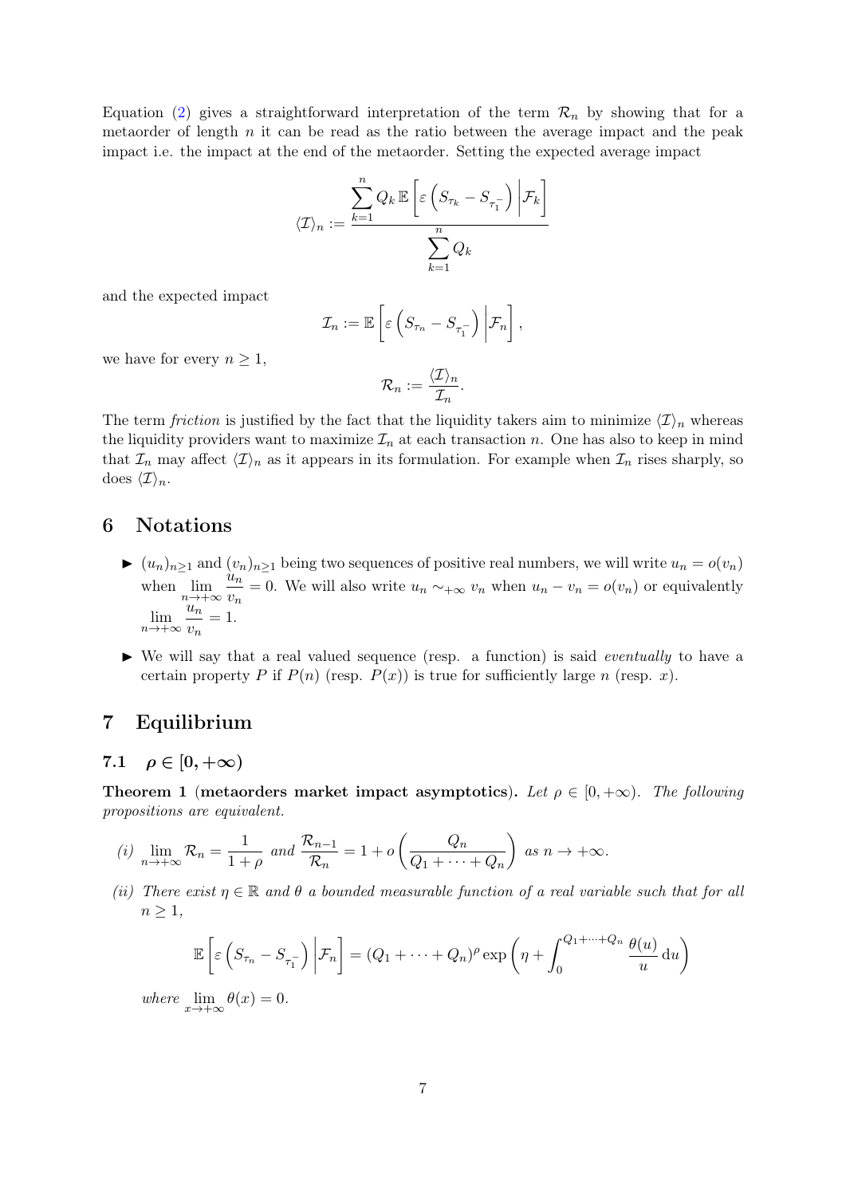Equation (2) gives a straightforward interpretation of the term $\mathcal{R}_n$ by showing that for a metaorder of length $n$ it can be read as the ratio between the average impact and the peak impact i.e. the impact at the end of the metaorder. Setting the expected average impact

$$\langle \mathcal{I} \rangle_n := \frac{\sum_{k=1}^{n} Q_k \, \mathbb{E}\left[ \varepsilon \left( S_{\tau_k} - S_{\tau_1^-} \right) \middle| \mathcal{F}_k \right]}{\sum_{k=1}^{n} Q_k}$$

and the expected impact

$$\mathcal{I}_n := \mathbb{E}\left[ \varepsilon \left( S_{\tau_n} - S_{\tau_1^-} \right) \middle| \mathcal{F}_n \right],$$

we have for every $n \geq 1$,

$$\mathcal{R}_n := \frac{\langle \mathcal{I} \rangle_n}{\mathcal{I}_n}.$$

The term *friction* is justified by the fact that the liquidity takers aim to minimize $\langle \mathcal{I} \rangle_n$ whereas the liquidity providers want to maximize $\mathcal{I}_n$ at each transaction $n$. One has also to keep in mind that $\mathcal{I}_n$ may affect $\langle \mathcal{I} \rangle_n$ as it appears in its formulation. For example when $\mathcal{I}_n$ rises sharply, so does $\langle \mathcal{I} \rangle_n$.

# 6 Notations

- $(u_n)_{n \geq 1}$ and $(v_n)_{n \geq 1}$ being two sequences of positive real numbers, we will write $u_n = o(v_n)$ when $\lim\limits_{n \to +\infty} \frac{u_n}{v_n} = 0$. We will also write $u_n \sim_{+\infty} v_n$ when $u_n - v_n = o(v_n)$ or equivalently $\lim\limits_{n \to +\infty} \frac{u_n}{v_n} = 1$.
- We will say that a real valued sequence (resp. a function) is said *eventually* to have a certain property $P$ if $P(n)$ (resp. $P(x)$) is true for sufficiently large $n$ (resp. $x$).

# 7 Equilibrium

## 7.1 $\rho \in [0, +\infty)$

**Theorem 1** (**metaorders market impact asymptotics**). *Let $\rho \in [0, +\infty)$. The following propositions are equivalent.*

*(i)* $\lim\limits_{n \to +\infty} \mathcal{R}_n = \frac{1}{1+\rho}$ *and* $\frac{\mathcal{R}_{n-1}}{\mathcal{R}_n} = 1 + o\left( \frac{Q_n}{Q_1 + \cdots + Q_n} \right)$ *as* $n \to +\infty$.

*(ii) There exist $\eta \in \mathbb{R}$ and $\theta$ a bounded measurable function of a real variable such that for all $n \geq 1$,*

$$\mathbb{E}\left[ \varepsilon \left( S_{\tau_n} - S_{\tau_1^-} \right) \middle| \mathcal{F}_n \right] = (Q_1 + \cdots + Q_n)^{\rho} \exp\left( \eta + \int_0^{Q_1 + \cdots + Q_n} \frac{\theta(u)}{u} \, \mathrm{d}u \right)$$

*where* $\lim\limits_{x \to +\infty} \theta(x) = 0$.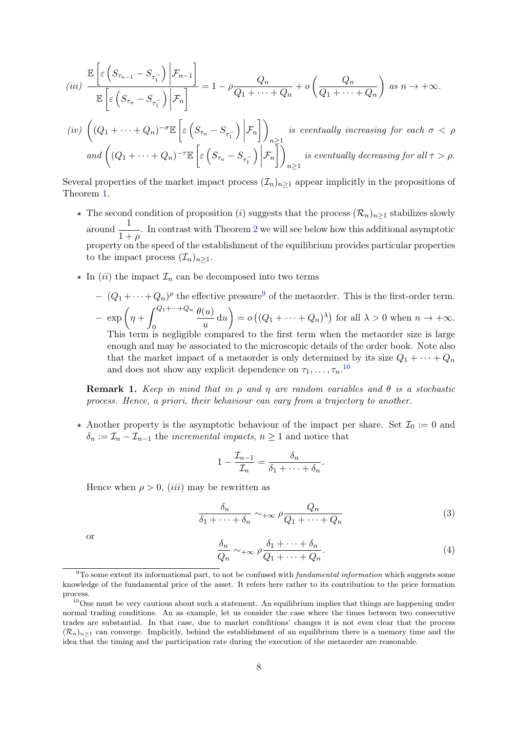*(iii)* $\dfrac{\mathbb{E}\left[\varepsilon\left(S_{\tau_{n-1}} - S_{\tau_1^-}\right)\Big|\mathcal{F}_{n-1}\right]}{\mathbb{E}\left[\varepsilon\left(S_{\tau_n} - S_{\tau_1^-}\right)\Big|\mathcal{F}_n\right]} = 1 - \rho\dfrac{Q_n}{Q_1+\cdots+Q_n} + o\left(\dfrac{Q_n}{Q_1+\cdots+Q_n}\right)$ *as* $n \to +\infty$.

*(iv)* $\left((Q_1+\cdots+Q_n)^{-\sigma}\mathbb{E}\left[\varepsilon\left(S_{\tau_n} - S_{\tau_1^-}\right)\Big|\mathcal{F}_n\right]\right)_{n\geq 1}$ *is eventually increasing for each* $\sigma < \rho$ *and* $\left((Q_1+\cdots+Q_n)^{-\tau}\mathbb{E}\left[\varepsilon\left(S_{\tau_n} - S_{\tau_1^-}\right)\Big|\mathcal{F}_n\right]\right)_{n\geq 1}$ *is eventually decreasing for all* $\tau > \rho$.

Several properties of the market impact process $(\mathcal{I}_n)_{n\geq 1}$ appear implicitly in the propositions of Theorem 1.

- The second condition of proposition $(i)$ suggests that the process $(\mathcal{R}_n)_{n\geq 1}$ stabilizes slowly around $\dfrac{1}{1+\rho}$. In contrast with Theorem 2 we will see below how this additional asymptotic property on the speed of the establishment of the equilibrium provides particular properties to the impact process $(\mathcal{I}_n)_{n\geq 1}$.
- In $(ii)$ the impact $\mathcal{I}_n$ can be decomposed into two terms
  - $(Q_1+\cdots+Q_n)^{\rho}$ the effective pressure[9] of the metaorder. This is the first-order term.
  - $\exp\left(\eta + \displaystyle\int_0^{Q_1+\cdots+Q_n}\frac{\theta(u)}{u}\,\mathrm{d}u\right) = o\left((Q_1+\cdots+Q_n)^{\lambda}\right)$ for all $\lambda > 0$ when $n \to +\infty$. This term is negligible compared to the first term when the metaorder size is large enough and may be associated to the microscopic details of the order book. Note also that the market impact of a metaorder is only determined by its size $Q_1+\cdots+Q_n$ and does not show any explicit dependence on $\tau_1,\ldots,\tau_n$.[10]

  **Remark 1.** *Keep in mind that in* $\rho$ *and* $\eta$ *are random variables and* $\theta$ *is a stochastic process. Hence, a priori, their behaviour can vary from a trajectory to another.*

- Another property is the asymptotic behaviour of the impact per share. Set $\mathcal{I}_0 := 0$ and $\delta_n := \mathcal{I}_n - \mathcal{I}_{n-1}$ the *incremental impacts*, $n \geq 1$ and notice that

$$1 - \frac{\mathcal{I}_{n-1}}{\mathcal{I}_n} = \frac{\delta_n}{\delta_1+\cdots+\delta_n}.$$

  Hence when $\rho > 0$, $(iii)$ may be rewritten as

$$\frac{\delta_n}{\delta_1+\cdots+\delta_n} \sim_{+\infty} \rho\frac{Q_n}{Q_1+\cdots+Q_n} \tag{3}$$

  or

$$\frac{\delta_n}{Q_n} \sim_{+\infty} \rho\frac{\delta_1+\cdots+\delta_n}{Q_1+\cdots+Q_n}. \tag{4}$$

---

[9] To some extent its informational part, to not be confused with *fundamental information* which suggests some knowledge of the fundamental price of the asset. It refers here rather to its contribution to the price formation process.

[10] One must be very cautious about such a statement. An equilibrium implies that things are happening under normal trading conditions. An as example, let us consider the case where the times between two consecutive trades are substantial. In that case, due to market conditions' changes it is not even clear that the process $(\mathcal{R}_n)_{n\geq 1}$ can converge. Implicitly, behind the establishment of an equilibrium there is a memory time and the idea that the timing and the participation rate during the execution of the metaorder are reasonable.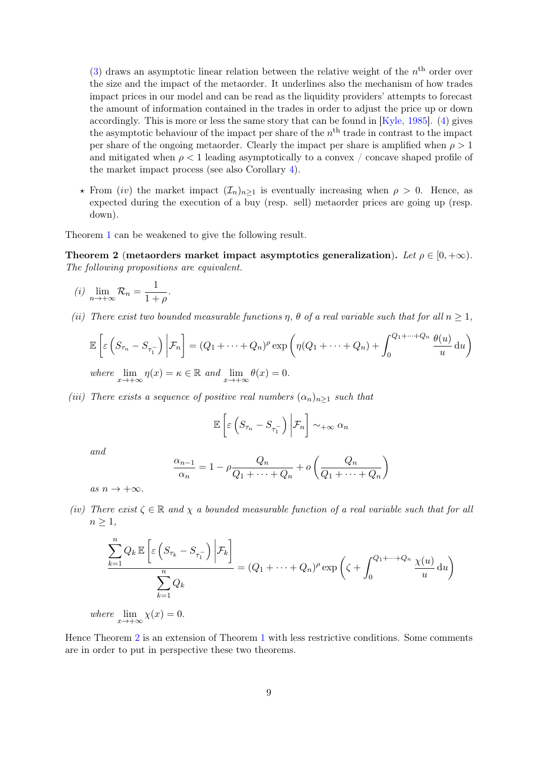(3) draws an asymptotic linear relation between the relative weight of the $n^{\text{th}}$ order over the size and the impact of the metaorder. It underlines also the mechanism of how trades impact prices in our model and can be read as the liquidity providers' attempts to forecast the amount of information contained in the trades in order to adjust the price up or down accordingly. This is more or less the same story that can be found in [Kyle, 1985]. (4) gives the asymptotic behaviour of the impact per share of the $n^{\text{th}}$ trade in contrast to the impact per share of the ongoing metaorder. Clearly the impact per share is amplified when $\rho > 1$ and mitigated when $\rho < 1$ leading asymptotically to a convex / concave shaped profile of the market impact process (see also Corollary 4).

⋆ From *(iv)* the market impact $(\mathcal{I}_n)_{n\geq 1}$ is eventually increasing when $\rho > 0$. Hence, as expected during the execution of a buy (resp. sell) metaorder prices are going up (resp. down).

Theorem 1 can be weakened to give the following result.

**Theorem 2** (**metaorders market impact asymptotics generalization**). *Let $\rho \in [0, +\infty)$. The following propositions are equivalent.*

*(i)* $\displaystyle\lim_{n\to+\infty} \mathcal{R}_n = \frac{1}{1+\rho}$.

*(ii) There exist two bounded measurable functions $\eta$, $\theta$ of a real variable such that for all $n \geq 1$,*

$$\mathbb{E}\left[\varepsilon\left(S_{\tau_n} - S_{\tau_1^-}\right)\middle|\mathcal{F}_n\right] = (Q_1 + \cdots + Q_n)^{\rho} \exp\left(\eta(Q_1 + \cdots + Q_n) + \int_0^{Q_1+\cdots+Q_n} \frac{\theta(u)}{u}\,\mathrm{d}u\right)$$

*where* $\displaystyle\lim_{x\to+\infty} \eta(x) = \kappa \in \mathbb{R}$ *and* $\displaystyle\lim_{x\to+\infty} \theta(x) = 0$.

*(iii) There exists a sequence of positive real numbers $(\alpha_n)_{n\geq 1}$ such that*

$$\mathbb{E}\left[\varepsilon\left(S_{\tau_n} - S_{\tau_1^-}\right)\middle|\mathcal{F}_n\right] \sim_{+\infty} \alpha_n$$

*and*

$$\frac{\alpha_{n-1}}{\alpha_n} = 1 - \rho\frac{Q_n}{Q_1 + \cdots + Q_n} + o\left(\frac{Q_n}{Q_1 + \cdots + Q_n}\right)$$

*as $n \to +\infty$.*

*(iv) There exist $\zeta \in \mathbb{R}$ and $\chi$ a bounded measurable function of a real variable such that for all $n \geq 1$,*

$$\frac{\displaystyle\sum_{k=1}^{n} Q_k\,\mathbb{E}\left[\varepsilon\left(S_{\tau_k} - S_{\tau_1^-}\right)\middle|\mathcal{F}_k\right]}{\displaystyle\sum_{k=1}^{n} Q_k} = (Q_1 + \cdots + Q_n)^{\rho} \exp\left(\zeta + \int_0^{Q_1+\cdots+Q_n} \frac{\chi(u)}{u}\,\mathrm{d}u\right)$$

*where* $\displaystyle\lim_{x\to+\infty} \chi(x) = 0$.

Hence Theorem 2 is an extension of Theorem 1 with less restrictive conditions. Some comments are in order to put in perspective these two theorems.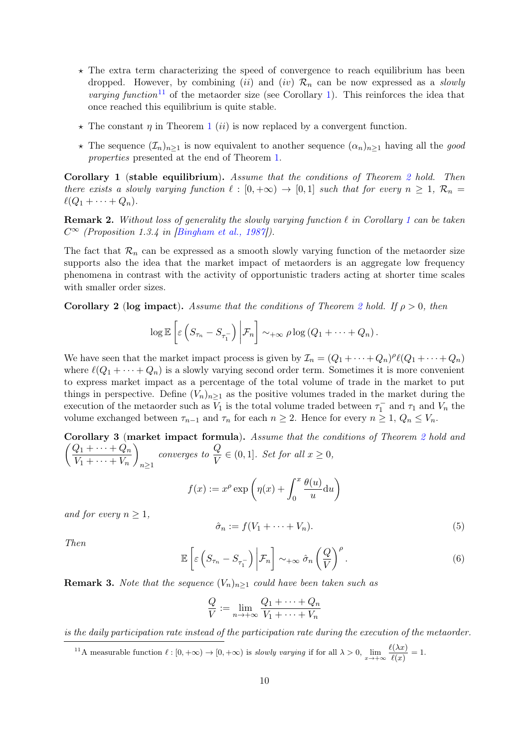- ⋆ The extra term characterizing the speed of convergence to reach equilibrium has been dropped. However, by combining (*ii*) and (*iv*) $\mathcal{R}_n$ can be now expressed as a *slowly varying function*[11] of the metaorder size (see Corollary 1). This reinforces the idea that once reached this equilibrium is quite stable.
- ⋆ The constant $\eta$ in Theorem 1 (*ii*) is now replaced by a convergent function.
- ⋆ The sequence $(\mathcal{I}_n)_{n\geq 1}$ is now equivalent to another sequence $(\alpha_n)_{n\geq 1}$ having all the *good properties* presented at the end of Theorem 1.

**Corollary 1** (**stable equilibrium**). *Assume that the conditions of Theorem 2 hold. Then there exists a slowly varying function $\ell : [0, +\infty) \to [0, 1]$ such that for every $n \geq 1$, $\mathcal{R}_n = \ell(Q_1 + \cdots + Q_n)$.*

**Remark 2.** *Without loss of generality the slowly varying function $\ell$ in Corollary 1 can be taken $C^\infty$ (Proposition 1.3.4 in [Bingham et al., 1987]).*

The fact that $\mathcal{R}_n$ can be expressed as a smooth slowly varying function of the metaorder size supports also the idea that the market impact of metaorders is an aggregate low frequency phenomena in contrast with the activity of opportunistic traders acting at shorter time scales with smaller order sizes.

**Corollary 2** (**log impact**). *Assume that the conditions of Theorem 2 hold. If $\rho > 0$, then*

$$\log \mathbb{E}\left[\varepsilon\left(S_{\tau_n} - S_{\tau_1^-}\right)\Big|\mathcal{F}_n\right] \sim_{+\infty} \rho \log\left(Q_1 + \cdots + Q_n\right).$$

We have seen that the market impact process is given by $\mathcal{I}_n = (Q_1 + \cdots + Q_n)^\rho \ell(Q_1 + \cdots + Q_n)$ where $\ell(Q_1 + \cdots + Q_n)$ is a slowly varying second order term. Sometimes it is more convenient to express market impact as a percentage of the total volume of trade in the market to put things in perspective. Define $(V_n)_{n\geq 1}$ as the positive volumes traded in the market during the execution of the metaorder such as $V_1$ is the total volume traded between $\tau_1^-$ and $\tau_1$ and $V_n$ the volume exchanged between $\tau_{n-1}$ and $\tau_n$ for each $n \geq 2$. Hence for every $n \geq 1$, $Q_n \leq V_n$.

**Corollary 3** (**market impact formula**). *Assume that the conditions of Theorem 2 hold and $\left(\dfrac{Q_1 + \cdots + Q_n}{V_1 + \cdots + V_n}\right)_{n\geq 1}$ converges to $\dfrac{Q}{V} \in (0, 1]$. Set for all $x \geq 0$,*

$$f(x) := x^\rho \exp\left(\eta(x) + \int_0^x \frac{\theta(u)}{u} \mathrm{d}u\right)$$

*and for every $n \geq 1$,*

$$\hat{\sigma}_n := f(V_1 + \cdots + V_n). \tag{5}$$

*Then*

$$\mathbb{E}\left[\varepsilon\left(S_{\tau_n} - S_{\tau_1^-}\right)\Big|\mathcal{F}_n\right] \sim_{+\infty} \hat{\sigma}_n \left(\frac{Q}{V}\right)^\rho. \tag{6}$$

**Remark 3.** *Note that the sequence $(V_n)_{n\geq 1}$ could have been taken such as*

$$\frac{Q}{V} := \lim_{n\to+\infty} \frac{Q_1 + \cdots + Q_n}{V_1 + \cdots + V_n}$$

*is the daily participation rate instead of the participation rate during the execution of the metaorder.*

[11] A measurable function $\ell : [0, +\infty) \to [0, +\infty)$ is *slowly varying* if for all $\lambda > 0$, $\lim_{x\to+\infty} \dfrac{\ell(\lambda x)}{\ell(x)} = 1$.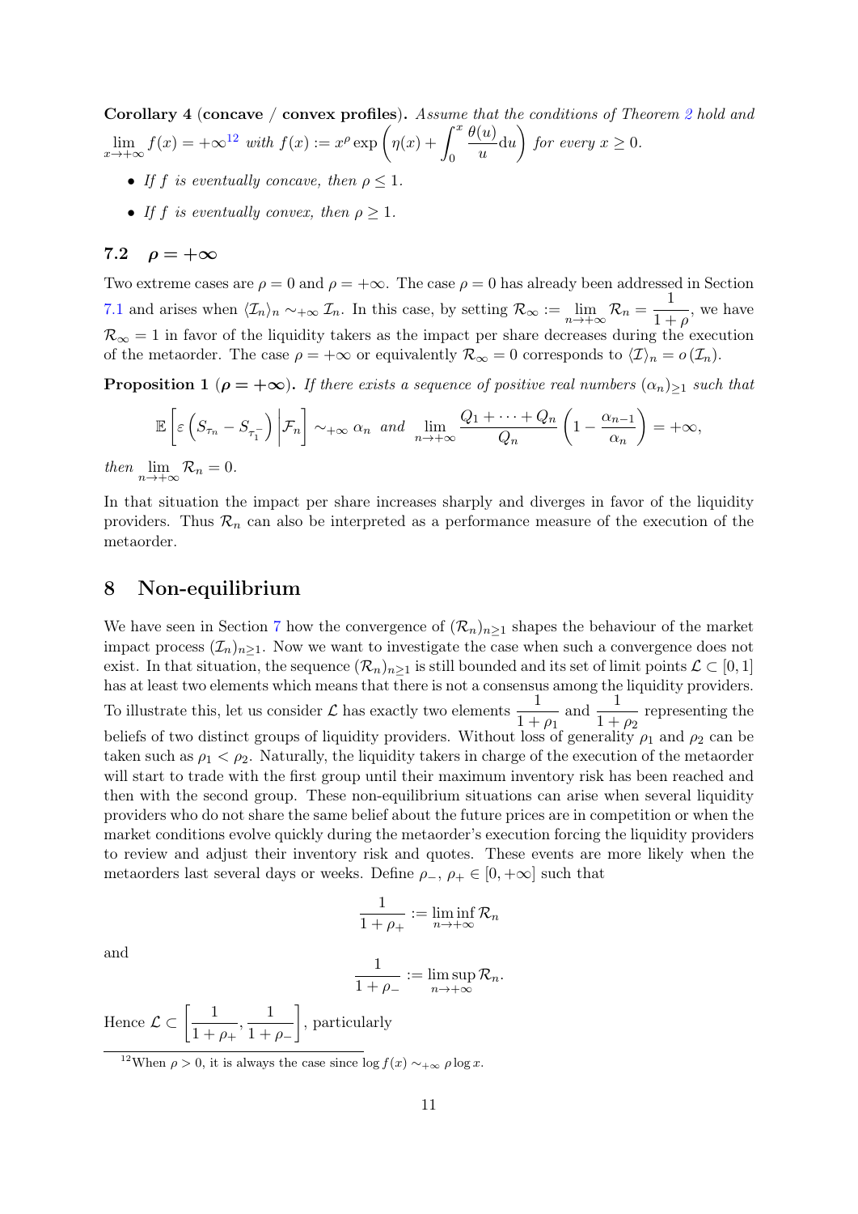**Corollary 4** (**concave / convex profiles**)**.** *Assume that the conditions of Theorem 2 hold and* $\lim_{x\to+\infty} f(x) = +\infty$[12] *with* $f(x) := x^\rho \exp\left(\eta(x) + \int_0^x \frac{\theta(u)}{u}\mathrm{d}u\right)$ *for every* $x \geq 0$.

- *If* $f$ *is eventually concave, then* $\rho \leq 1$.
- *If* $f$ *is eventually convex, then* $\rho \geq 1$.

### 7.2 $\rho = +\infty$

Two extreme cases are $\rho = 0$ and $\rho = +\infty$. The case $\rho = 0$ has already been addressed in Section 7.1 and arises when $\langle \mathcal{I}_n \rangle_n \sim_{+\infty} \mathcal{I}_n$. In this case, by setting $\mathcal{R}_\infty := \lim_{n\to+\infty} \mathcal{R}_n = \frac{1}{1+\rho}$, we have $\mathcal{R}_\infty = 1$ in favor of the liquidity takers as the impact per share decreases during the execution of the metaorder. The case $\rho = +\infty$ or equivalently $\mathcal{R}_\infty = 0$ corresponds to $\langle \mathcal{I} \rangle_n = o\left(\mathcal{I}_n\right)$.

**Proposition 1** ($\boldsymbol{\rho = +\infty}$)**.** *If there exists a sequence of positive real numbers* $(\alpha_n)_{\geq 1}$ *such that*

$$\mathbb{E}\left[\varepsilon\left(S_{\tau_n} - S_{\tau_1^-}\right)\middle|\mathcal{F}_n\right] \sim_{+\infty} \alpha_n \quad \textit{and} \quad \lim_{n\to+\infty} \frac{Q_1 + \cdots + Q_n}{Q_n}\left(1 - \frac{\alpha_{n-1}}{\alpha_n}\right) = +\infty,$$

*then* $\lim_{n\to+\infty} \mathcal{R}_n = 0$.

In that situation the impact per share increases sharply and diverges in favor of the liquidity providers. Thus $\mathcal{R}_n$ can also be interpreted as a performance measure of the execution of the metaorder.

## 8 Non-equilibrium

We have seen in Section 7 how the convergence of $(\mathcal{R}_n)_{n\geq 1}$ shapes the behaviour of the market impact process $(\mathcal{I}_n)_{n\geq 1}$. Now we want to investigate the case when such a convergence does not exist. In that situation, the sequence $(\mathcal{R}_n)_{n\geq 1}$ is still bounded and its set of limit points $\mathcal{L} \subset [0, 1]$ has at least two elements which means that there is not a consensus among the liquidity providers. To illustrate this, let us consider $\mathcal{L}$ has exactly two elements $\frac{1}{1+\rho_1}$ and $\frac{1}{1+\rho_2}$ representing the beliefs of two distinct groups of liquidity providers. Without loss of generality $\rho_1$ and $\rho_2$ can be taken such as $\rho_1 < \rho_2$. Naturally, the liquidity takers in charge of the execution of the metaorder will start to trade with the first group until their maximum inventory risk has been reached and then with the second group. These non-equilibrium situations can arise when several liquidity providers who do not share the same belief about the future prices are in competition or when the market conditions evolve quickly during the metaorder's execution forcing the liquidity providers to review and adjust their inventory risk and quotes. These events are more likely when the metaorders last several days or weeks. Define $\rho_-$, $\rho_+ \in [0, +\infty]$ such that

$$\frac{1}{1+\rho_+} := \liminf_{n\to+\infty} \mathcal{R}_n$$

and

$$\frac{1}{1+\rho_-} := \limsup_{n\to+\infty} \mathcal{R}_n.$$

Hence $\mathcal{L} \subset \left[\frac{1}{1+\rho_+}, \frac{1}{1+\rho_-}\right]$, particularly

[12] When $\rho > 0$, it is always the case since $\log f(x) \sim_{+\infty} \rho \log x$.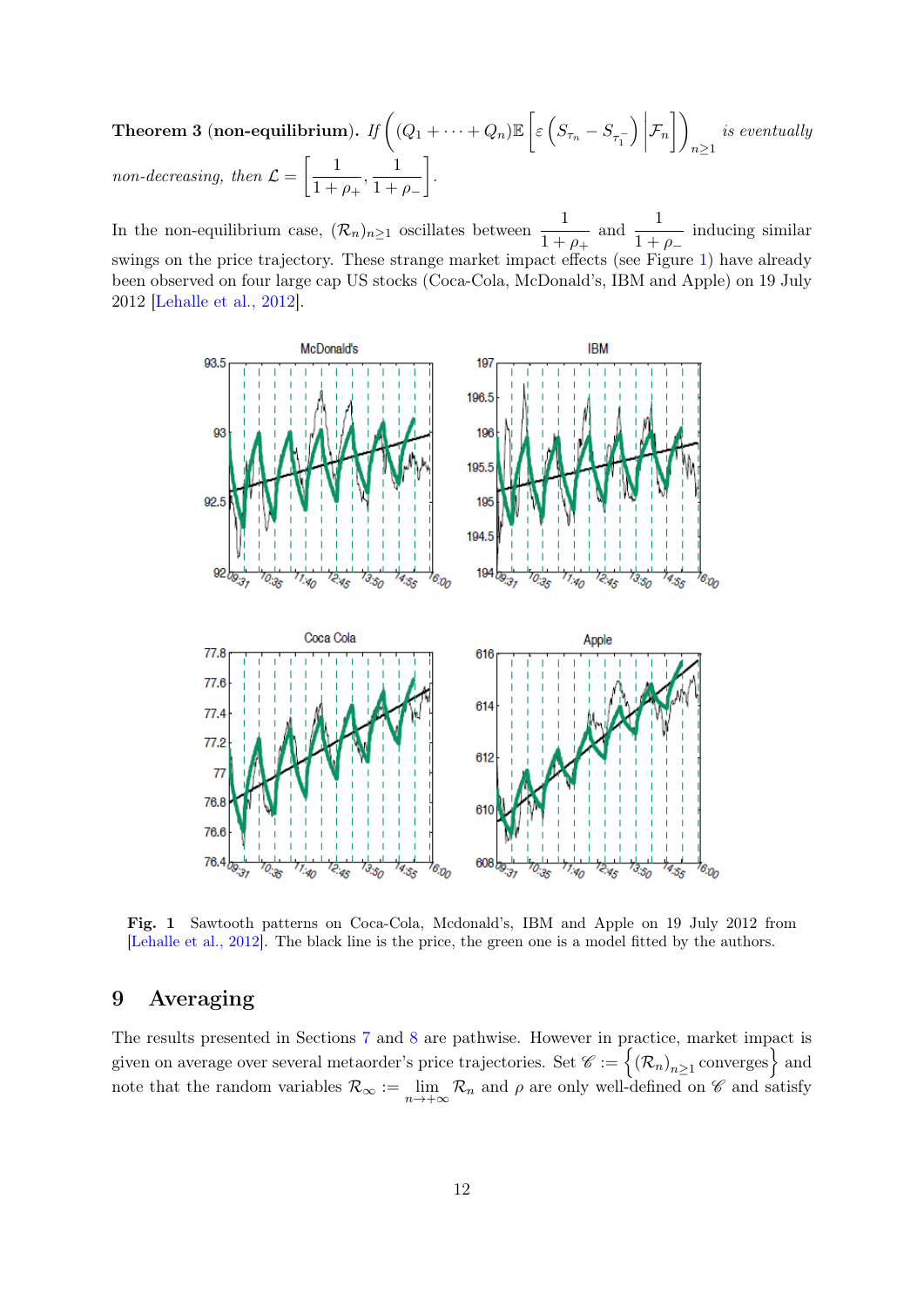**Theorem 3 (non-equilibrium).** *If* $\left( (Q_1 + \cdots + Q_n)\mathbb{E}\left[ \varepsilon \left( S_{\tau_n} - S_{\tau_1^-} \right) \middle| \mathcal{F}_n \right] \right)_{n \geq 1}$ *is eventually non-decreasing, then* $\mathcal{L} = \left[ \frac{1}{1+\rho_+}, \frac{1}{1+\rho_-} \right]$.

In the non-equilibrium case, $(\mathcal{R}_n)_{n\geq 1}$ oscillates between $\frac{1}{1+\rho_+}$ and $\frac{1}{1+\rho_-}$ inducing similar swings on the price trajectory. These strange market impact effects (see Figure 1) have already been observed on four large cap US stocks (Coca-Cola, McDonald's, IBM and Apple) on 19 July 2012 [Lehalle et al., 2012].

**Fig. 1** Sawtooth patterns on Coca-Cola, Mcdonald's, IBM and Apple on 19 July 2012 from [Lehalle et al., 2012]. The black line is the price, the green one is a model fitted by the authors.

## 9 Averaging

The results presented in Sections 7 and 8 are pathwise. However in practice, market impact is given on average over several metaorder's price trajectories. Set $\mathscr{C} := \left\{ (\mathcal{R}_n)_{n\geq 1} \text{ converges} \right\}$ and note that the random variables $\mathcal{R}_\infty := \lim_{n\to+\infty} \mathcal{R}_n$ and $\rho$ are only well-defined on $\mathscr{C}$ and satisfy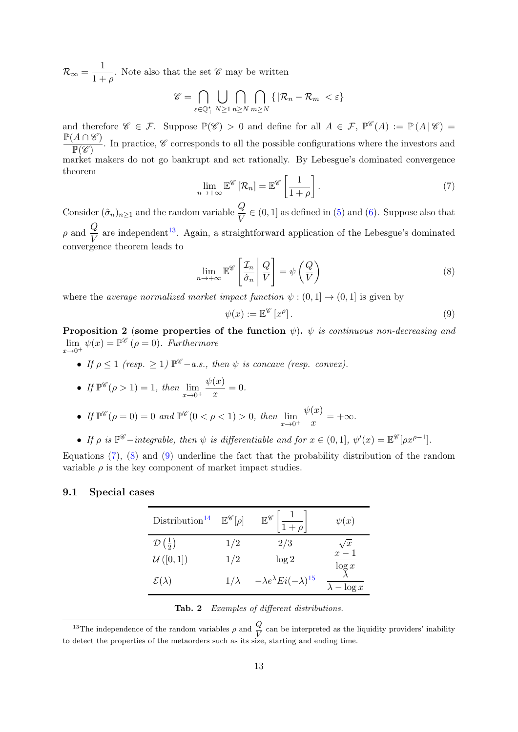$\mathcal{R}_\infty = \dfrac{1}{1+\rho}$. Note also that the set $\mathscr{C}$ may be written

$$\mathscr{C} = \bigcap_{\varepsilon \in \mathbb{Q}_+^*} \bigcup_{N \geq 1} \bigcap_{n \geq N} \bigcap_{m \geq N} \{ |\mathcal{R}_n - \mathcal{R}_m| < \varepsilon \}$$

and therefore $\mathscr{C} \in \mathcal{F}$. Suppose $\mathbb{P}(\mathscr{C}) > 0$ and define for all $A \in \mathcal{F}$, $\mathbb{P}^{\mathscr{C}}(A) := \mathbb{P}(A \,|\, \mathscr{C}) = \dfrac{\mathbb{P}(A \cap \mathscr{C})}{\mathbb{P}(\mathscr{C})}$. In practice, $\mathscr{C}$ corresponds to all the possible configurations where the investors and market makers do not go bankrupt and act rationally. By Lebesgue's dominated convergence theorem

$$\lim_{n \to +\infty} \mathbb{E}^{\mathscr{C}}[\mathcal{R}_n] = \mathbb{E}^{\mathscr{C}}\left[\frac{1}{1+\rho}\right]. \tag{7}$$

Consider $(\hat{\sigma}_n)_{n \geq 1}$ and the random variable $\dfrac{Q}{V} \in (0,1]$ as defined in (5) and (6). Suppose also that $\rho$ and $\dfrac{Q}{V}$ are independent[13]. Again, a straightforward application of the Lebesgue's dominated convergence theorem leads to

$$\lim_{n \to +\infty} \mathbb{E}^{\mathscr{C}}\left[\frac{\mathcal{I}_n}{\hat{\sigma}_n} \,\middle|\, \frac{Q}{V}\right] = \psi\left(\frac{Q}{V}\right) \tag{8}$$

where the *average normalized market impact function* $\psi : (0,1] \to (0,1]$ is given by

$$\psi(x) := \mathbb{E}^{\mathscr{C}}[x^\rho]. \tag{9}$$

**Proposition 2 (some properties of the function $\psi$).** *$\psi$ is continuous non-decreasing and $\lim_{x \to 0^+} \psi(x) = \mathbb{P}^{\mathscr{C}}(\rho = 0)$. Furthermore*

- *If $\rho \leq 1$ (resp. $\geq 1$) $\mathbb{P}^{\mathscr{C}}-$a.s., then $\psi$ is concave (resp. convex).*
- *If $\mathbb{P}^{\mathscr{C}}(\rho > 1) = 1$, then $\lim_{x \to 0^+} \dfrac{\psi(x)}{x} = 0$.*
- *If $\mathbb{P}^{\mathscr{C}}(\rho = 0) = 0$ and $\mathbb{P}^{\mathscr{C}}(0 < \rho < 1) > 0$, then $\lim_{x \to 0^+} \dfrac{\psi(x)}{x} = +\infty$.*
- *If $\rho$ is $\mathbb{P}^{\mathscr{C}}-$integrable, then $\psi$ is differentiable and for $x \in (0,1]$, $\psi'(x) = \mathbb{E}^{\mathscr{C}}[\rho x^{\rho - 1}]$.*

Equations (7), (8) and (9) underline the fact that the probability distribution of the random variable $\rho$ is the key component of market impact studies.

## 9.1 Special cases

| Distribution[14] | $\mathbb{E}^{\mathscr{C}}[\rho]$ | $\mathbb{E}^{\mathscr{C}}\left[\frac{1}{1+\rho}\right]$ | $\psi(x)$ |
|---|---|---|---|
| $\mathcal{D}\left(\frac{1}{2}\right)$ | $1/2$ | $2/3$ | $\sqrt{x}$ |
| $\mathcal{U}([0,1])$ | $1/2$ | $\log 2$ | $\dfrac{x-1}{\log x}$ |
| $\mathcal{E}(\lambda)$ | $1/\lambda$ | $-\lambda e^{\lambda} Ei(-\lambda)$[15] | $\dfrac{\lambda}{\lambda - \log x}$ |

**Tab. 2** *Examples of different distributions.*

[13] The independence of the random variables $\rho$ and $\dfrac{Q}{V}$ can be interpreted as the liquidity providers' inability to detect the properties of the metaorders such as its size, starting and ending time.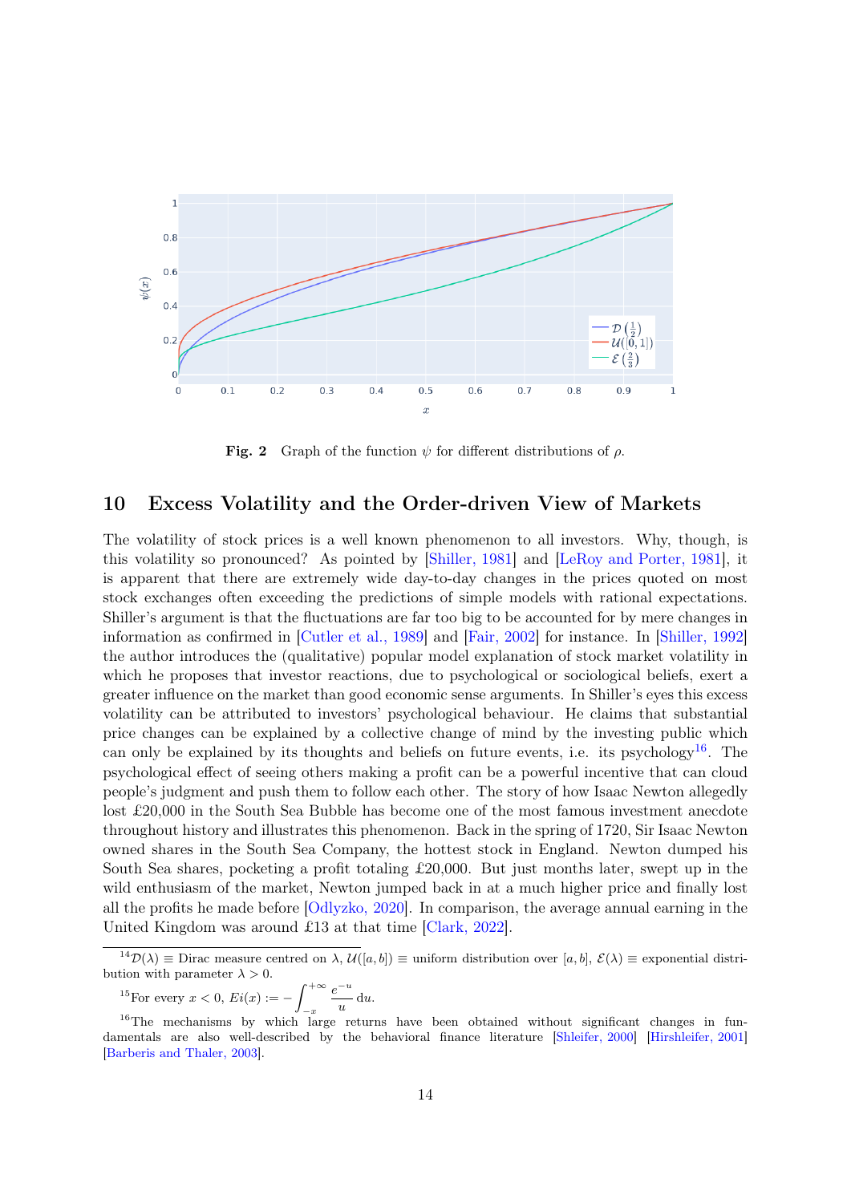Fig. 2  Graph of the function $\psi$ for different distributions of $\rho$.

## 10 Excess Volatility and the Order-driven View of Markets

The volatility of stock prices is a well known phenomenon to all investors. Why, though, is this volatility so pronounced? As pointed by [Shiller, 1981] and [LeRoy and Porter, 1981], it is apparent that there are extremely wide day-to-day changes in the prices quoted on most stock exchanges often exceeding the predictions of simple models with rational expectations. Shiller's argument is that the fluctuations are far too big to be accounted for by mere changes in information as confirmed in [Cutler et al., 1989] and [Fair, 2002] for instance. In [Shiller, 1992] the author introduces the (qualitative) popular model explanation of stock market volatility in which he proposes that investor reactions, due to psychological or sociological beliefs, exert a greater influence on the market than good economic sense arguments. In Shiller's eyes this excess volatility can be attributed to investors' psychological behaviour. He claims that substantial price changes can be explained by a collective change of mind by the investing public which can only be explained by its thoughts and beliefs on future events, i.e. its psychology[16]. The psychological effect of seeing others making a profit can be a powerful incentive that can cloud people's judgment and push them to follow each other. The story of how Isaac Newton allegedly lost £20,000 in the South Sea Bubble has become one of the most famous investment anecdote throughout history and illustrates this phenomenon. Back in the spring of 1720, Sir Isaac Newton owned shares in the South Sea Company, the hottest stock in England. Newton dumped his South Sea shares, pocketing a profit totaling £20,000. But just months later, swept up in the wild enthusiasm of the market, Newton jumped back in at a much higher price and finally lost all the profits he made before [Odlyzko, 2020]. In comparison, the average annual earning in the United Kingdom was around £13 at that time [Clark, 2022].

---

[14] $\mathcal{D}(\lambda) \equiv$ Dirac measure centred on $\lambda$, $\mathcal{U}([a,b]) \equiv$ uniform distribution over $[a,b]$, $\mathcal{E}(\lambda) \equiv$ exponential distribution with parameter $\lambda > 0$.

[15] For every $x < 0$, $Ei(x) := -\displaystyle\int_{-x}^{+\infty} \frac{e^{-u}}{u}\,\mathrm{d}u$.

[16] The mechanisms by which large returns have been obtained without significant changes in fundamentals are also well-described by the behavioral finance literature [Shleifer, 2000] [Hirshleifer, 2001] [Barberis and Thaler, 2003].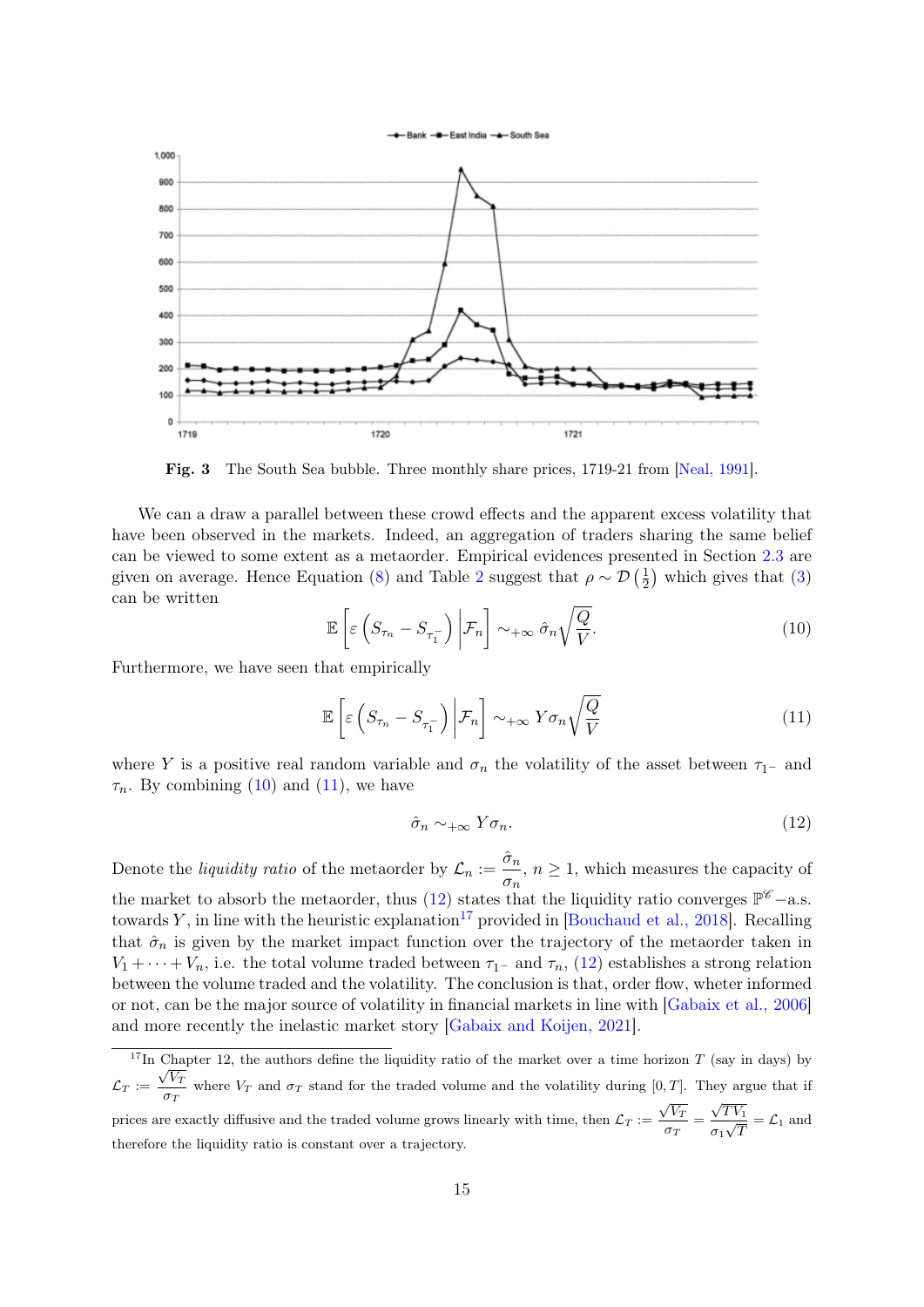**Fig. 3** The South Sea bubble. Three monthly share prices, 1719-21 from [Neal, 1991].

We can a draw a parallel between these crowd effects and the apparent excess volatility that have been observed in the markets. Indeed, an aggregation of traders sharing the same belief can be viewed to some extent as a metaorder. Empirical evidences presented in Section 2.3 are given on average. Hence Equation (8) and Table 2 suggest that $\rho \sim \mathcal{D}\left(\frac{1}{2}\right)$ which gives that (3) can be written

$$\mathbb{E}\left[\varepsilon\left(S_{\tau_n} - S_{\tau_1^-}\right)\Big|\mathcal{F}_n\right] \sim_{+\infty} \hat{\sigma}_n \sqrt{\frac{Q}{V}}. \tag{10}$$

Furthermore, we have seen that empirically

$$\mathbb{E}\left[\varepsilon\left(S_{\tau_n} - S_{\tau_1^-}\right)\Big|\mathcal{F}_n\right] \sim_{+\infty} Y\sigma_n \sqrt{\frac{Q}{V}} \tag{11}$$

where $Y$ is a positive real random variable and $\sigma_n$ the volatility of the asset between $\tau_{1^-}$ and $\tau_n$. By combining (10) and (11), we have

$$\hat{\sigma}_n \sim_{+\infty} Y\sigma_n. \tag{12}$$

Denote the *liquidity ratio* of the metaorder by $\mathcal{L}_n := \dfrac{\hat{\sigma}_n}{\sigma_n}$, $n \geq 1$, which measures the capacity of the market to absorb the metaorder, thus (12) states that the liquidity ratio converges $\mathbb{P}^{\mathscr{C}}-$a.s. towards $Y$, in line with the heuristic explanation[17] provided in [Bouchaud et al., 2018]. Recalling that $\hat{\sigma}_n$ is given by the market impact function over the trajectory of the metaorder taken in $V_1 + \cdots + V_n$, i.e. the total volume traded between $\tau_{1^-}$ and $\tau_n$, (12) establishes a strong relation between the volume traded and the volatility. The conclusion is that, order flow, wheter informed or not, can be the major source of volatility in financial markets in line with [Gabaix et al., 2006] and more recently the inelastic market story [Gabaix and Koijen, 2021].

[17] In Chapter 12, the authors define the liquidity ratio of the market over a time horizon $T$ (say in days) by $\mathcal{L}_T := \dfrac{\sqrt{V_T}}{\sigma_T}$ where $V_T$ and $\sigma_T$ stand for the traded volume and the volatility during $[0, T]$. They argue that if prices are exactly diffusive and the traded volume grows linearly with time, then $\mathcal{L}_T := \dfrac{\sqrt{V_T}}{\sigma_T} = \dfrac{\sqrt{TV_1}}{\sigma_1\sqrt{T}} = \mathcal{L}_1$ and therefore the liquidity ratio is constant over a trajectory.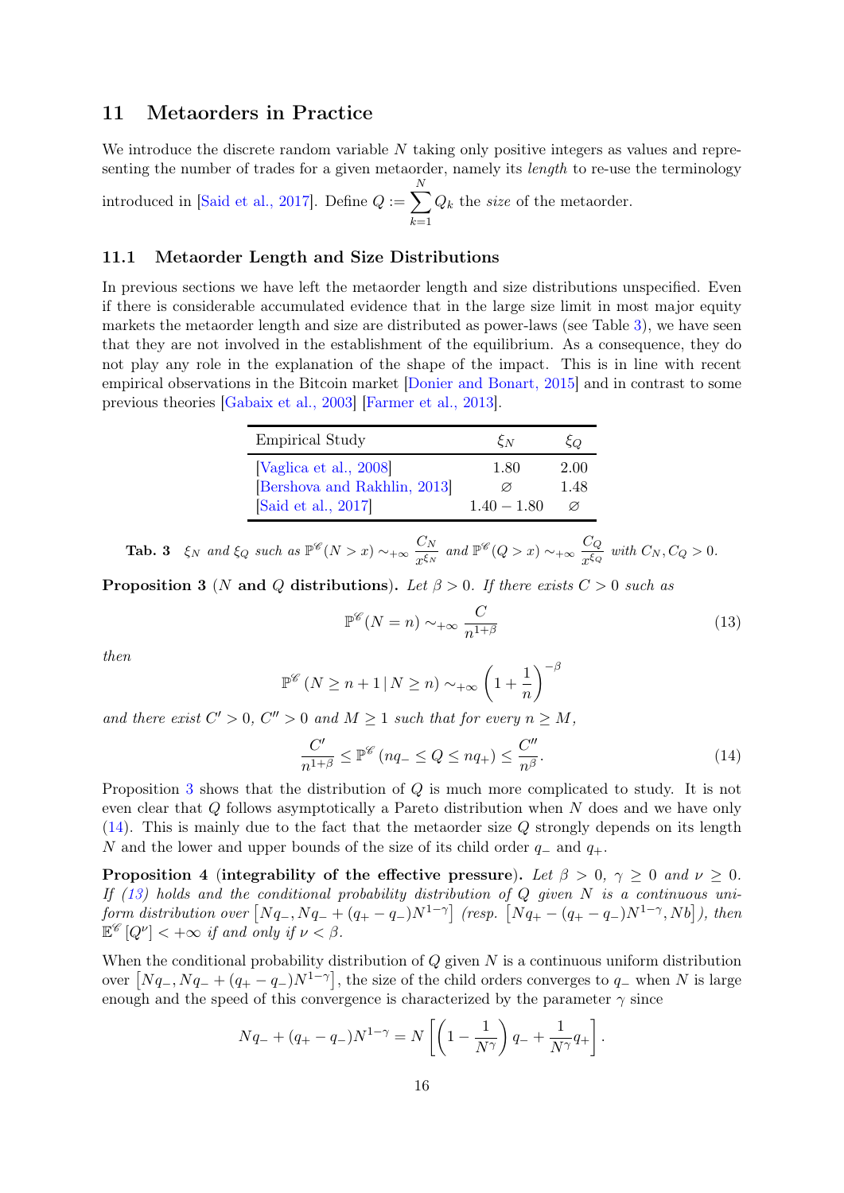## 11 Metaorders in Practice

We introduce the discrete random variable $N$ taking only positive integers as values and representing the number of trades for a given metaorder, namely its *length* to re-use the terminology introduced in [Said et al., 2017]. Define $Q := \sum_{k=1}^{N} Q_k$ the *size* of the metaorder.

### 11.1 Metaorder Length and Size Distributions

In previous sections we have left the metaorder length and size distributions unspecified. Even if there is considerable accumulated evidence that in the large size limit in most major equity markets the metaorder length and size are distributed as power-laws (see Table 3), we have seen that they are not involved in the establishment of the equilibrium. As a consequence, they do not play any role in the explanation of the shape of the impact. This is in line with recent empirical observations in the Bitcoin market [Donier and Bonart, 2015] and in contrast to some previous theories [Gabaix et al., 2003] [Farmer et al., 2013].

| Empirical Study | $\xi_N$ | $\xi_Q$ |
|---|---|---|
| [Vaglica et al., 2008] | 1.80 | 2.00 |
| [Bershova and Rakhlin, 2013] | $\varnothing$ | 1.48 |
| [Said et al., 2017] | $1.40 - 1.80$ | $\varnothing$ |

**Tab. 3** *$\xi_N$ and $\xi_Q$ such as $\mathbb{P}^{\mathscr{C}}(N > x) \sim_{+\infty} \frac{C_N}{x^{\xi_N}}$ and $\mathbb{P}^{\mathscr{C}}(Q > x) \sim_{+\infty} \frac{C_Q}{x^{\xi_Q}}$ with $C_N, C_Q > 0$.*

**Proposition 3** (**$N$ and $Q$ distributions**). *Let $\beta > 0$. If there exists $C > 0$ such as*

$$\mathbb{P}^{\mathscr{C}}(N = n) \sim_{+\infty} \frac{C}{n^{1+\beta}} \tag{13}$$

*then*

$$\mathbb{P}^{\mathscr{C}}\left(N \geq n+1 \,|\, N \geq n\right) \sim_{+\infty} \left(1 + \frac{1}{n}\right)^{-\beta}$$

*and there exist $C' > 0$, $C'' > 0$ and $M \geq 1$ such that for every $n \geq M$,*

$$\frac{C'}{n^{1+\beta}} \leq \mathbb{P}^{\mathscr{C}}\left(nq_- \leq Q \leq nq_+\right) \leq \frac{C''}{n^{\beta}}. \tag{14}$$

Proposition 3 shows that the distribution of $Q$ is much more complicated to study. It is not even clear that $Q$ follows asymptotically a Pareto distribution when $N$ does and we have only (14). This is mainly due to the fact that the metaorder size $Q$ strongly depends on its length $N$ and the lower and upper bounds of the size of its child order $q_-$ and $q_+$.

**Proposition 4** (**integrability of the effective pressure**). *Let $\beta > 0$, $\gamma \geq 0$ and $\nu \geq 0$. If (13) holds and the conditional probability distribution of $Q$ given $N$ is a continuous uniform distribution over $\left[Nq_-, Nq_- + (q_+ - q_-)N^{1-\gamma}\right]$ (resp. $\left[Nq_+ - (q_+ - q_-)N^{1-\gamma}, Nb\right]$), then $\mathbb{E}^{\mathscr{C}}\left[Q^{\nu}\right] < +\infty$ if and only if $\nu < \beta$.*

When the conditional probability distribution of $Q$ given $N$ is a continuous uniform distribution over $\left[Nq_-, Nq_- + (q_+ - q_-)N^{1-\gamma}\right]$, the size of the child orders converges to $q_-$ when $N$ is large enough and the speed of this convergence is characterized by the parameter $\gamma$ since

$$Nq_- + (q_+ - q_-)N^{1-\gamma} = N\left[\left(1 - \frac{1}{N^{\gamma}}\right)q_- + \frac{1}{N^{\gamma}}q_+\right].$$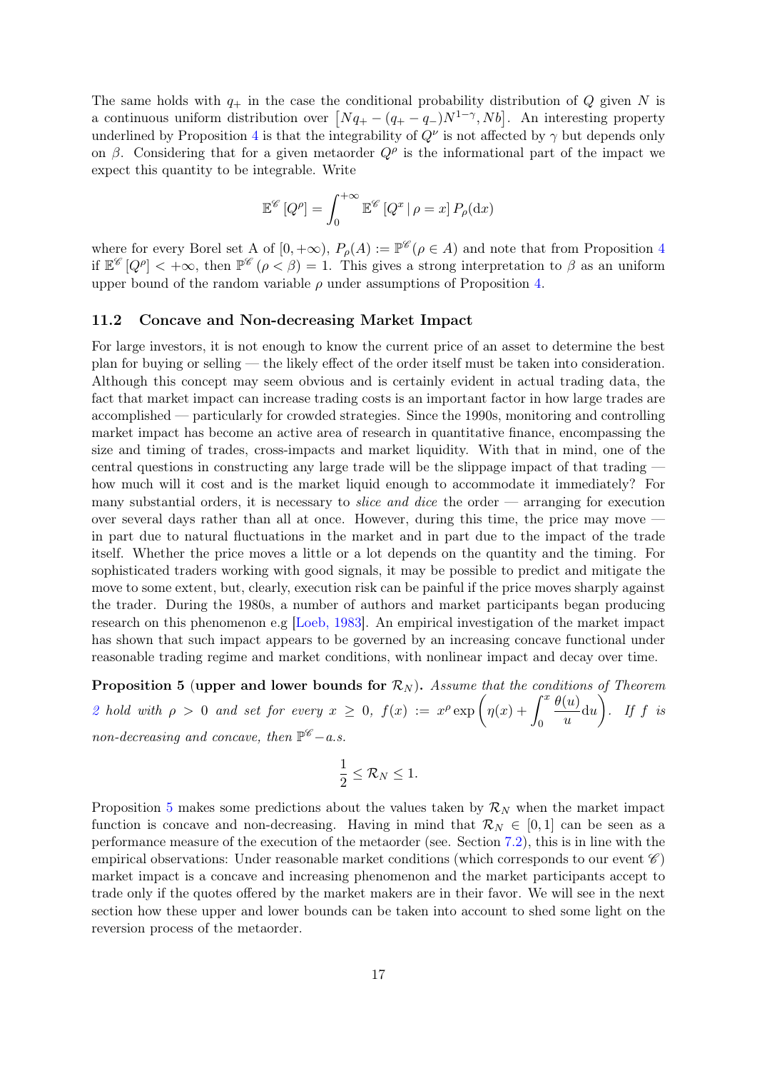The same holds with $q_+$ in the case the conditional probability distribution of $Q$ given $N$ is a continuous uniform distribution over $\left[Nq_+ - (q_+ - q_-)N^{1-\gamma}, Nb\right]$. An interesting property underlined by Proposition 4 is that the integrability of $Q^\nu$ is not affected by $\gamma$ but depends only on $\beta$. Considering that for a given metaorder $Q^\rho$ is the informational part of the impact we expect this quantity to be integrable. Write

$$\mathbb{E}^{\mathscr{C}}\left[Q^\rho\right] = \int_0^{+\infty} \mathbb{E}^{\mathscr{C}}\left[Q^x \mid \rho = x\right] P_\rho(\mathrm{d}x)$$

where for every Borel set A of $[0, +\infty)$, $P_\rho(A) := \mathbb{P}^{\mathscr{C}}(\rho \in A)$ and note that from Proposition 4 if $\mathbb{E}^{\mathscr{C}}\left[Q^\rho\right] < +\infty$, then $\mathbb{P}^{\mathscr{C}}\left(\rho < \beta\right) = 1$. This gives a strong interpretation to $\beta$ as an uniform upper bound of the random variable $\rho$ under assumptions of Proposition 4.

### 11.2 Concave and Non-decreasing Market Impact

For large investors, it is not enough to know the current price of an asset to determine the best plan for buying or selling — the likely effect of the order itself must be taken into consideration. Although this concept may seem obvious and is certainly evident in actual trading data, the fact that market impact can increase trading costs is an important factor in how large trades are accomplished — particularly for crowded strategies. Since the 1990s, monitoring and controlling market impact has become an active area of research in quantitative finance, encompassing the size and timing of trades, cross-impacts and market liquidity. With that in mind, one of the central questions in constructing any large trade will be the slippage impact of that trading — how much will it cost and is the market liquid enough to accommodate it immediately? For many substantial orders, it is necessary to *slice and dice* the order — arranging for execution over several days rather than all at once. However, during this time, the price may move — in part due to natural fluctuations in the market and in part due to the impact of the trade itself. Whether the price moves a little or a lot depends on the quantity and the timing. For sophisticated traders working with good signals, it may be possible to predict and mitigate the move to some extent, but, clearly, execution risk can be painful if the price moves sharply against the trader. During the 1980s, a number of authors and market participants began producing research on this phenomenon e.g [Loeb, 1983]. An empirical investigation of the market impact has shown that such impact appears to be governed by an increasing concave functional under reasonable trading regime and market conditions, with nonlinear impact and decay over time.

**Proposition 5** (**upper and lower bounds for $\mathcal{R}_N$**)**.** *Assume that the conditions of Theorem 2 hold with $\rho > 0$ and set for every $x \geq 0$, $f(x) := x^\rho \exp\left(\eta(x) + \int_0^x \frac{\theta(u)}{u}\mathrm{d}u\right)$. If $f$ is non-decreasing and concave, then $\mathbb{P}^{\mathscr{C}}-a.s.$*

$$\frac{1}{2} \leq \mathcal{R}_N \leq 1.$$

Proposition 5 makes some predictions about the values taken by $\mathcal{R}_N$ when the market impact function is concave and non-decreasing. Having in mind that $\mathcal{R}_N \in [0, 1]$ can be seen as a performance measure of the execution of the metaorder (see. Section 7.2), this is in line with the empirical observations: Under reasonable market conditions (which corresponds to our event $\mathscr{C}$) market impact is a concave and increasing phenomenon and the market participants accept to trade only if the quotes offered by the market makers are in their favor. We will see in the next section how these upper and lower bounds can be taken into account to shed some light on the reversion process of the metaorder.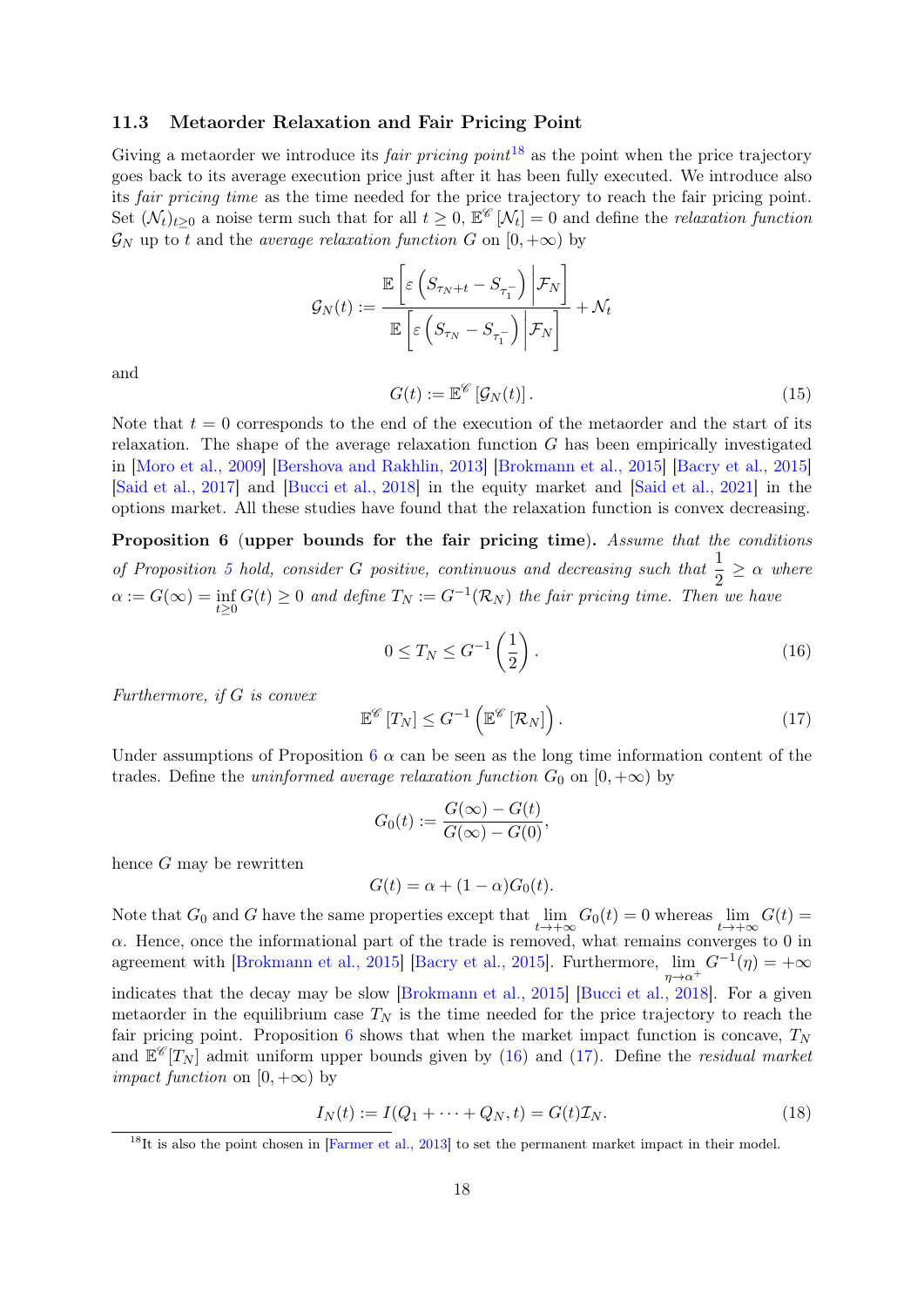### 11.3 Metaorder Relaxation and Fair Pricing Point

Giving a metaorder we introduce its *fair pricing point*[18] as the point when the price trajectory goes back to its average execution price just after it has been fully executed. We introduce also its *fair pricing time* as the time needed for the price trajectory to reach the fair pricing point. Set $(\mathcal{N}_t)_{t\geq 0}$ a noise term such that for all $t \geq 0$, $\mathbb{E}^{\mathscr{C}}[\mathcal{N}_t] = 0$ and define the *relaxation function* $\mathcal{G}_N$ up to $t$ and the *average relaxation function* $G$ on $[0, +\infty)$ by

$$\mathcal{G}_N(t) := \frac{\mathbb{E}\left[\varepsilon\left(S_{\tau_N+t} - S_{\tau_1^-}\right)\middle|\mathcal{F}_N\right]}{\mathbb{E}\left[\varepsilon\left(S_{\tau_N} - S_{\tau_1^-}\right)\middle|\mathcal{F}_N\right]} + \mathcal{N}_t$$

and

$$G(t) := \mathbb{E}^{\mathscr{C}}\left[\mathcal{G}_N(t)\right]. \tag{15}$$

Note that $t = 0$ corresponds to the end of the execution of the metaorder and the start of its relaxation. The shape of the average relaxation function $G$ has been empirically investigated in [Moro et al., 2009] [Bershova and Rakhlin, 2013] [Brokmann et al., 2015] [Bacry et al., 2015] [Said et al., 2017] and [Bucci et al., 2018] in the equity market and [Said et al., 2021] in the options market. All these studies have found that the relaxation function is convex decreasing.

**Proposition 6** **(upper bounds for the fair pricing time).** *Assume that the conditions of Proposition 5 hold, consider $G$ positive, continuous and decreasing such that $\frac{1}{2} \geq \alpha$ where $\alpha := G(\infty) = \inf_{t\geq 0} G(t) \geq 0$ and define $T_N := G^{-1}(\mathcal{R}_N)$ the fair pricing time. Then we have*

$$0 \leq T_N \leq G^{-1}\left(\frac{1}{2}\right). \tag{16}$$

*Furthermore, if $G$ is convex*

$$\mathbb{E}^{\mathscr{C}}\left[T_N\right] \leq G^{-1}\left(\mathbb{E}^{\mathscr{C}}\left[\mathcal{R}_N\right]\right). \tag{17}$$

Under assumptions of Proposition 6 $\alpha$ can be seen as the long time information content of the trades. Define the *uninformed average relaxation function* $G_0$ on $[0, +\infty)$ by

$$G_0(t) := \frac{G(\infty) - G(t)}{G(\infty) - G(0)},$$

hence $G$ may be rewritten

$$G(t) = \alpha + (1 - \alpha)G_0(t).$$

Note that $G_0$ and $G$ have the same properties except that $\lim_{t\to+\infty} G_0(t) = 0$ whereas $\lim_{t\to+\infty} G(t) = \alpha$. Hence, once the informational part of the trade is removed, what remains converges to 0 in agreement with [Brokmann et al., 2015] [Bacry et al., 2015]. Furthermore, $\lim_{\eta\to\alpha^+} G^{-1}(\eta) = +\infty$ indicates that the decay may be slow [Brokmann et al., 2015] [Bucci et al., 2018]. For a given metaorder in the equilibrium case $T_N$ is the time needed for the price trajectory to reach the fair pricing point. Proposition 6 shows that when the market impact function is concave, $T_N$ and $\mathbb{E}^{\mathscr{C}}[T_N]$ admit uniform upper bounds given by (16) and (17). Define the *residual market impact function* on $[0, +\infty)$ by

$$I_N(t) := I(Q_1 + \cdots + Q_N, t) = G(t)\mathcal{I}_N. \tag{18}$$

[18] It is also the point chosen in [Farmer et al., 2013] to set the permanent market impact in their model.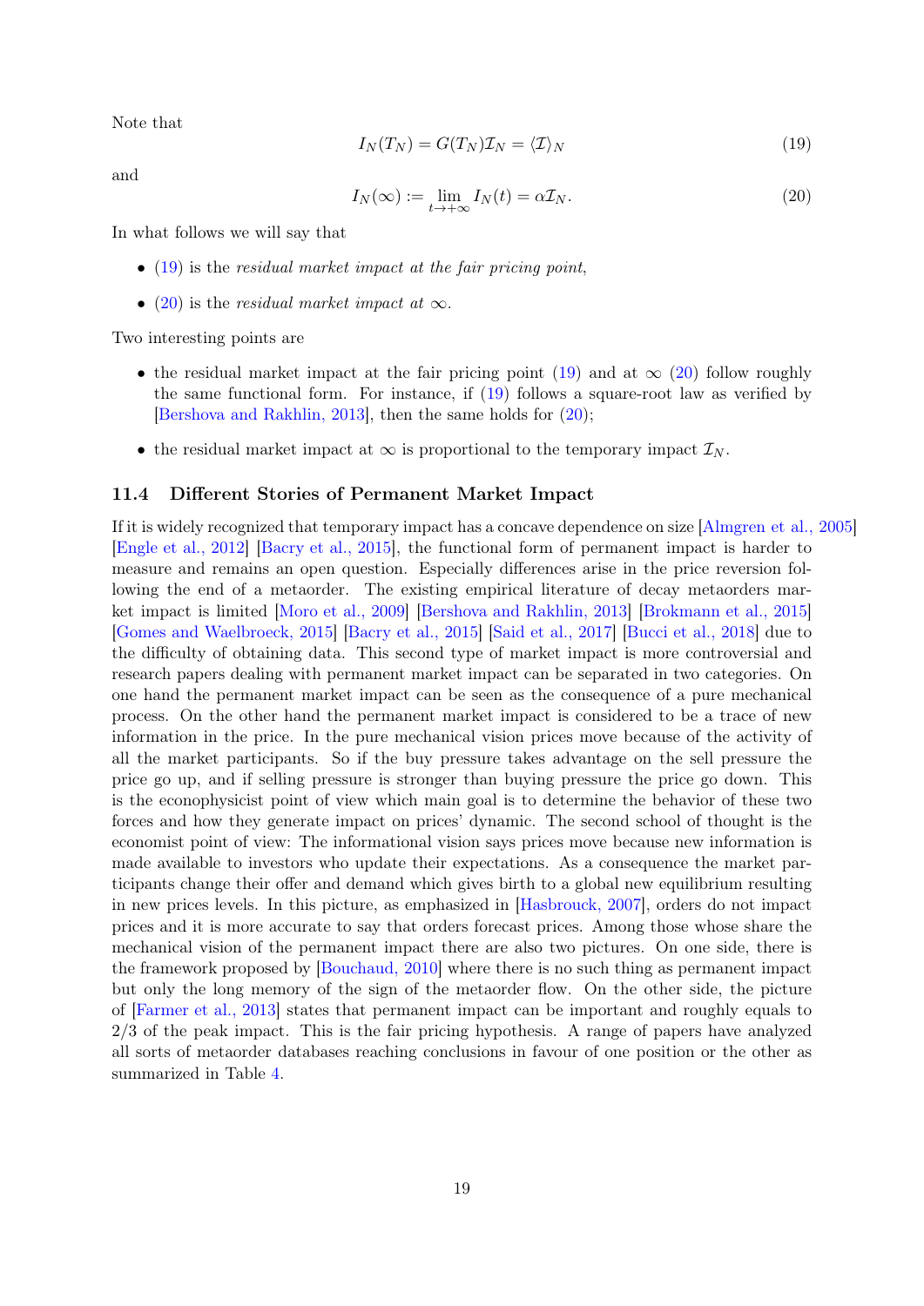Note that

$$I_N(T_N) = G(T_N)\mathcal{I}_N = \langle \mathcal{I} \rangle_N \tag{19}$$

and

$$I_N(\infty) := \lim_{t \to +\infty} I_N(t) = \alpha \mathcal{I}_N. \tag{20}$$

In what follows we will say that

- (19) is the *residual market impact at the fair pricing point*,
- (20) is the *residual market impact at* $\infty$.

Two interesting points are

- the residual market impact at the fair pricing point (19) and at $\infty$ (20) follow roughly the same functional form. For instance, if (19) follows a square-root law as verified by [Bershova and Rakhlin, 2013], then the same holds for (20);
- the residual market impact at $\infty$ is proportional to the temporary impact $\mathcal{I}_N$.

### 11.4 Different Stories of Permanent Market Impact

If it is widely recognized that temporary impact has a concave dependence on size [Almgren et al., 2005] [Engle et al., 2012] [Bacry et al., 2015], the functional form of permanent impact is harder to measure and remains an open question. Especially differences arise in the price reversion following the end of a metaorder. The existing empirical literature of decay metaorders market impact is limited [Moro et al., 2009] [Bershova and Rakhlin, 2013] [Brokmann et al., 2015] [Gomes and Waelbroeck, 2015] [Bacry et al., 2015] [Said et al., 2017] [Bucci et al., 2018] due to the difficulty of obtaining data. This second type of market impact is more controversial and research papers dealing with permanent market impact can be separated in two categories. On one hand the permanent market impact can be seen as the consequence of a pure mechanical process. On the other hand the permanent market impact is considered to be a trace of new information in the price. In the pure mechanical vision prices move because of the activity of all the market participants. So if the buy pressure takes advantage on the sell pressure the price go up, and if selling pressure is stronger than buying pressure the price go down. This is the econophysicist point of view which main goal is to determine the behavior of these two forces and how they generate impact on prices' dynamic. The second school of thought is the economist point of view: The informational vision says prices move because new information is made available to investors who update their expectations. As a consequence the market participants change their offer and demand which gives birth to a global new equilibrium resulting in new prices levels. In this picture, as emphasized in [Hasbrouck, 2007], orders do not impact prices and it is more accurate to say that orders forecast prices. Among those whose share the mechanical vision of the permanent impact there are also two pictures. On one side, there is the framework proposed by [Bouchaud, 2010] where there is no such thing as permanent impact but only the long memory of the sign of the metaorder flow. On the other side, the picture of [Farmer et al., 2013] states that permanent impact can be important and roughly equals to 2/3 of the peak impact. This is the fair pricing hypothesis. A range of papers have analyzed all sorts of metaorder databases reaching conclusions in favour of one position or the other as summarized in Table 4.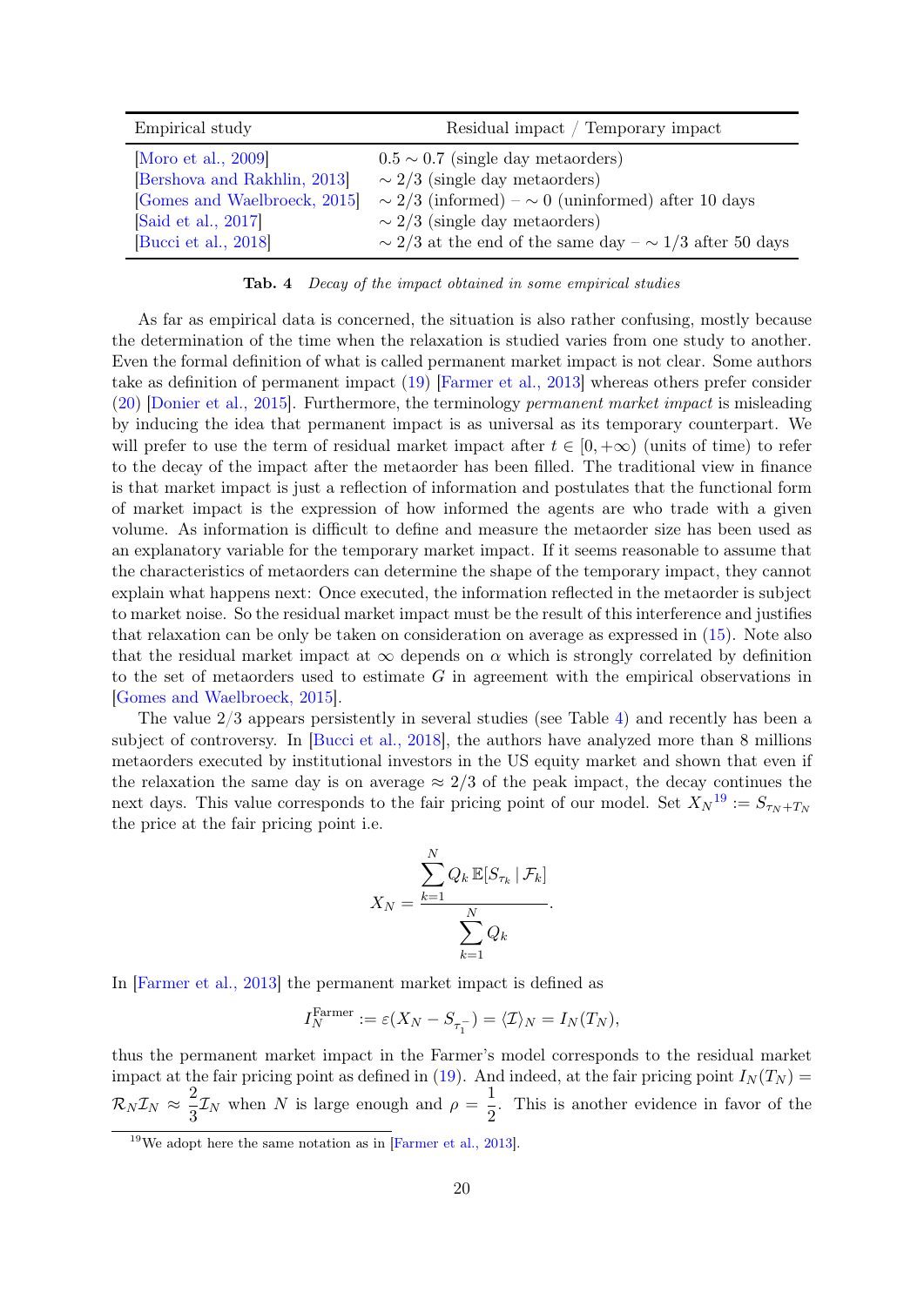| Empirical study | Residual impact / Temporary impact |
| --- | --- |
| [Moro et al., 2009] | $0.5 \sim 0.7$ (single day metaorders) |
| [Bershova and Rakhlin, 2013] | $\sim 2/3$ (single day metaorders) |
| [Gomes and Waelbroeck, 2015] | $\sim 2/3$ (informed) – $\sim 0$ (uninformed) after 10 days |
| [Said et al., 2017] | $\sim 2/3$ (single day metaorders) |
| [Bucci et al., 2018] | $\sim 2/3$ at the end of the same day – $\sim 1/3$ after 50 days |

**Tab. 4** *Decay of the impact obtained in some empirical studies*

As far as empirical data is concerned, the situation is also rather confusing, mostly because the determination of the time when the relaxation is studied varies from one study to another. Even the formal definition of what is called permanent market impact is not clear. Some authors take as definition of permanent impact (19) [Farmer et al., 2013] whereas others prefer consider (20) [Donier et al., 2015]. Furthermore, the terminology *permanent market impact* is misleading by inducing the idea that permanent impact is as universal as its temporary counterpart. We will prefer to use the term of residual market impact after $t \in [0, +\infty)$ (units of time) to refer to the decay of the impact after the metaorder has been filled. The traditional view in finance is that market impact is just a reflection of information and postulates that the functional form of market impact is the expression of how informed the agents are who trade with a given volume. As information is difficult to define and measure the metaorder size has been used as an explanatory variable for the temporary market impact. If it seems reasonable to assume that the characteristics of metaorders can determine the shape of the temporary impact, they cannot explain what happens next: Once executed, the information reflected in the metaorder is subject to market noise. So the residual market impact must be the result of this interference and justifies that relaxation can be only be taken on consideration on average as expressed in (15). Note also that the residual market impact at $\infty$ depends on $\alpha$ which is strongly correlated by definition to the set of metaorders used to estimate $G$ in agreement with the empirical observations in [Gomes and Waelbroeck, 2015].

The value $2/3$ appears persistently in several studies (see Table 4) and recently has been a subject of controversy. In [Bucci et al., 2018], the authors have analyzed more than 8 millions metaorders executed by institutional investors in the US equity market and shown that even if the relaxation the same day is on average $\approx 2/3$ of the peak impact, the decay continues the next days. This value corresponds to the fair pricing point of our model. Set $X_N$[19] $:= S_{\tau_N + T_N}$ the price at the fair pricing point i.e.

$$X_N = \frac{\sum_{k=1}^{N} Q_k \, \mathbb{E}[S_{\tau_k} \,|\, \mathcal{F}_k]}{\sum_{k=1}^{N} Q_k}.$$

In [Farmer et al., 2013] the permanent market impact is defined as

$$I_N^{\text{Farmer}} := \varepsilon(X_N - S_{\tau_1^-}) = \langle \mathcal{I} \rangle_N = I_N(T_N),$$

thus the permanent market impact in the Farmer's model corresponds to the residual market impact at the fair pricing point as defined in (19). And indeed, at the fair pricing point $I_N(T_N) = \mathcal{R}_N \mathcal{I}_N \approx \dfrac{2}{3}\mathcal{I}_N$ when $N$ is large enough and $\rho = \dfrac{1}{2}$. This is another evidence in favor of the

[19] We adopt here the same notation as in [Farmer et al., 2013].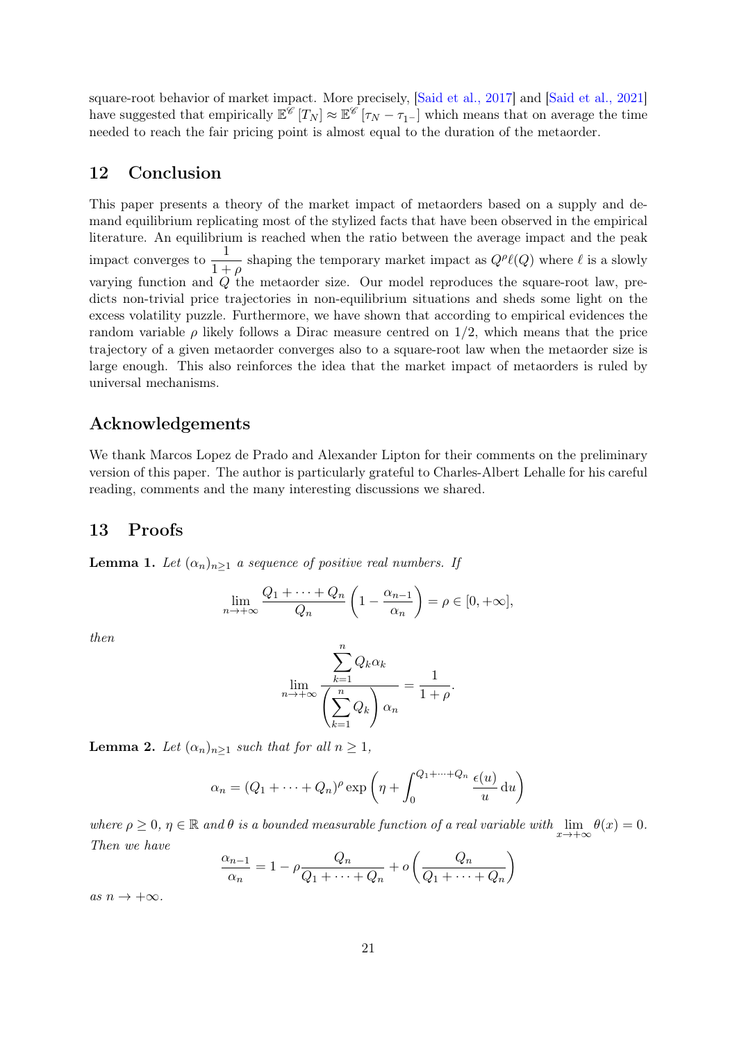square-root behavior of market impact. More precisely, [Said et al., 2017] and [Said et al., 2021] have suggested that empirically $\mathbb{E}^{\mathscr{C}}[T_N] \approx \mathbb{E}^{\mathscr{C}}[\tau_N - \tau_{1^-}]$ which means that on average the time needed to reach the fair pricing point is almost equal to the duration of the metaorder.

## 12 Conclusion

This paper presents a theory of the market impact of metaorders based on a supply and demand equilibrium replicating most of the stylized facts that have been observed in the empirical literature. An equilibrium is reached when the ratio between the average impact and the peak impact converges to $\dfrac{1}{1+\rho}$ shaping the temporary market impact as $Q^\rho \ell(Q)$ where $\ell$ is a slowly varying function and $Q$ the metaorder size. Our model reproduces the square-root law, predicts non-trivial price trajectories in non-equilibrium situations and sheds some light on the excess volatility puzzle. Furthermore, we have shown that according to empirical evidences the random variable $\rho$ likely follows a Dirac measure centred on $1/2$, which means that the price trajectory of a given metaorder converges also to a square-root law when the metaorder size is large enough. This also reinforces the idea that the market impact of metaorders is ruled by universal mechanisms.

## Acknowledgements

We thank Marcos Lopez de Prado and Alexander Lipton for their comments on the preliminary version of this paper. The author is particularly grateful to Charles-Albert Lehalle for his careful reading, comments and the many interesting discussions we shared.

## 13 Proofs

**Lemma 1.** *Let $(\alpha_n)_{n\geq 1}$ a sequence of positive real numbers. If*

$$\lim_{n\to+\infty} \frac{Q_1+\cdots+Q_n}{Q_n}\left(1-\frac{\alpha_{n-1}}{\alpha_n}\right) = \rho \in [0,+\infty],$$

*then*

$$\lim_{n\to+\infty} \frac{\sum_{k=1}^{n} Q_k \alpha_k}{\left(\sum_{k=1}^{n} Q_k\right)\alpha_n} = \frac{1}{1+\rho}.$$

**Lemma 2.** *Let $(\alpha_n)_{n\geq 1}$ such that for all $n \geq 1$,*

$$\alpha_n = (Q_1+\cdots+Q_n)^\rho \exp\left(\eta + \int_0^{Q_1+\cdots+Q_n} \frac{\epsilon(u)}{u}\,\mathrm{d}u\right)$$

*where $\rho \geq 0$, $\eta \in \mathbb{R}$ and $\theta$ is a bounded measurable function of a real variable with $\lim_{x\to+\infty}\theta(x) = 0$. Then we have*

$$\frac{\alpha_{n-1}}{\alpha_n} = 1 - \rho\frac{Q_n}{Q_1+\cdots+Q_n} + o\left(\frac{Q_n}{Q_1+\cdots+Q_n}\right)$$

*as $n \to +\infty$.*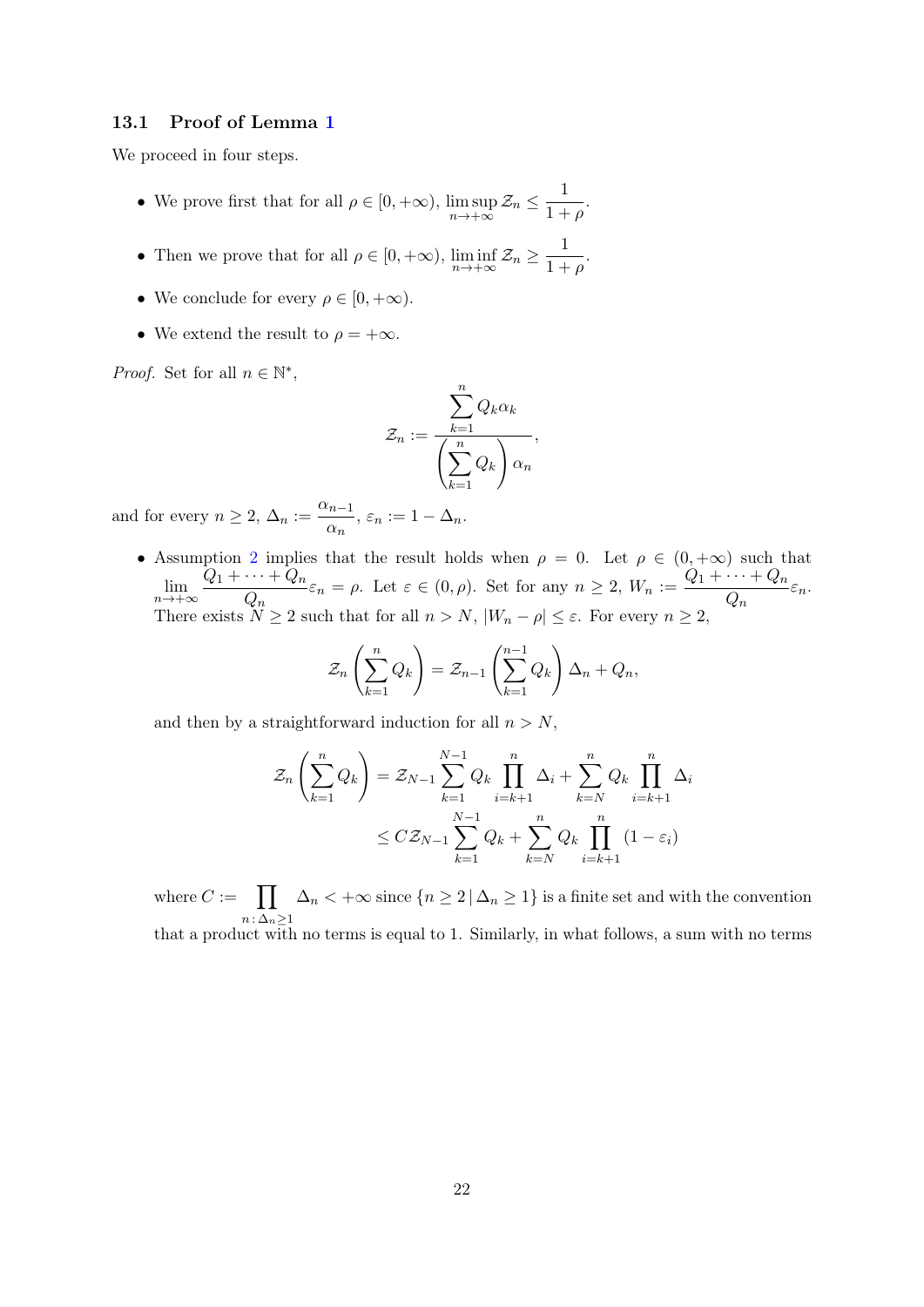### 13.1 Proof of Lemma 1

We proceed in four steps.

- We prove first that for all $\rho \in [0, +\infty)$, $\limsup_{n \to +\infty} \mathcal{Z}_n \leq \dfrac{1}{1+\rho}$.
- Then we prove that for all $\rho \in [0, +\infty)$, $\liminf_{n \to +\infty} \mathcal{Z}_n \geq \dfrac{1}{1+\rho}$.
- We conclude for every $\rho \in [0, +\infty)$.
- We extend the result to $\rho = +\infty$.

*Proof.* Set for all $n \in \mathbb{N}^*$,

$$\mathcal{Z}_n := \frac{\displaystyle\sum_{k=1}^{n} Q_k \alpha_k}{\left(\displaystyle\sum_{k=1}^{n} Q_k\right) \alpha_n},$$

and for every $n \geq 2$, $\Delta_n := \dfrac{\alpha_{n-1}}{\alpha_n}$, $\varepsilon_n := 1 - \Delta_n$.

- Assumption 2 implies that the result holds when $\rho = 0$. Let $\rho \in (0, +\infty)$ such that $\lim_{n \to +\infty} \dfrac{Q_1 + \cdots + Q_n}{Q_n} \varepsilon_n = \rho$. Let $\varepsilon \in (0, \rho)$. Set for any $n \geq 2$, $W_n := \dfrac{Q_1 + \cdots + Q_n}{Q_n} \varepsilon_n$. There exists $N \geq 2$ such that for all $n > N$, $|W_n - \rho| \leq \varepsilon$. For every $n \geq 2$,

  $$\mathcal{Z}_n \left(\sum_{k=1}^{n} Q_k\right) = \mathcal{Z}_{n-1} \left(\sum_{k=1}^{n-1} Q_k\right) \Delta_n + Q_n,$$

  and then by a straightforward induction for all $n > N$,

  $$\begin{aligned}
  \mathcal{Z}_n \left(\sum_{k=1}^{n} Q_k\right) &= \mathcal{Z}_{N-1} \sum_{k=1}^{N-1} Q_k \prod_{i=k+1}^{n} \Delta_i + \sum_{k=N}^{n} Q_k \prod_{i=k+1}^{n} \Delta_i \\
  &\leq C \mathcal{Z}_{N-1} \sum_{k=1}^{N-1} Q_k + \sum_{k=N}^{n} Q_k \prod_{i=k+1}^{n} (1 - \varepsilon_i)
  \end{aligned}$$

  where $C := \displaystyle\prod_{n \,:\, \Delta_n \geq 1} \Delta_n < +\infty$ since $\{n \geq 2 \,|\, \Delta_n \geq 1\}$ is a finite set and with the convention that a product with no terms is equal to 1. Similarly, in what follows, a sum with no terms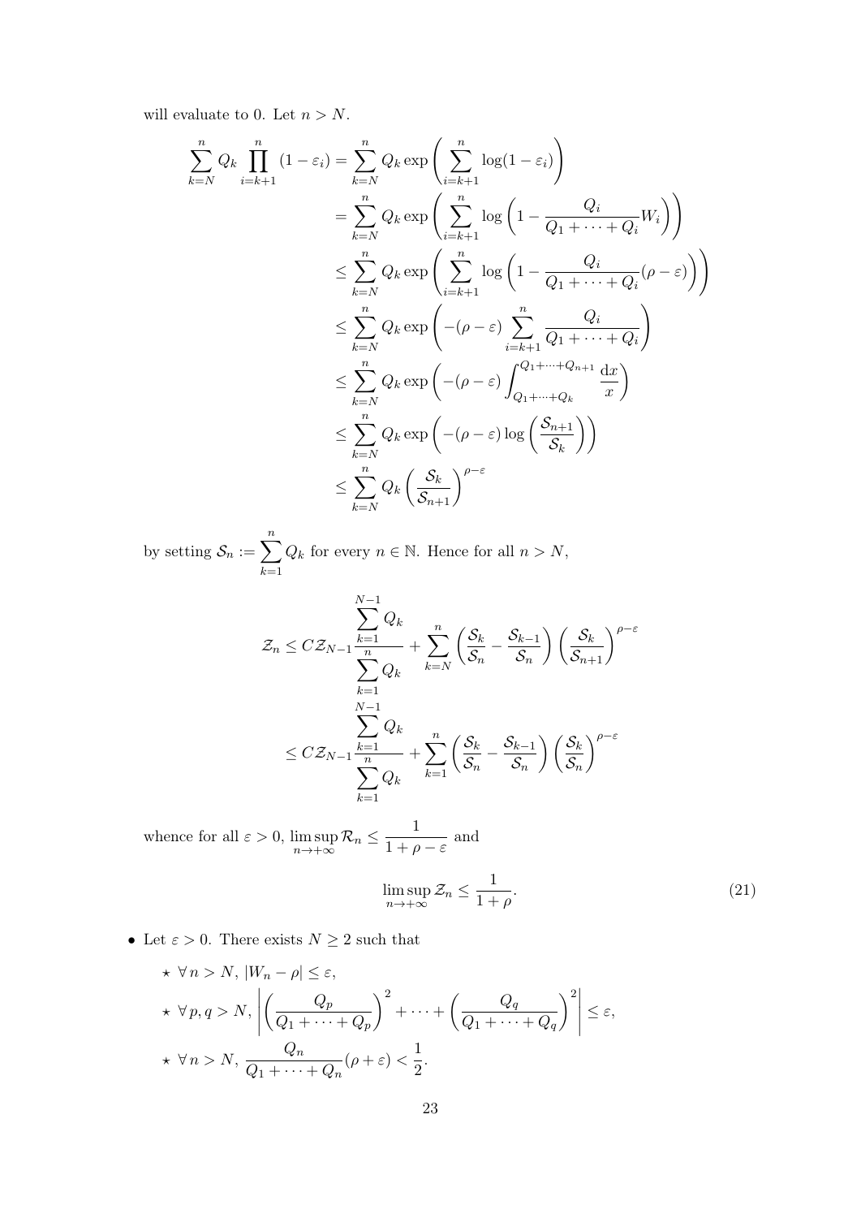will evaluate to 0. Let $n > N$.

$$
\begin{aligned}
\sum_{k=N}^{n} Q_k \prod_{i=k+1}^{n} (1-\varepsilon_i) &= \sum_{k=N}^{n} Q_k \exp\left( \sum_{i=k+1}^{n} \log(1-\varepsilon_i) \right) \\
&= \sum_{k=N}^{n} Q_k \exp\left( \sum_{i=k+1}^{n} \log\left(1 - \frac{Q_i}{Q_1+\cdots+Q_i} W_i\right) \right) \\
&\leq \sum_{k=N}^{n} Q_k \exp\left( \sum_{i=k+1}^{n} \log\left(1 - \frac{Q_i}{Q_1+\cdots+Q_i} (\rho-\varepsilon)\right) \right) \\
&\leq \sum_{k=N}^{n} Q_k \exp\left( -(\rho-\varepsilon) \sum_{i=k+1}^{n} \frac{Q_i}{Q_1+\cdots+Q_i} \right) \\
&\leq \sum_{k=N}^{n} Q_k \exp\left( -(\rho-\varepsilon) \int_{Q_1+\cdots+Q_k}^{Q_1+\cdots+Q_{n+1}} \frac{\mathrm{d}x}{x} \right) \\
&\leq \sum_{k=N}^{n} Q_k \exp\left( -(\rho-\varepsilon) \log\left(\frac{\mathcal{S}_{n+1}}{\mathcal{S}_k}\right) \right) \\
&\leq \sum_{k=N}^{n} Q_k \left(\frac{\mathcal{S}_k}{\mathcal{S}_{n+1}}\right)^{\rho-\varepsilon}
\end{aligned}
$$

by setting $\mathcal{S}_n := \sum_{k=1}^{n} Q_k$ for every $n \in \mathbb{N}$. Hence for all $n > N$,

$$
\begin{aligned}
\mathcal{Z}_n &\leq C\mathcal{Z}_{N-1} \frac{\sum_{k=1}^{N-1} Q_k}{\sum_{k=1}^{n} Q_k} + \sum_{k=N}^{n} \left(\frac{\mathcal{S}_k}{\mathcal{S}_n} - \frac{\mathcal{S}_{k-1}}{\mathcal{S}_n}\right)\left(\frac{\mathcal{S}_k}{\mathcal{S}_{n+1}}\right)^{\rho-\varepsilon} \\
&\leq C\mathcal{Z}_{N-1} \frac{\sum_{k=1}^{N-1} Q_k}{\sum_{k=1}^{n} Q_k} + \sum_{k=1}^{n} \left(\frac{\mathcal{S}_k}{\mathcal{S}_n} - \frac{\mathcal{S}_{k-1}}{\mathcal{S}_n}\right)\left(\frac{\mathcal{S}_k}{\mathcal{S}_n}\right)^{\rho-\varepsilon}
\end{aligned}
$$

whence for all $\varepsilon > 0$, $\limsup_{n\to+\infty} \mathcal{R}_n \leq \frac{1}{1+\rho-\varepsilon}$ and

$$
\limsup_{n\to+\infty} \mathcal{Z}_n \leq \frac{1}{1+\rho}. \tag{21}
$$

- Let $\varepsilon > 0$. There exists $N \geq 2$ such that
  - ⋆ $\forall n > N$, $|W_n - \rho| \leq \varepsilon$,
  - ⋆ $\forall p, q > N$, $\left| \left(\frac{Q_p}{Q_1+\cdots+Q_p}\right)^2 + \cdots + \left(\frac{Q_q}{Q_1+\cdots+Q_q}\right)^2 \right| \leq \varepsilon$,
  - ⋆ $\forall n > N$, $\frac{Q_n}{Q_1+\cdots+Q_n}(\rho+\varepsilon) < \frac{1}{2}$.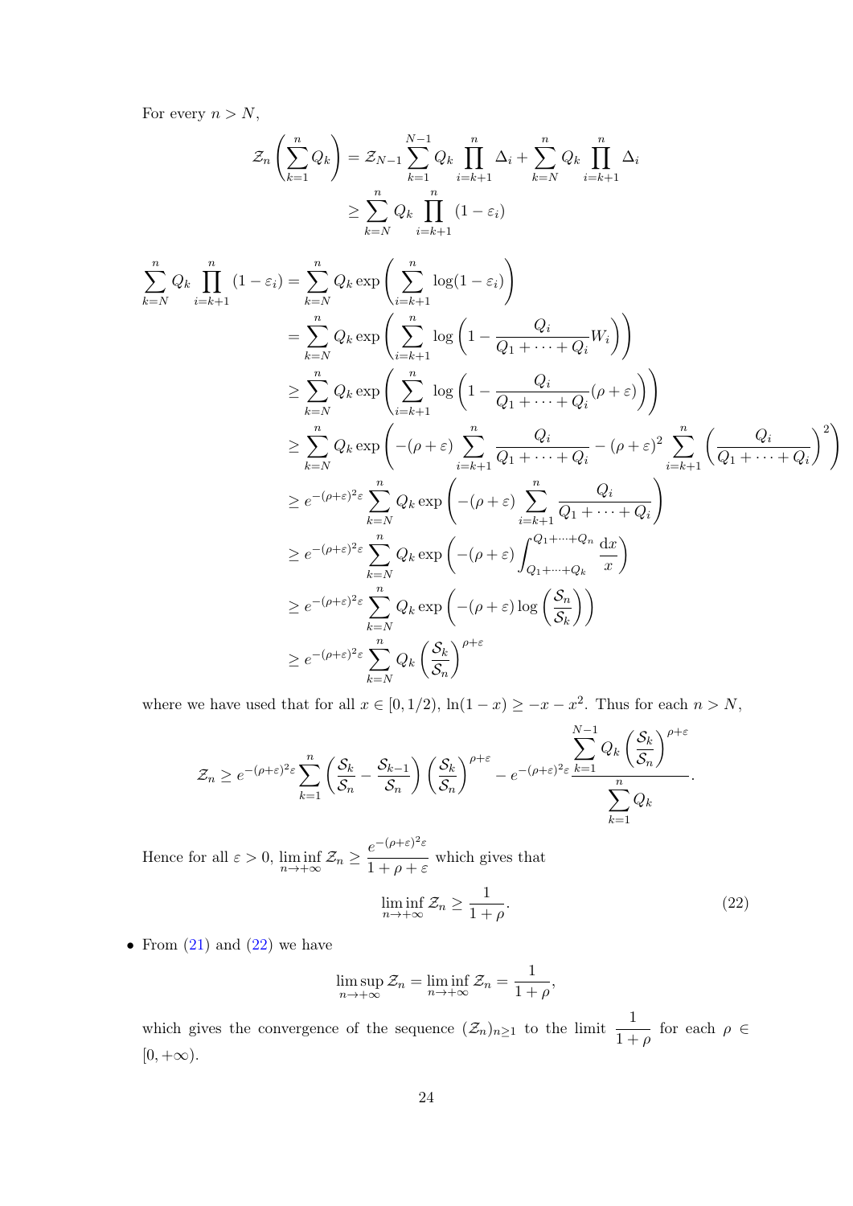For every $n > N$,

$$
\begin{aligned}
\mathcal{Z}_n \left( \sum_{k=1}^{n} Q_k \right) &= \mathcal{Z}_{N-1} \sum_{k=1}^{N-1} Q_k \prod_{i=k+1}^{n} \Delta_i + \sum_{k=N}^{n} Q_k \prod_{i=k+1}^{n} \Delta_i \\
&\geq \sum_{k=N}^{n} Q_k \prod_{i=k+1}^{n} (1 - \varepsilon_i)
\end{aligned}
$$

$$
\begin{aligned}
\sum_{k=N}^{n} Q_k \prod_{i=k+1}^{n} (1 - \varepsilon_i) &= \sum_{k=N}^{n} Q_k \exp\left( \sum_{i=k+1}^{n} \log(1 - \varepsilon_i) \right) \\
&= \sum_{k=N}^{n} Q_k \exp\left( \sum_{i=k+1}^{n} \log\left(1 - \frac{Q_i}{Q_1 + \cdots + Q_i} W_i \right) \right) \\
&\geq \sum_{k=N}^{n} Q_k \exp\left( \sum_{i=k+1}^{n} \log\left(1 - \frac{Q_i}{Q_1 + \cdots + Q_i} (\rho + \varepsilon) \right) \right) \\
&\geq \sum_{k=N}^{n} Q_k \exp\left( -(\rho+\varepsilon) \sum_{i=k+1}^{n} \frac{Q_i}{Q_1 + \cdots + Q_i} - (\rho+\varepsilon)^2 \sum_{i=k+1}^{n} \left( \frac{Q_i}{Q_1 + \cdots + Q_i} \right)^2 \right) \\
&\geq e^{-(\rho+\varepsilon)^2 \varepsilon} \sum_{k=N}^{n} Q_k \exp\left( -(\rho+\varepsilon) \sum_{i=k+1}^{n} \frac{Q_i}{Q_1 + \cdots + Q_i} \right) \\
&\geq e^{-(\rho+\varepsilon)^2 \varepsilon} \sum_{k=N}^{n} Q_k \exp\left( -(\rho+\varepsilon) \int_{Q_1 + \cdots + Q_k}^{Q_1 + \cdots + Q_n} \frac{\mathrm{d}x}{x} \right) \\
&\geq e^{-(\rho+\varepsilon)^2 \varepsilon} \sum_{k=N}^{n} Q_k \exp\left( -(\rho+\varepsilon) \log\left( \frac{\mathcal{S}_n}{\mathcal{S}_k} \right) \right) \\
&\geq e^{-(\rho+\varepsilon)^2 \varepsilon} \sum_{k=N}^{n} Q_k \left( \frac{\mathcal{S}_k}{\mathcal{S}_n} \right)^{\rho+\varepsilon}
\end{aligned}
$$

where we have used that for all $x \in [0, 1/2)$, $\ln(1-x) \geq -x - x^2$. Thus for each $n > N$,

$$
\mathcal{Z}_n \geq e^{-(\rho+\varepsilon)^2 \varepsilon} \sum_{k=1}^{n} \left( \frac{\mathcal{S}_k}{\mathcal{S}_n} - \frac{\mathcal{S}_{k-1}}{\mathcal{S}_n} \right) \left( \frac{\mathcal{S}_k}{\mathcal{S}_n} \right)^{\rho+\varepsilon} - e^{-(\rho+\varepsilon)^2 \varepsilon} \frac{\displaystyle\sum_{k=1}^{N-1} Q_k \left( \frac{\mathcal{S}_k}{\mathcal{S}_n} \right)^{\rho+\varepsilon}}{\displaystyle\sum_{k=1}^{n} Q_k}.
$$

Hence for all $\varepsilon > 0$, $\liminf_{n \to +\infty} \mathcal{Z}_n \geq \dfrac{e^{-(\rho+\varepsilon)^2 \varepsilon}}{1 + \rho + \varepsilon}$ which gives that

$$
\liminf_{n \to +\infty} \mathcal{Z}_n \geq \frac{1}{1+\rho}. \tag{22}
$$

- From (21) and (22) we have

$$
\limsup_{n \to +\infty} \mathcal{Z}_n = \liminf_{n \to +\infty} \mathcal{Z}_n = \frac{1}{1+\rho},
$$

which gives the convergence of the sequence $(\mathcal{Z}_n)_{n \geq 1}$ to the limit $\dfrac{1}{1+\rho}$ for each $\rho \in [0, +\infty)$.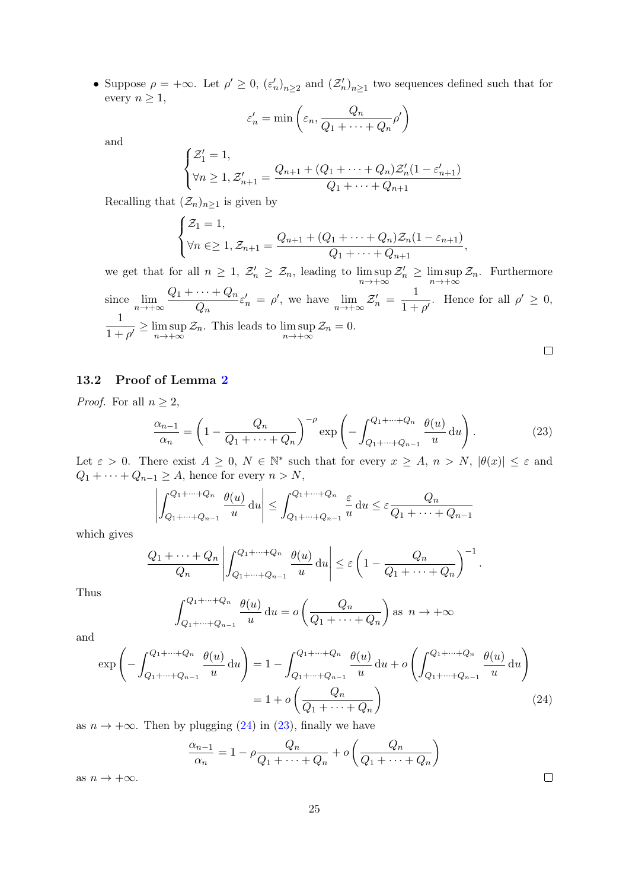- Suppose $\rho = +\infty$. Let $\rho' \geq 0$, $(\varepsilon'_n)_{n\geq 2}$ and $(\mathcal{Z}'_n)_{n\geq 1}$ two sequences defined such that for every $n \geq 1$,

$$\varepsilon'_n = \min\left(\varepsilon_n, \frac{Q_n}{Q_1 + \cdots + Q_n}\rho'\right)$$

and

$$\begin{cases} \mathcal{Z}'_1 = 1, \\ \forall n \geq 1, \mathcal{Z}'_{n+1} = \dfrac{Q_{n+1} + (Q_1 + \cdots + Q_n)\mathcal{Z}'_n(1 - \varepsilon'_{n+1})}{Q_1 + \cdots + Q_{n+1}} \end{cases}$$

Recalling that $(\mathcal{Z}_n)_{n\geq 1}$ is given by

$$\begin{cases} \mathcal{Z}_1 = 1, \\ \forall n \in \geq 1, \mathcal{Z}_{n+1} = \dfrac{Q_{n+1} + (Q_1 + \cdots + Q_n)\mathcal{Z}_n(1 - \varepsilon_{n+1})}{Q_1 + \cdots + Q_{n+1}}, \end{cases}$$

we get that for all $n \geq 1$, $\mathcal{Z}'_n \geq \mathcal{Z}_n$, leading to $\limsup_{n\to+\infty} \mathcal{Z}'_n \geq \limsup_{n\to+\infty} \mathcal{Z}_n$. Furthermore since $\lim_{n\to+\infty} \dfrac{Q_1 + \cdots + Q_n}{Q_n}\varepsilon'_n = \rho'$, we have $\lim_{n\to+\infty} \mathcal{Z}'_n = \dfrac{1}{1+\rho'}$. Hence for all $\rho' \geq 0$, $\dfrac{1}{1+\rho'} \geq \limsup_{n\to+\infty} \mathcal{Z}_n$. This leads to $\limsup_{n\to+\infty} \mathcal{Z}_n = 0$.

□

## 13.2 Proof of Lemma 2

*Proof.* For all $n \geq 2$,

$$\frac{\alpha_{n-1}}{\alpha_n} = \left(1 - \frac{Q_n}{Q_1 + \cdots + Q_n}\right)^{-\rho} \exp\left(-\int_{Q_1+\cdots+Q_{n-1}}^{Q_1+\cdots+Q_n} \frac{\theta(u)}{u}\,\mathrm{d}u\right). \tag{23}$$

Let $\varepsilon > 0$. There exist $A \geq 0$, $N \in \mathbb{N}^*$ such that for every $x \geq A$, $n > N$, $|\theta(x)| \leq \varepsilon$ and $Q_1 + \cdots + Q_{n-1} \geq A$, hence for every $n > N$,

$$\left|\int_{Q_1+\cdots+Q_{n-1}}^{Q_1+\cdots+Q_n} \frac{\theta(u)}{u}\,\mathrm{d}u\right| \leq \int_{Q_1+\cdots+Q_{n-1}}^{Q_1+\cdots+Q_n} \frac{\varepsilon}{u}\,\mathrm{d}u \leq \varepsilon\frac{Q_n}{Q_1 + \cdots + Q_{n-1}}$$

which gives

$$\frac{Q_1 + \cdots + Q_n}{Q_n}\left|\int_{Q_1+\cdots+Q_{n-1}}^{Q_1+\cdots+Q_n} \frac{\theta(u)}{u}\,\mathrm{d}u\right| \leq \varepsilon\left(1 - \frac{Q_n}{Q_1 + \cdots + Q_n}\right)^{-1}.$$

Thus

$$\int_{Q_1+\cdots+Q_{n-1}}^{Q_1+\cdots+Q_n} \frac{\theta(u)}{u}\,\mathrm{d}u = o\left(\frac{Q_n}{Q_1 + \cdots + Q_n}\right) \text{ as } n \to +\infty$$

and

$$\begin{aligned} \exp\left(-\int_{Q_1+\cdots+Q_{n-1}}^{Q_1+\cdots+Q_n} \frac{\theta(u)}{u}\,\mathrm{d}u\right) &= 1 - \int_{Q_1+\cdots+Q_{n-1}}^{Q_1+\cdots+Q_n} \frac{\theta(u)}{u}\,\mathrm{d}u + o\left(\int_{Q_1+\cdots+Q_{n-1}}^{Q_1+\cdots+Q_n} \frac{\theta(u)}{u}\,\mathrm{d}u\right) \\ &= 1 + o\left(\frac{Q_n}{Q_1 + \cdots + Q_n}\right) \end{aligned} \tag{24}$$

as $n \to +\infty$. Then by plugging (24) in (23), finally we have

$$\frac{\alpha_{n-1}}{\alpha_n} = 1 - \rho\frac{Q_n}{Q_1 + \cdots + Q_n} + o\left(\frac{Q_n}{Q_1 + \cdots + Q_n}\right)$$

as $n \to +\infty$.

□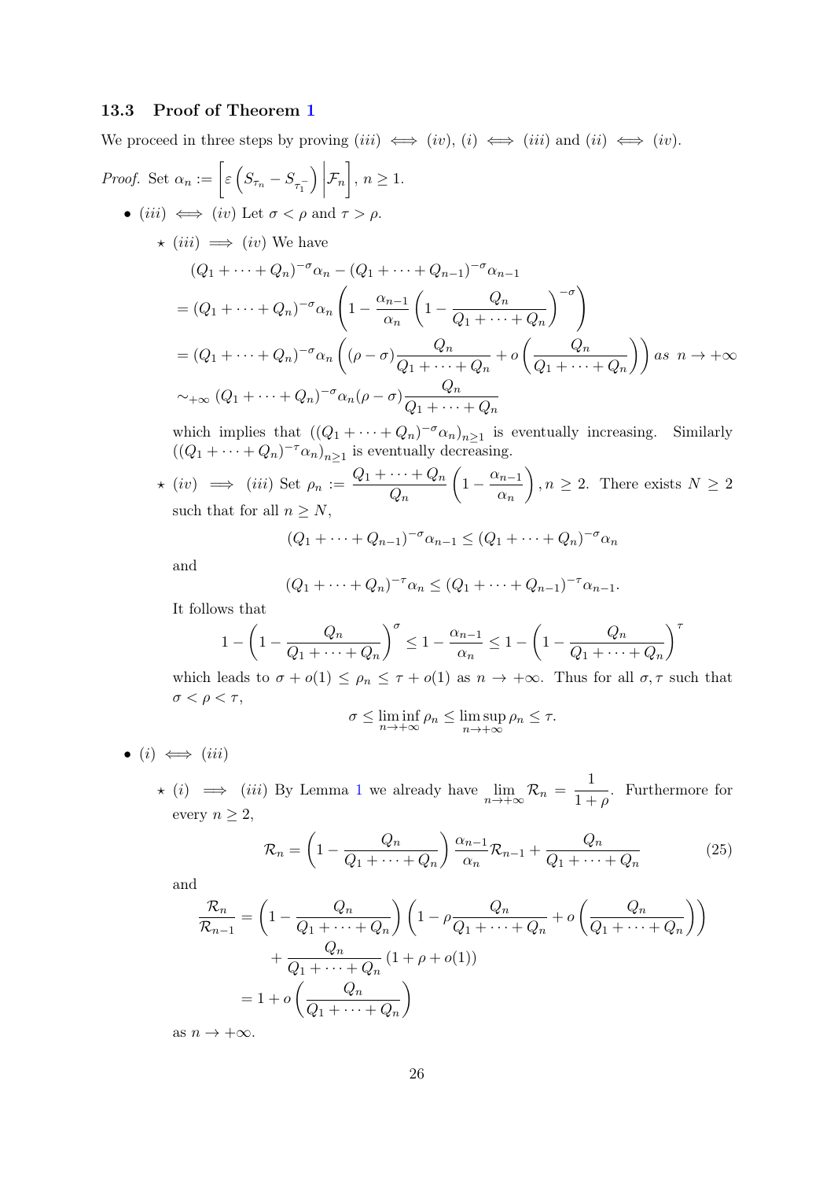### 13.3 Proof of Theorem 1

We proceed in three steps by proving $(iii) \iff (iv)$, $(i) \iff (iii)$ and $(ii) \iff (iv)$.

*Proof.* Set $\alpha_n := \left[\varepsilon\left(S_{\tau_n} - S_{\tau_1^-}\right)\middle|\mathcal{F}_n\right]$, $n \geq 1$.

- $(iii) \iff (iv)$ Let $\sigma < \rho$ and $\tau > \rho$.

  - $\star$ $(iii) \implies (iv)$ We have

$$
\begin{aligned}
&(Q_1 + \cdots + Q_n)^{-\sigma}\alpha_n - (Q_1 + \cdots + Q_{n-1})^{-\sigma}\alpha_{n-1} \\
&= (Q_1 + \cdots + Q_n)^{-\sigma}\alpha_n \left(1 - \frac{\alpha_{n-1}}{\alpha_n}\left(1 - \frac{Q_n}{Q_1 + \cdots + Q_n}\right)^{-\sigma}\right) \\
&= (Q_1 + \cdots + Q_n)^{-\sigma}\alpha_n \left((\rho - \sigma)\frac{Q_n}{Q_1 + \cdots + Q_n} + o\left(\frac{Q_n}{Q_1 + \cdots + Q_n}\right)\right) \; as \;\; n \to +\infty \\
&\sim_{+\infty} (Q_1 + \cdots + Q_n)^{-\sigma}\alpha_n(\rho - \sigma)\frac{Q_n}{Q_1 + \cdots + Q_n}
\end{aligned}
$$

    which implies that $((Q_1 + \cdots + Q_n)^{-\sigma}\alpha_n)_{n \geq 1}$ is eventually increasing. Similarly $((Q_1 + \cdots + Q_n)^{-\tau}\alpha_n)_{n \geq 1}$ is eventually decreasing.

  - $\star$ $(iv) \implies (iii)$ Set $\rho_n := \dfrac{Q_1 + \cdots + Q_n}{Q_n}\left(1 - \dfrac{\alpha_{n-1}}{\alpha_n}\right)$, $n \geq 2$. There exists $N \geq 2$ such that for all $n \geq N$,

$$
(Q_1 + \cdots + Q_{n-1})^{-\sigma}\alpha_{n-1} \leq (Q_1 + \cdots + Q_n)^{-\sigma}\alpha_n
$$

    and

$$
(Q_1 + \cdots + Q_n)^{-\tau}\alpha_n \leq (Q_1 + \cdots + Q_{n-1})^{-\tau}\alpha_{n-1}.
$$

    It follows that

$$
1 - \left(1 - \frac{Q_n}{Q_1 + \cdots + Q_n}\right)^{\sigma} \leq 1 - \frac{\alpha_{n-1}}{\alpha_n} \leq 1 - \left(1 - \frac{Q_n}{Q_1 + \cdots + Q_n}\right)^{\tau}
$$

    which leads to $\sigma + o(1) \leq \rho_n \leq \tau + o(1)$ as $n \to +\infty$. Thus for all $\sigma, \tau$ such that $\sigma < \rho < \tau$,

$$
\sigma \leq \liminf_{n \to +\infty} \rho_n \leq \limsup_{n \to +\infty} \rho_n \leq \tau.
$$

- $(i) \iff (iii)$

  - $\star$ $(i) \implies (iii)$ By Lemma 1 we already have $\lim_{n \to +\infty} \mathcal{R}_n = \dfrac{1}{1+\rho}$. Furthermore for every $n \geq 2$,

$$
\mathcal{R}_n = \left(1 - \frac{Q_n}{Q_1 + \cdots + Q_n}\right)\frac{\alpha_{n-1}}{\alpha_n}\mathcal{R}_{n-1} + \frac{Q_n}{Q_1 + \cdots + Q_n} \tag{25}
$$

    and

$$
\begin{aligned}
\frac{\mathcal{R}_n}{\mathcal{R}_{n-1}} &= \left(1 - \frac{Q_n}{Q_1 + \cdots + Q_n}\right)\left(1 - \rho\frac{Q_n}{Q_1 + \cdots + Q_n} + o\left(\frac{Q_n}{Q_1 + \cdots + Q_n}\right)\right) \\
&\quad + \frac{Q_n}{Q_1 + \cdots + Q_n}(1 + \rho + o(1)) \\
&= 1 + o\left(\frac{Q_n}{Q_1 + \cdots + Q_n}\right)
\end{aligned}
$$

    as $n \to +\infty$.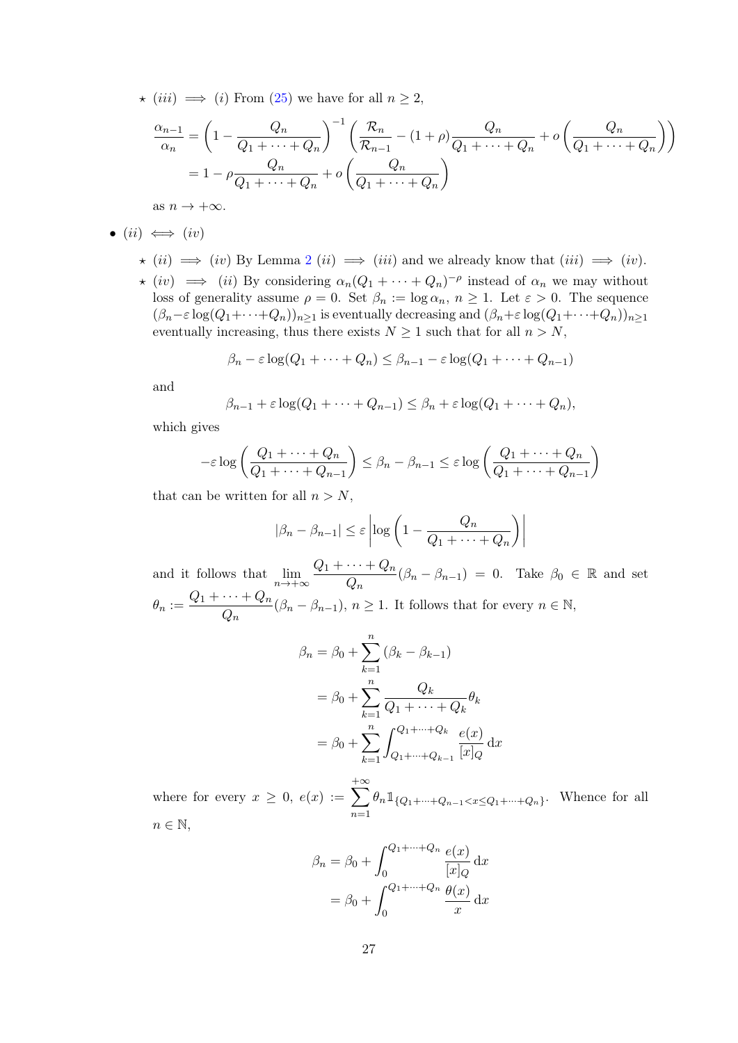- ⋆ $(iii) \implies (i)$ From (25) we have for all $n \geq 2$,

$$
\begin{aligned}
\frac{\alpha_{n-1}}{\alpha_n} &= \left(1 - \frac{Q_n}{Q_1 + \cdots + Q_n}\right)^{-1} \left(\frac{\mathcal{R}_n}{\mathcal{R}_{n-1}} - (1+\rho)\frac{Q_n}{Q_1 + \cdots + Q_n} + o\left(\frac{Q_n}{Q_1 + \cdots + Q_n}\right)\right) \\
&= 1 - \rho \frac{Q_n}{Q_1 + \cdots + Q_n} + o\left(\frac{Q_n}{Q_1 + \cdots + Q_n}\right)
\end{aligned}
$$

as $n \to +\infty$.

- $(ii) \iff (iv)$
  - ⋆ $(ii) \implies (iv)$ By Lemma 2 $(ii) \implies (iii)$ and we already know that $(iii) \implies (iv)$.
  - ⋆ $(iv) \implies (ii)$ By considering $\alpha_n (Q_1 + \cdots + Q_n)^{-\rho}$ instead of $\alpha_n$ we may without loss of generality assume $\rho = 0$. Set $\beta_n := \log \alpha_n$, $n \geq 1$. Let $\varepsilon > 0$. The sequence $(\beta_n - \varepsilon \log(Q_1 + \cdots + Q_n))_{n \geq 1}$ is eventually decreasing and $(\beta_n + \varepsilon \log(Q_1 + \cdots + Q_n))_{n \geq 1}$ eventually increasing, thus there exists $N \geq 1$ such that for all $n > N$,

$$
\beta_n - \varepsilon \log(Q_1 + \cdots + Q_n) \leq \beta_{n-1} - \varepsilon \log(Q_1 + \cdots + Q_{n-1})
$$

and

$$
\beta_{n-1} + \varepsilon \log(Q_1 + \cdots + Q_{n-1}) \leq \beta_n + \varepsilon \log(Q_1 + \cdots + Q_n),
$$

which gives

$$
-\varepsilon \log\left(\frac{Q_1 + \cdots + Q_n}{Q_1 + \cdots + Q_{n-1}}\right) \leq \beta_n - \beta_{n-1} \leq \varepsilon \log\left(\frac{Q_1 + \cdots + Q_n}{Q_1 + \cdots + Q_{n-1}}\right)
$$

that can be written for all $n > N$,

$$
|\beta_n - \beta_{n-1}| \leq \varepsilon \left|\log\left(1 - \frac{Q_n}{Q_1 + \cdots + Q_n}\right)\right|
$$

and it follows that $\lim_{n \to +\infty} \frac{Q_1 + \cdots + Q_n}{Q_n}(\beta_n - \beta_{n-1}) = 0$. Take $\beta_0 \in \mathbb{R}$ and set $\theta_n := \frac{Q_1 + \cdots + Q_n}{Q_n}(\beta_n - \beta_{n-1})$, $n \geq 1$. It follows that for every $n \in \mathbb{N}$,

$$
\begin{aligned}
\beta_n &= \beta_0 + \sum_{k=1}^{n} (\beta_k - \beta_{k-1}) \\
&= \beta_0 + \sum_{k=1}^{n} \frac{Q_k}{Q_1 + \cdots + Q_k} \theta_k \\
&= \beta_0 + \sum_{k=1}^{n} \int_{Q_1 + \cdots + Q_{k-1}}^{Q_1 + \cdots + Q_k} \frac{e(x)}{[x]_Q} \, \mathrm{d}x
\end{aligned}
$$

where for every $x \geq 0$, $e(x) := \sum_{n=1}^{+\infty} \theta_n \mathbb{1}_{\{Q_1 + \cdots + Q_{n-1} < x \leq Q_1 + \cdots + Q_n\}}$. Whence for all $n \in \mathbb{N}$,

$$
\begin{aligned}
\beta_n &= \beta_0 + \int_0^{Q_1 + \cdots + Q_n} \frac{e(x)}{[x]_Q} \, \mathrm{d}x \\
&= \beta_0 + \int_0^{Q_1 + \cdots + Q_n} \frac{\theta(x)}{x} \, \mathrm{d}x
\end{aligned}
$$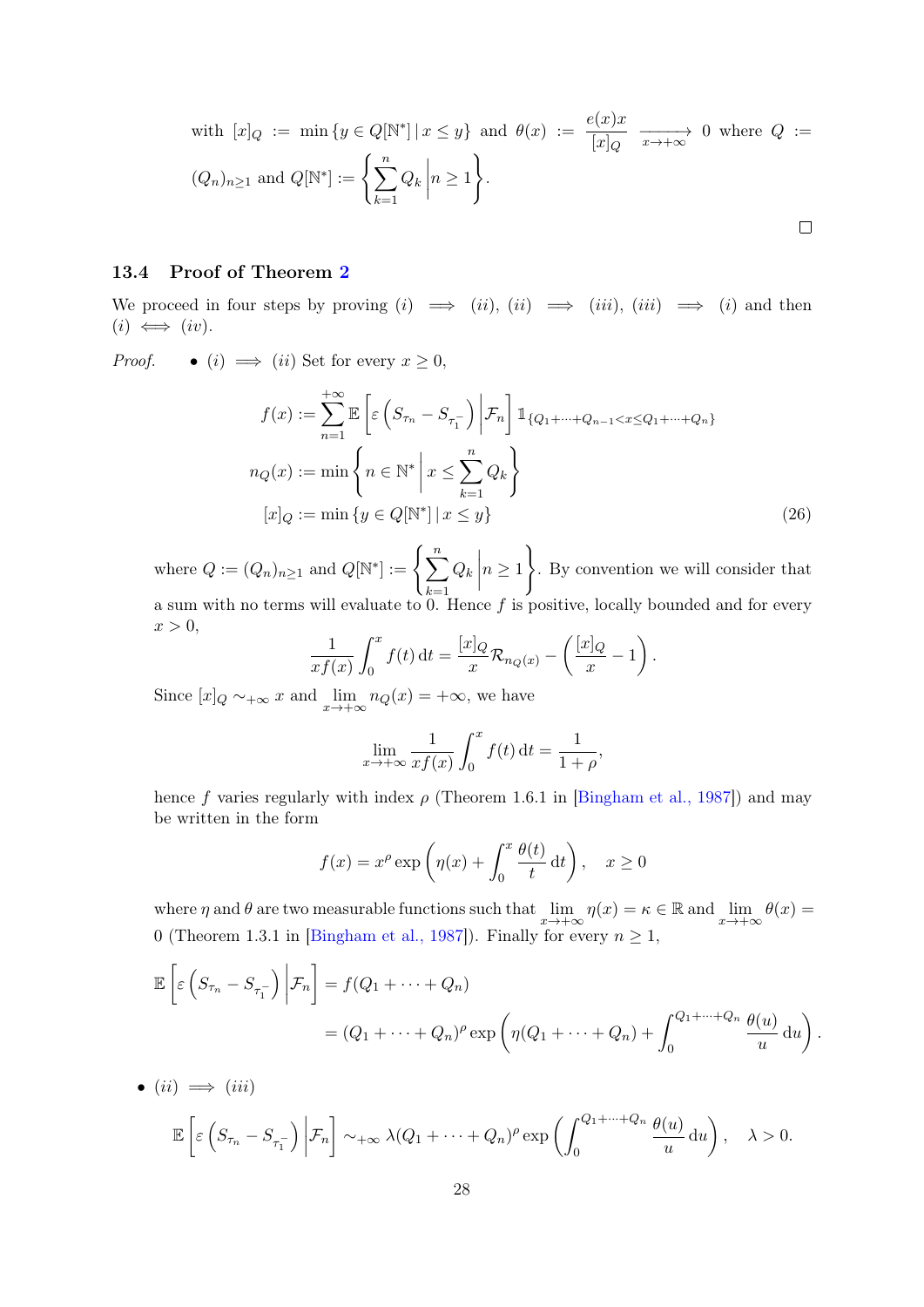with $[x]_Q := \min\{y \in Q[\mathbb{N}^*] \,|\, x \leq y\}$ and $\theta(x) := \frac{e(x)x}{[x]_Q} \underset{x\to+\infty}{\longrightarrow} 0$ where $Q := (Q_n)_{n\geq 1}$ and $Q[\mathbb{N}^*] := \left\{\sum_{k=1}^{n} Q_k \,\middle|\, n \geq 1\right\}$.

□

### 13.4 Proof of Theorem 2

We proceed in four steps by proving $(i) \implies (ii)$, $(ii) \implies (iii)$, $(iii) \implies (i)$ and then $(i) \iff (iv)$.

*Proof.*

- $(i) \implies (ii)$ Set for every $x \geq 0$,

$$
\begin{aligned}
f(x) &:= \sum_{n=1}^{+\infty} \mathbb{E}\left[\varepsilon\left(S_{\tau_n} - S_{\tau_1^-}\right)\,\middle|\,\mathcal{F}_n\right] \mathbb{1}_{\{Q_1+\cdots+Q_{n-1}<x\leq Q_1+\cdots+Q_n\}} \\
n_Q(x) &:= \min\left\{n \in \mathbb{N}^* \,\middle|\, x \leq \sum_{k=1}^{n} Q_k\right\} \\
[x]_Q &:= \min\{y \in Q[\mathbb{N}^*] \,|\, x \leq y\}
\end{aligned}
\tag{26}
$$

where $Q := (Q_n)_{n\geq 1}$ and $Q[\mathbb{N}^*] := \left\{\sum_{k=1}^{n} Q_k \,\middle|\, n \geq 1\right\}$. By convention we will consider that a sum with no terms will evaluate to 0. Hence $f$ is positive, locally bounded and for every $x > 0$,

$$
\frac{1}{xf(x)} \int_0^x f(t)\,\mathrm{d}t = \frac{[x]_Q}{x} \mathcal{R}_{n_Q(x)} - \left(\frac{[x]_Q}{x} - 1\right).
$$

Since $[x]_Q \sim_{+\infty} x$ and $\lim_{x\to+\infty} n_Q(x) = +\infty$, we have

$$
\lim_{x\to+\infty} \frac{1}{xf(x)} \int_0^x f(t)\,\mathrm{d}t = \frac{1}{1+\rho},
$$

hence $f$ varies regularly with index $\rho$ (Theorem 1.6.1 in [Bingham et al., 1987]) and may be written in the form

$$
f(x) = x^\rho \exp\left(\eta(x) + \int_0^x \frac{\theta(t)}{t}\,\mathrm{d}t\right), \quad x \geq 0
$$

where $\eta$ and $\theta$ are two measurable functions such that $\lim_{x\to+\infty} \eta(x) = \kappa \in \mathbb{R}$ and $\lim_{x\to+\infty} \theta(x) = 0$ (Theorem 1.3.1 in [Bingham et al., 1987]). Finally for every $n \geq 1$,

$$
\begin{aligned}
\mathbb{E}\left[\varepsilon\left(S_{\tau_n} - S_{\tau_1^-}\right)\,\middle|\,\mathcal{F}_n\right] &= f(Q_1 + \cdots + Q_n) \\
&= (Q_1 + \cdots + Q_n)^\rho \exp\left(\eta(Q_1 + \cdots + Q_n) + \int_0^{Q_1+\cdots+Q_n} \frac{\theta(u)}{u}\,\mathrm{d}u\right).
\end{aligned}
$$

- $(ii) \implies (iii)$

$$
\mathbb{E}\left[\varepsilon\left(S_{\tau_n} - S_{\tau_1^-}\right)\,\middle|\,\mathcal{F}_n\right] \sim_{+\infty} \lambda(Q_1 + \cdots + Q_n)^\rho \exp\left(\int_0^{Q_1+\cdots+Q_n} \frac{\theta(u)}{u}\,\mathrm{d}u\right), \quad \lambda > 0.
$$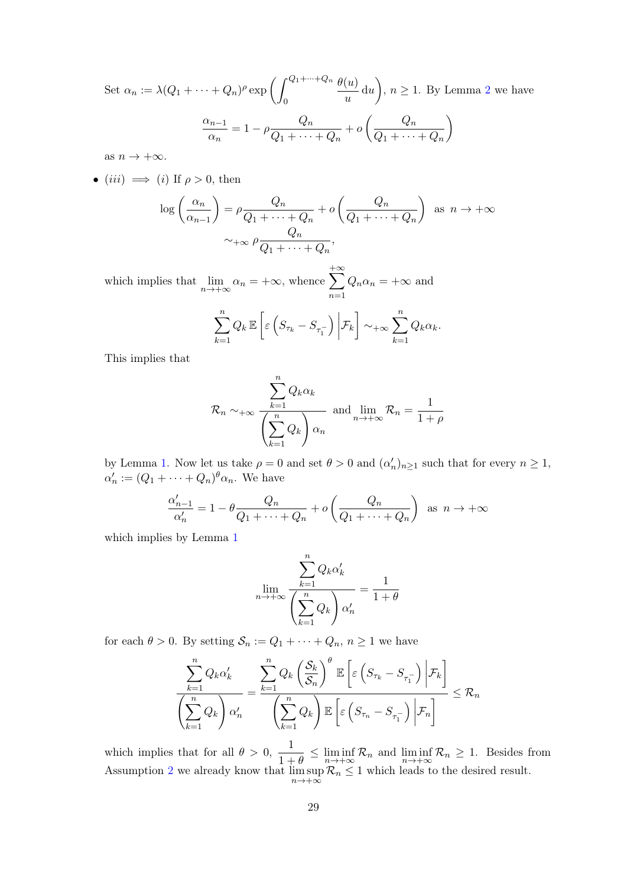Set $\alpha_n := \lambda(Q_1 + \cdots + Q_n)^\rho \exp\left(\int_0^{Q_1+\cdots+Q_n} \frac{\theta(u)}{u}\,\mathrm{d}u\right)$, $n \geq 1$. By Lemma 2 we have

$$\frac{\alpha_{n-1}}{\alpha_n} = 1 - \rho\frac{Q_n}{Q_1 + \cdots + Q_n} + o\left(\frac{Q_n}{Q_1 + \cdots + Q_n}\right)$$

as $n \to +\infty$.

- $(iii) \implies (i)$ If $\rho > 0$, then

$$\log\left(\frac{\alpha_n}{\alpha_{n-1}}\right) = \rho\frac{Q_n}{Q_1 + \cdots + Q_n} + o\left(\frac{Q_n}{Q_1 + \cdots + Q_n}\right) \quad \text{as } n \to +\infty$$
$$\sim_{+\infty} \rho\frac{Q_n}{Q_1 + \cdots + Q_n},$$

which implies that $\lim_{n\to+\infty} \alpha_n = +\infty$, whence $\sum_{n=1}^{+\infty} Q_n\alpha_n = +\infty$ and

$$\sum_{k=1}^{n} Q_k\, \mathbb{E}\left[\varepsilon\left(S_{\tau_k} - S_{\tau_1^-}\right)\middle|\mathcal{F}_k\right] \sim_{+\infty} \sum_{k=1}^{n} Q_k\alpha_k.$$

This implies that

$$\mathcal{R}_n \sim_{+\infty} \frac{\sum_{k=1}^{n} Q_k\alpha_k}{\left(\sum_{k=1}^{n} Q_k\right)\alpha_n} \quad \text{and} \lim_{n\to+\infty} \mathcal{R}_n = \frac{1}{1+\rho}$$

by Lemma 1. Now let us take $\rho = 0$ and set $\theta > 0$ and $(\alpha'_n)_{n\geq 1}$ such that for every $n \geq 1$, $\alpha'_n := (Q_1 + \cdots + Q_n)^\theta\alpha_n$. We have

$$\frac{\alpha'_{n-1}}{\alpha'_n} = 1 - \theta\frac{Q_n}{Q_1 + \cdots + Q_n} + o\left(\frac{Q_n}{Q_1 + \cdots + Q_n}\right) \quad \text{as } n \to +\infty$$

which implies by Lemma 1

$$\lim_{n\to+\infty} \frac{\sum_{k=1}^{n} Q_k\alpha'_k}{\left(\sum_{k=1}^{n} Q_k\right)\alpha'_n} = \frac{1}{1+\theta}$$

for each $\theta > 0$. By setting $\mathcal{S}_n := Q_1 + \cdots + Q_n$, $n \geq 1$ we have

$$\frac{\sum_{k=1}^{n} Q_k\alpha'_k}{\left(\sum_{k=1}^{n} Q_k\right)\alpha'_n} = \frac{\sum_{k=1}^{n} Q_k\left(\frac{\mathcal{S}_k}{\mathcal{S}_n}\right)^\theta \mathbb{E}\left[\varepsilon\left(S_{\tau_k} - S_{\tau_1^-}\right)\middle|\mathcal{F}_k\right]}{\left(\sum_{k=1}^{n} Q_k\right)\mathbb{E}\left[\varepsilon\left(S_{\tau_n} - S_{\tau_1^-}\right)\middle|\mathcal{F}_n\right]} \leq \mathcal{R}_n$$

which implies that for all $\theta > 0$, $\frac{1}{1+\theta} \leq \liminf_{n\to+\infty} \mathcal{R}_n$ and $\liminf_{n\to+\infty} \mathcal{R}_n \geq 1$. Besides from Assumption 2 we already know that $\limsup_{n\to+\infty} \mathcal{R}_n \leq 1$ which leads to the desired result.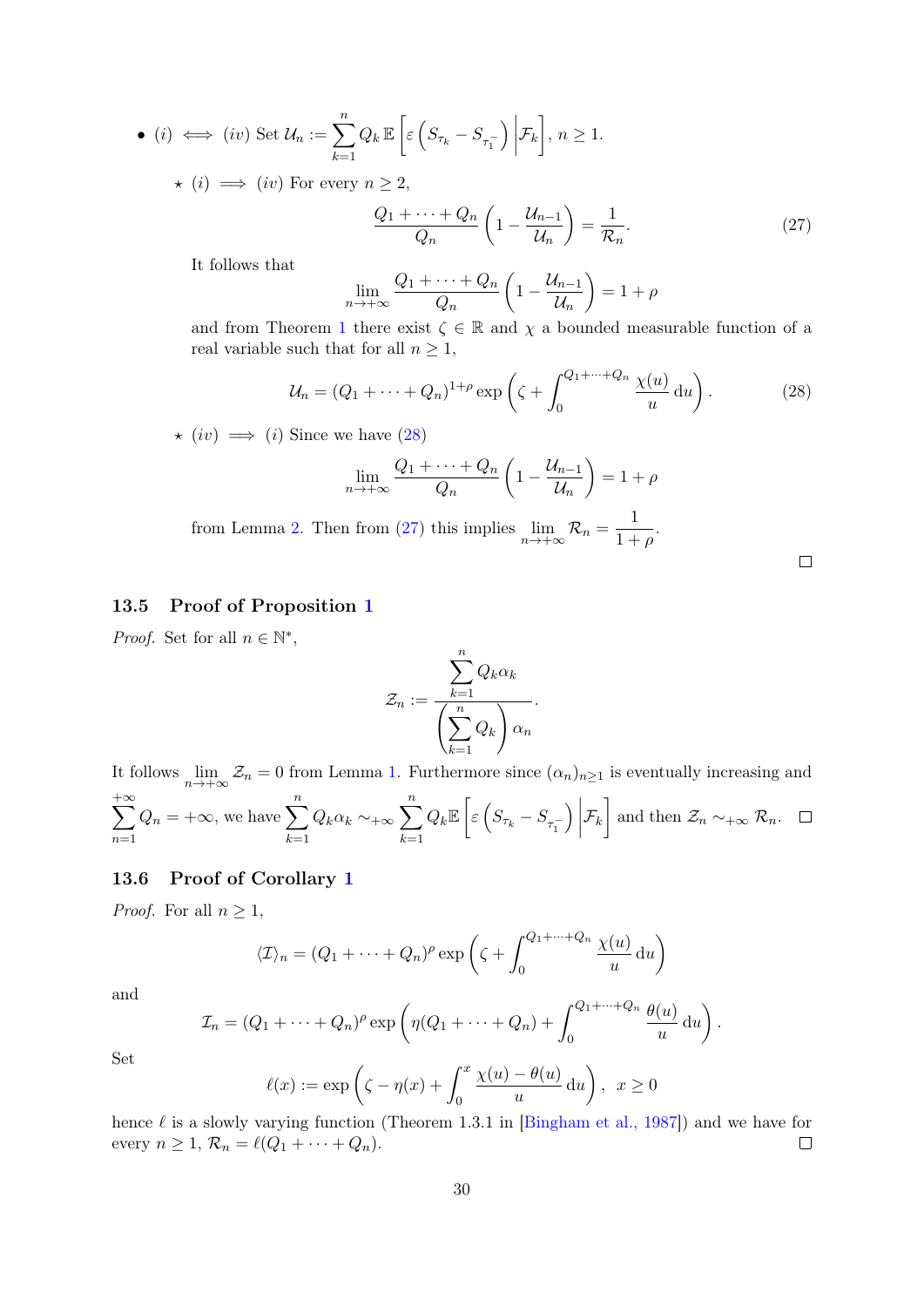- $(i) \iff (iv)$ Set $\mathcal{U}_n := \sum_{k=1}^{n} Q_k \, \mathbb{E}\left[\varepsilon\left(S_{\tau_k} - S_{\tau_1^-}\right) \middle| \mathcal{F}_k\right]$, $n \geq 1$.

  - $\star$ $(i) \implies (iv)$ For every $n \geq 2$,
  $$\frac{Q_1 + \cdots + Q_n}{Q_n}\left(1 - \frac{\mathcal{U}_{n-1}}{\mathcal{U}_n}\right) = \frac{1}{\mathcal{R}_n}. \tag{27}$$
  It follows that
  $$\lim_{n \to +\infty} \frac{Q_1 + \cdots + Q_n}{Q_n}\left(1 - \frac{\mathcal{U}_{n-1}}{\mathcal{U}_n}\right) = 1 + \rho$$
  and from Theorem 1 there exist $\zeta \in \mathbb{R}$ and $\chi$ a bounded measurable function of a real variable such that for all $n \geq 1$,
  $$\mathcal{U}_n = (Q_1 + \cdots + Q_n)^{1+\rho} \exp\left(\zeta + \int_0^{Q_1 + \cdots + Q_n} \frac{\chi(u)}{u} \, \mathrm{d}u\right). \tag{28}$$

  - $\star$ $(iv) \implies (i)$ Since we have (28)
  $$\lim_{n \to +\infty} \frac{Q_1 + \cdots + Q_n}{Q_n}\left(1 - \frac{\mathcal{U}_{n-1}}{\mathcal{U}_n}\right) = 1 + \rho$$
  from Lemma 2. Then from (27) this implies $\lim_{n \to +\infty} \mathcal{R}_n = \dfrac{1}{1+\rho}$.

□

### 13.5 Proof of Proposition 1

*Proof.* Set for all $n \in \mathbb{N}^*$,
$$\mathcal{Z}_n := \frac{\sum_{k=1}^{n} Q_k \alpha_k}{\left(\sum_{k=1}^{n} Q_k\right) \alpha_n}.$$
It follows $\lim_{n \to +\infty} \mathcal{Z}_n = 0$ from Lemma 1. Furthermore since $(\alpha_n)_{n \geq 1}$ is eventually increasing and $\sum_{n=1}^{+\infty} Q_n = +\infty$, we have $\sum_{k=1}^{n} Q_k \alpha_k \sim_{+\infty} \sum_{k=1}^{n} Q_k \mathbb{E}\left[\varepsilon\left(S_{\tau_k} - S_{\tau_1^-}\right) \middle| \mathcal{F}_k\right]$ and then $\mathcal{Z}_n \sim_{+\infty} \mathcal{R}_n$. □

### 13.6 Proof of Corollary 1

*Proof.* For all $n \geq 1$,
$$\langle \mathcal{I} \rangle_n = (Q_1 + \cdots + Q_n)^{\rho} \exp\left(\zeta + \int_0^{Q_1 + \cdots + Q_n} \frac{\chi(u)}{u} \, \mathrm{d}u\right)$$
and
$$\mathcal{I}_n = (Q_1 + \cdots + Q_n)^{\rho} \exp\left(\eta(Q_1 + \cdots + Q_n) + \int_0^{Q_1 + \cdots + Q_n} \frac{\theta(u)}{u} \, \mathrm{d}u\right).$$
Set
$$\ell(x) := \exp\left(\zeta - \eta(x) + \int_0^{x} \frac{\chi(u) - \theta(u)}{u} \, \mathrm{d}u\right), \quad x \geq 0$$
hence $\ell$ is a slowly varying function (Theorem 1.3.1 in [Bingham et al., 1987]) and we have for every $n \geq 1$, $\mathcal{R}_n = \ell(Q_1 + \cdots + Q_n)$. □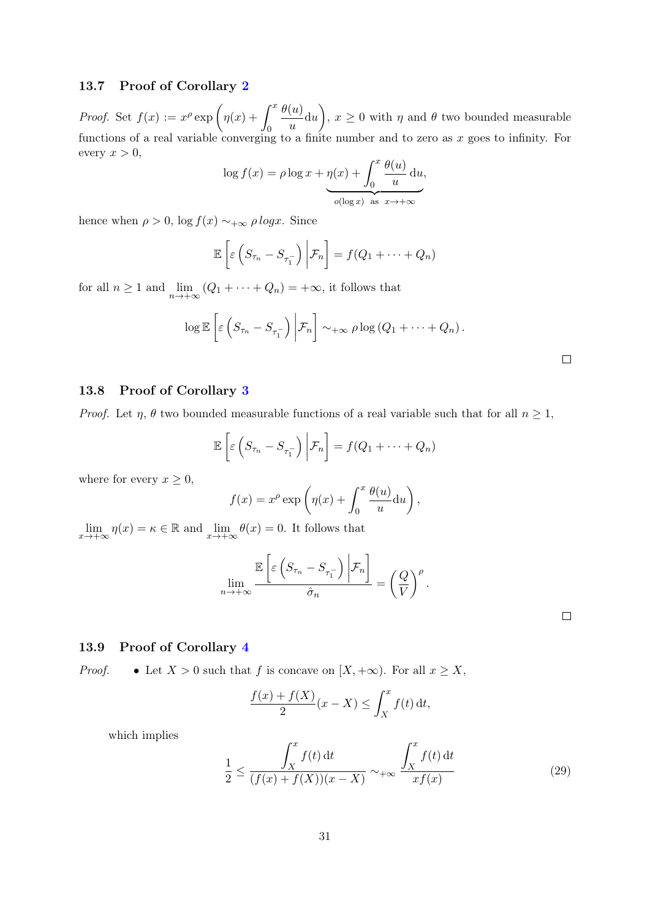### 13.7 Proof of Corollary 2

*Proof.* Set $f(x) := x^\rho \exp\left(\eta(x) + \int_0^x \frac{\theta(u)}{u}\mathrm{d}u\right)$, $x \geq 0$ with $\eta$ and $\theta$ two bounded measurable functions of a real variable converging to a finite number and to zero as $x$ goes to infinity. For every $x > 0$,

$$\log f(x) = \rho \log x + \underbrace{\eta(x) + \int_0^x \frac{\theta(u)}{u}\,\mathrm{d}u}_{o(\log x) \ \text{as} \ x \to +\infty},$$

hence when $\rho > 0$, $\log f(x) \sim_{+\infty} \rho\, logx$. Since

$$\mathbb{E}\left[\varepsilon\left(S_{\tau_n} - S_{\tau_1^-}\right)\middle|\mathcal{F}_n\right] = f(Q_1 + \cdots + Q_n)$$

for all $n \geq 1$ and $\lim_{n\to+\infty}(Q_1 + \cdots + Q_n) = +\infty$, it follows that

$$\log \mathbb{E}\left[\varepsilon\left(S_{\tau_n} - S_{\tau_1^-}\right)\middle|\mathcal{F}_n\right] \sim_{+\infty} \rho \log\left(Q_1 + \cdots + Q_n\right).$$

□

### 13.8 Proof of Corollary 3

*Proof.* Let $\eta$, $\theta$ two bounded measurable functions of a real variable such that for all $n \geq 1$,

$$\mathbb{E}\left[\varepsilon\left(S_{\tau_n} - S_{\tau_1^-}\right)\middle|\mathcal{F}_n\right] = f(Q_1 + \cdots + Q_n)$$

where for every $x \geq 0$,

$$f(x) = x^\rho \exp\left(\eta(x) + \int_0^x \frac{\theta(u)}{u}\mathrm{d}u\right),$$

$\lim_{x\to+\infty}\eta(x) = \kappa \in \mathbb{R}$ and $\lim_{x\to+\infty}\theta(x) = 0$. It follows that

$$\lim_{n\to+\infty} \frac{\mathbb{E}\left[\varepsilon\left(S_{\tau_n} - S_{\tau_1^-}\right)\middle|\mathcal{F}_n\right]}{\hat{\sigma}_n} = \left(\frac{Q}{V}\right)^\rho.$$

□

### 13.9 Proof of Corollary 4

*Proof.*

- Let $X > 0$ such that $f$ is concave on $[X, +\infty)$. For all $x \geq X$,

$$\frac{f(x) + f(X)}{2}(x - X) \leq \int_X^x f(t)\,\mathrm{d}t,$$

which implies

$$\frac{1}{2} \leq \frac{\int_X^x f(t)\,\mathrm{d}t}{(f(x) + f(X))(x - X)} \sim_{+\infty} \frac{\int_X^x f(t)\,\mathrm{d}t}{xf(x)} \tag{29}$$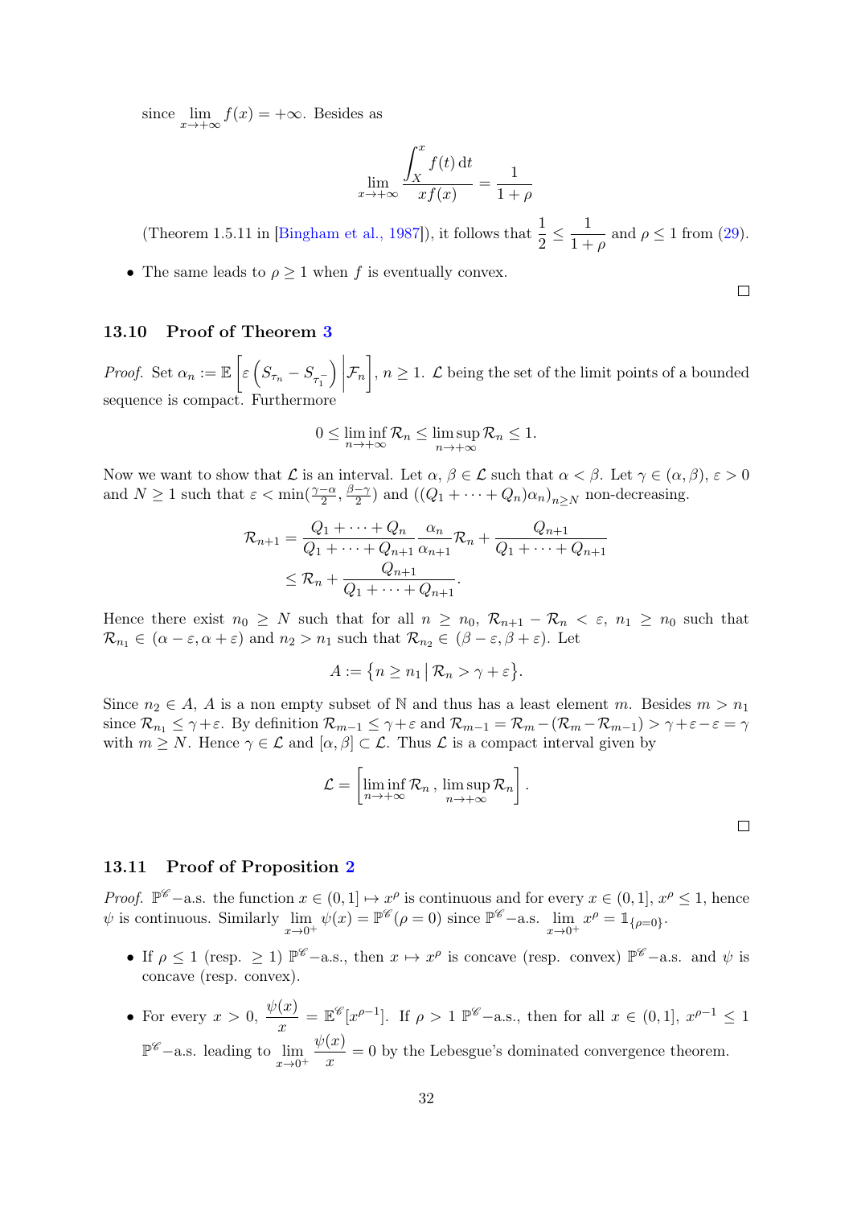since $\lim_{x\to+\infty} f(x) = +\infty$. Besides as

$$\lim_{x\to+\infty} \frac{\displaystyle\int_X^x f(t)\,\mathrm{d}t}{xf(x)} = \frac{1}{1+\rho}$$

(Theorem 1.5.11 in [Bingham et al., 1987]), it follows that $\frac{1}{2} \leq \frac{1}{1+\rho}$ and $\rho \leq 1$ from (29).

- The same leads to $\rho \geq 1$ when $f$ is eventually convex.

□

### 13.10 Proof of Theorem 3

*Proof.* Set $\alpha_n := \mathbb{E}\left[\varepsilon\left(S_{\tau_n} - S_{\tau_1^-}\right)\Big|\mathcal{F}_n\right]$, $n \geq 1$. $\mathcal{L}$ being the set of the limit points of a bounded sequence is compact. Furthermore

$$0 \leq \liminf_{n\to+\infty} \mathcal{R}_n \leq \limsup_{n\to+\infty} \mathcal{R}_n \leq 1.$$

Now we want to show that $\mathcal{L}$ is an interval. Let $\alpha$, $\beta \in \mathcal{L}$ such that $\alpha < \beta$. Let $\gamma \in (\alpha, \beta)$, $\varepsilon > 0$ and $N \geq 1$ such that $\varepsilon < \min(\frac{\gamma-\alpha}{2}, \frac{\beta-\gamma}{2})$ and $((Q_1 + \cdots + Q_n)\alpha_n)_{n\geq N}$ non-decreasing.

$$\begin{aligned}
\mathcal{R}_{n+1} &= \frac{Q_1 + \cdots + Q_n}{Q_1 + \cdots + Q_{n+1}} \frac{\alpha_n}{\alpha_{n+1}} \mathcal{R}_n + \frac{Q_{n+1}}{Q_1 + \cdots + Q_{n+1}} \\
&\leq \mathcal{R}_n + \frac{Q_{n+1}}{Q_1 + \cdots + Q_{n+1}}.
\end{aligned}$$

Hence there exist $n_0 \geq N$ such that for all $n \geq n_0$, $\mathcal{R}_{n+1} - \mathcal{R}_n < \varepsilon$, $n_1 \geq n_0$ such that $\mathcal{R}_{n_1} \in (\alpha - \varepsilon, \alpha + \varepsilon)$ and $n_2 > n_1$ such that $\mathcal{R}_{n_2} \in (\beta - \varepsilon, \beta + \varepsilon)$. Let

$$A := \left\{n \geq n_1 \,\middle|\, \mathcal{R}_n > \gamma + \varepsilon\right\}.$$

Since $n_2 \in A$, $A$ is a non empty subset of $\mathbb{N}$ and thus has a least element $m$. Besides $m > n_1$ since $\mathcal{R}_{n_1} \leq \gamma + \varepsilon$. By definition $\mathcal{R}_{m-1} \leq \gamma + \varepsilon$ and $\mathcal{R}_{m-1} = \mathcal{R}_m - (\mathcal{R}_m - \mathcal{R}_{m-1}) > \gamma + \varepsilon - \varepsilon = \gamma$ with $m \geq N$. Hence $\gamma \in \mathcal{L}$ and $[\alpha, \beta] \subset \mathcal{L}$. Thus $\mathcal{L}$ is a compact interval given by

$$\mathcal{L} = \left[\liminf_{n\to+\infty} \mathcal{R}_n\,,\, \limsup_{n\to+\infty} \mathcal{R}_n\right].$$

□

### 13.11 Proof of Proposition 2

*Proof.* $\mathbb{P}^{\mathscr{C}}-$a.s. the function $x \in (0, 1] \mapsto x^\rho$ is continuous and for every $x \in (0, 1]$, $x^\rho \leq 1$, hence $\psi$ is continuous. Similarly $\lim_{x\to 0^+} \psi(x) = \mathbb{P}^{\mathscr{C}}(\rho = 0)$ since $\mathbb{P}^{\mathscr{C}}-$a.s. $\lim_{x\to 0^+} x^\rho = \mathbb{1}_{\{\rho=0\}}$.

- If $\rho \leq 1$ (resp. $\geq 1$) $\mathbb{P}^{\mathscr{C}}-$a.s., then $x \mapsto x^\rho$ is concave (resp. convex) $\mathbb{P}^{\mathscr{C}}-$a.s. and $\psi$ is concave (resp. convex).
- For every $x > 0$, $\frac{\psi(x)}{x} = \mathbb{E}^{\mathscr{C}}[x^{\rho-1}]$. If $\rho > 1$ $\mathbb{P}^{\mathscr{C}}-$a.s., then for all $x \in (0, 1]$, $x^{\rho-1} \leq 1$ $\mathbb{P}^{\mathscr{C}}-$a.s. leading to $\lim_{x\to 0^+} \frac{\psi(x)}{x} = 0$ by the Lebesgue's dominated convergence theorem.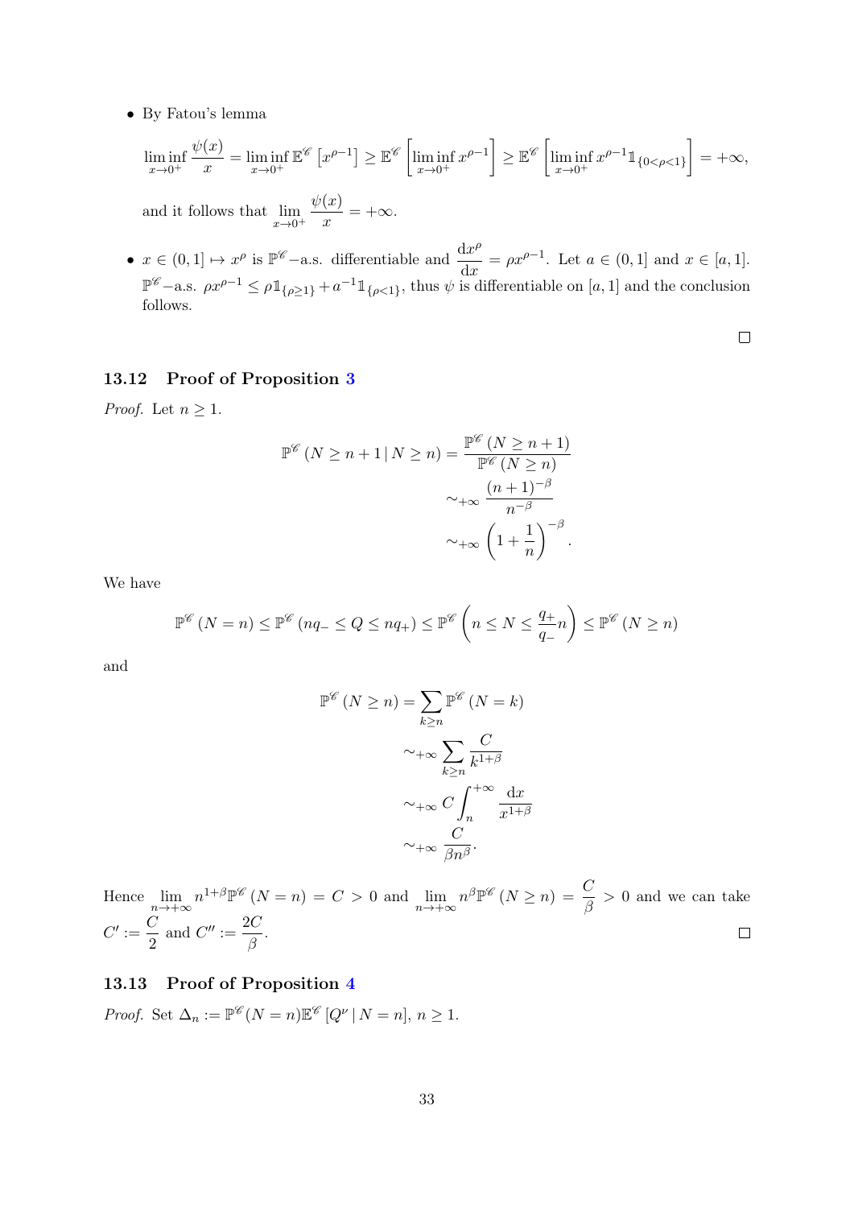- By Fatou's lemma

$$\liminf_{x\to 0^+} \frac{\psi(x)}{x} = \liminf_{x\to 0^+} \mathbb{E}^{\mathscr{C}}\left[x^{\rho-1}\right] \geq \mathbb{E}^{\mathscr{C}}\left[\liminf_{x\to 0^+} x^{\rho-1}\right] \geq \mathbb{E}^{\mathscr{C}}\left[\liminf_{x\to 0^+} x^{\rho-1}\mathbb{1}_{\{0<\rho<1\}}\right] = +\infty,$$

and it follows that $\lim_{x\to 0^+} \frac{\psi(x)}{x} = +\infty$.

- $x \in (0,1] \mapsto x^\rho$ is $\mathbb{P}^{\mathscr{C}}-$a.s. differentiable and $\frac{\mathrm{d}x^\rho}{\mathrm{d}x} = \rho x^{\rho-1}$. Let $a \in (0,1]$ and $x \in [a,1]$. $\mathbb{P}^{\mathscr{C}}-$a.s. $\rho x^{\rho-1} \leq \rho \mathbb{1}_{\{\rho\geq 1\}} + a^{-1}\mathbb{1}_{\{\rho<1\}}$, thus $\psi$ is differentiable on $[a,1]$ and the conclusion follows.

□

### 13.12 Proof of Proposition 3

*Proof.* Let $n \geq 1$.

$$\begin{aligned}
\mathbb{P}^{\mathscr{C}}\left(N \geq n+1 \,|\, N \geq n\right) &= \frac{\mathbb{P}^{\mathscr{C}}\left(N \geq n+1\right)}{\mathbb{P}^{\mathscr{C}}\left(N \geq n\right)} \\
&\sim_{+\infty} \frac{(n+1)^{-\beta}}{n^{-\beta}} \\
&\sim_{+\infty} \left(1+\frac{1}{n}\right)^{-\beta}.
\end{aligned}$$

We have

$$\mathbb{P}^{\mathscr{C}}\left(N = n\right) \leq \mathbb{P}^{\mathscr{C}}\left(nq_- \leq Q \leq nq_+\right) \leq \mathbb{P}^{\mathscr{C}}\left(n \leq N \leq \frac{q_+}{q_-}n\right) \leq \mathbb{P}^{\mathscr{C}}\left(N \geq n\right)$$

and

$$\begin{aligned}
\mathbb{P}^{\mathscr{C}}\left(N \geq n\right) &= \sum_{k\geq n} \mathbb{P}^{\mathscr{C}}\left(N = k\right) \\
&\sim_{+\infty} \sum_{k\geq n} \frac{C}{k^{1+\beta}} \\
&\sim_{+\infty} C\int_n^{+\infty} \frac{\mathrm{d}x}{x^{1+\beta}} \\
&\sim_{+\infty} \frac{C}{\beta n^\beta}.
\end{aligned}$$

Hence $\lim_{n\to+\infty} n^{1+\beta}\mathbb{P}^{\mathscr{C}}\left(N = n\right) = C > 0$ and $\lim_{n\to+\infty} n^{\beta}\mathbb{P}^{\mathscr{C}}\left(N \geq n\right) = \frac{C}{\beta} > 0$ and we can take $C' := \frac{C}{2}$ and $C'' := \frac{2C}{\beta}$. □

### 13.13 Proof of Proposition 4

*Proof.* Set $\Delta_n := \mathbb{P}^{\mathscr{C}}(N = n)\mathbb{E}^{\mathscr{C}}\left[Q^\nu \,|\, N = n\right]$, $n \geq 1$.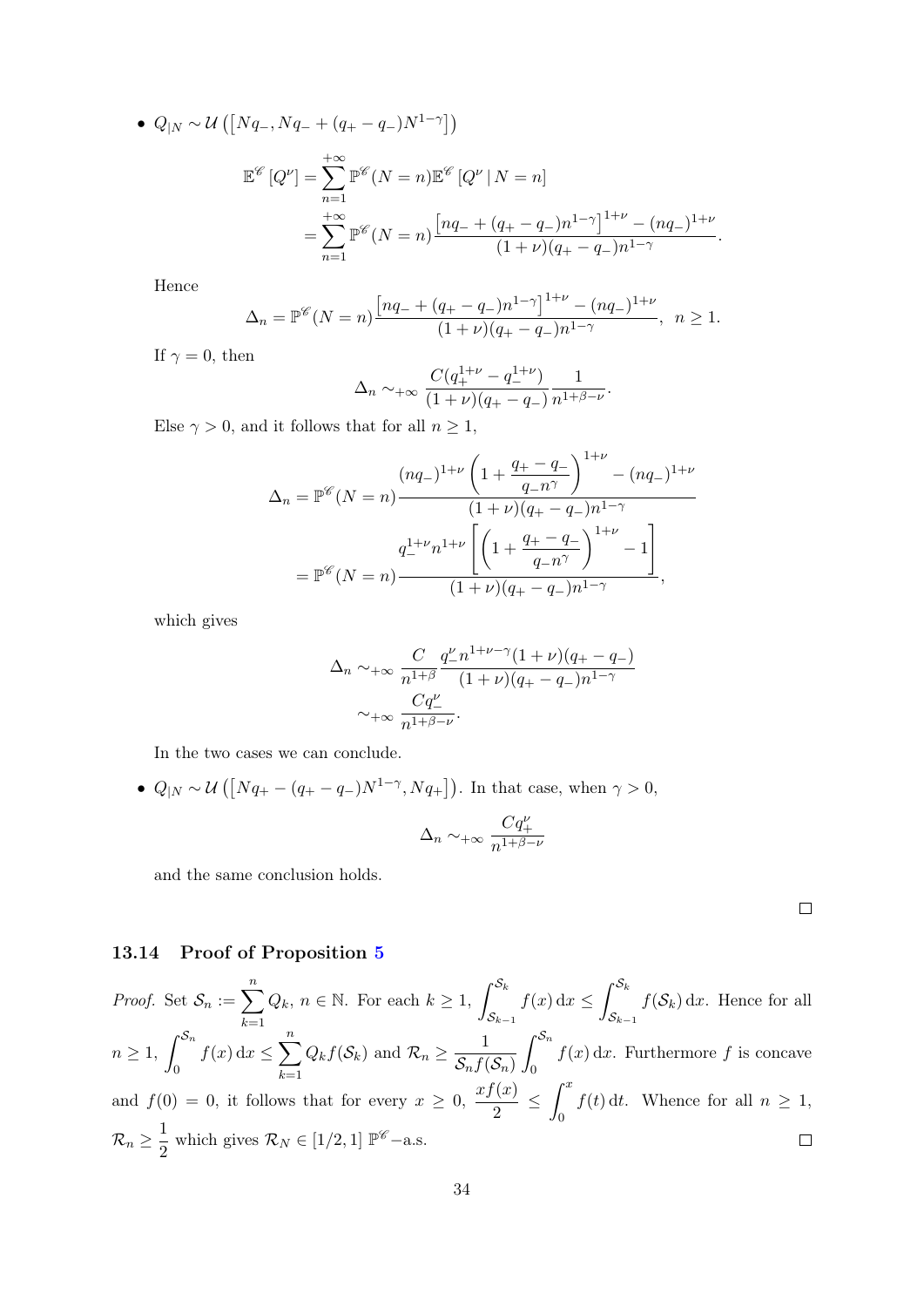- $Q_{|N} \sim \mathcal{U}\left(\left[Nq_-, Nq_- + (q_+ - q_-)N^{1-\gamma}\right]\right)$

$$
\begin{aligned}
\mathbb{E}^{\mathscr{C}}\left[Q^\nu\right] &= \sum_{n=1}^{+\infty} \mathbb{P}^{\mathscr{C}}(N=n)\mathbb{E}^{\mathscr{C}}\left[Q^\nu \,|\, N=n\right] \\
&= \sum_{n=1}^{+\infty} \mathbb{P}^{\mathscr{C}}(N=n)\frac{\left[nq_- + (q_+ - q_-)n^{1-\gamma}\right]^{1+\nu} - (nq_-)^{1+\nu}}{(1+\nu)(q_+ - q_-)n^{1-\gamma}}.
\end{aligned}
$$

Hence

$$
\Delta_n = \mathbb{P}^{\mathscr{C}}(N=n)\frac{\left[nq_- + (q_+ - q_-)n^{1-\gamma}\right]^{1+\nu} - (nq_-)^{1+\nu}}{(1+\nu)(q_+ - q_-)n^{1-\gamma}}, \;\; n \geq 1.
$$

If $\gamma = 0$, then

$$
\Delta_n \sim_{+\infty} \frac{C(q_+^{1+\nu} - q_-^{1+\nu})}{(1+\nu)(q_+ - q_-)}\frac{1}{n^{1+\beta-\nu}}.
$$

Else $\gamma > 0$, and it follows that for all $n \geq 1$,

$$
\begin{aligned}
\Delta_n &= \mathbb{P}^{\mathscr{C}}(N=n)\frac{(nq_-)^{1+\nu}\left(1 + \dfrac{q_+ - q_-}{q_- n^\gamma}\right)^{1+\nu} - (nq_-)^{1+\nu}}{(1+\nu)(q_+ - q_-)n^{1-\gamma}} \\
&= \mathbb{P}^{\mathscr{C}}(N=n)\frac{q_-^{1+\nu}n^{1+\nu}\left[\left(1 + \dfrac{q_+ - q_-}{q_- n^\gamma}\right)^{1+\nu} - 1\right]}{(1+\nu)(q_+ - q_-)n^{1-\gamma}},
\end{aligned}
$$

which gives

$$
\begin{aligned}
\Delta_n &\sim_{+\infty} \frac{C}{n^{1+\beta}}\frac{q_-^\nu n^{1+\nu-\gamma}(1+\nu)(q_+ - q_-)}{(1+\nu)(q_+ - q_-)n^{1-\gamma}} \\
&\sim_{+\infty} \frac{Cq_-^\nu}{n^{1+\beta-\nu}}.
\end{aligned}
$$

In the two cases we can conclude.

- $Q_{|N} \sim \mathcal{U}\left(\left[Nq_+ - (q_+ - q_-)N^{1-\gamma}, Nq_+\right]\right)$. In that case, when $\gamma > 0$,

$$
\Delta_n \sim_{+\infty} \frac{Cq_+^\nu}{n^{1+\beta-\nu}}
$$

and the same conclusion holds.

□

### 13.14 Proof of Proposition 5

*Proof.* Set $\mathcal{S}_n := \sum_{k=1}^{n} Q_k$, $n \in \mathbb{N}$. For each $k \geq 1$, $\int_{\mathcal{S}_{k-1}}^{\mathcal{S}_k} f(x)\,\mathrm{d}x \leq \int_{\mathcal{S}_{k-1}}^{\mathcal{S}_k} f(\mathcal{S}_k)\,\mathrm{d}x$. Hence for all $n \geq 1$, $\int_0^{\mathcal{S}_n} f(x)\,\mathrm{d}x \leq \sum_{k=1}^{n} Q_k f(\mathcal{S}_k)$ and $\mathcal{R}_n \geq \dfrac{1}{\mathcal{S}_n f(\mathcal{S}_n)}\int_0^{\mathcal{S}_n} f(x)\,\mathrm{d}x$. Furthermore $f$ is concave and $f(0) = 0$, it follows that for every $x \geq 0$, $\dfrac{xf(x)}{2} \leq \int_0^x f(t)\,\mathrm{d}t$. Whence for all $n \geq 1$, $\mathcal{R}_n \geq \dfrac{1}{2}$ which gives $\mathcal{R}_N \in [1/2, 1]$ $\mathbb{P}^{\mathscr{C}}$−a.s. □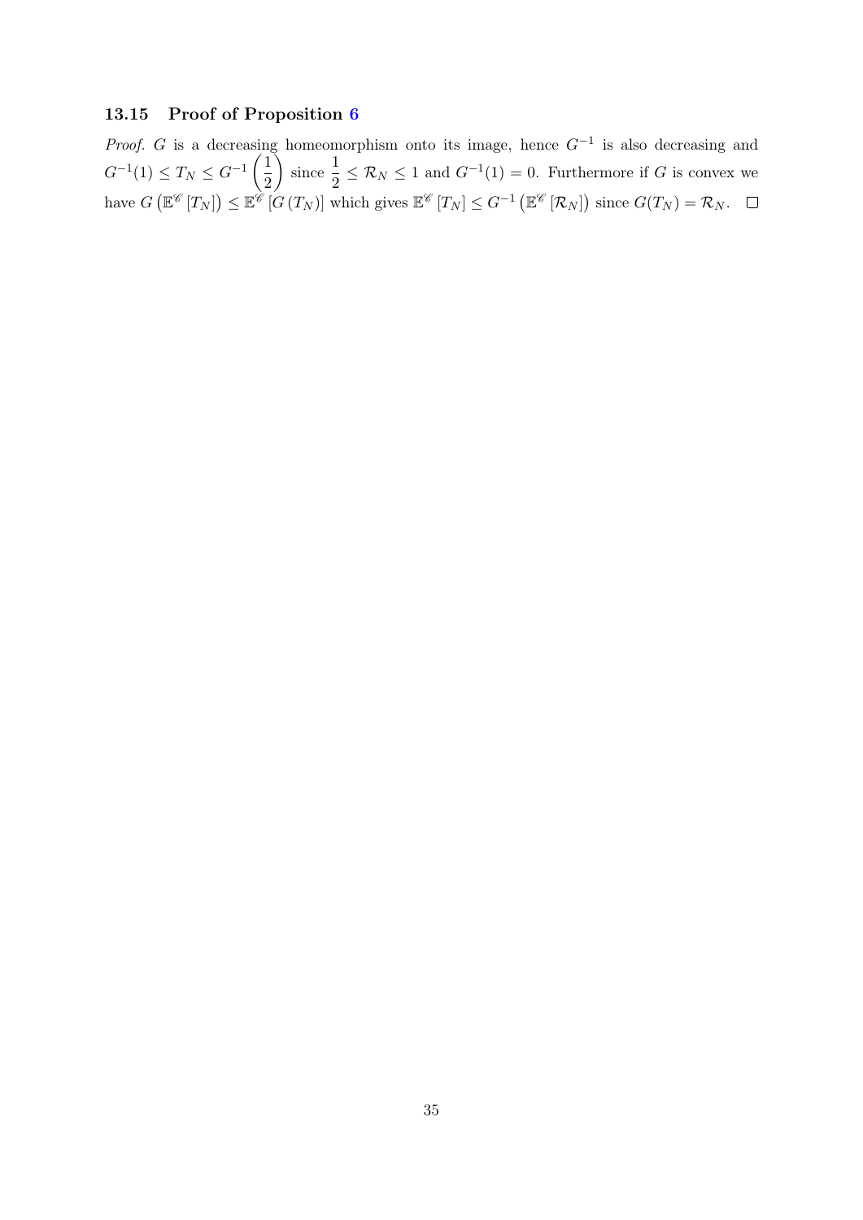### 13.15 Proof of Proposition 6

*Proof.* $G$ is a decreasing homeomorphism onto its image, hence $G^{-1}$ is also decreasing and $G^{-1}(1) \leq T_N \leq G^{-1}\left(\frac{1}{2}\right)$ since $\frac{1}{2} \leq \mathcal{R}_N \leq 1$ and $G^{-1}(1) = 0$. Furthermore if $G$ is convex we have $G\left(\mathbb{E}^{\mathscr{C}}\left[T_N\right]\right) \leq \mathbb{E}^{\mathscr{C}}\left[G\left(T_N\right)\right]$ which gives $\mathbb{E}^{\mathscr{C}}\left[T_N\right] \leq G^{-1}\left(\mathbb{E}^{\mathscr{C}}\left[\mathcal{R}_N\right]\right)$ since $G(T_N) = \mathcal{R}_N$. $\square$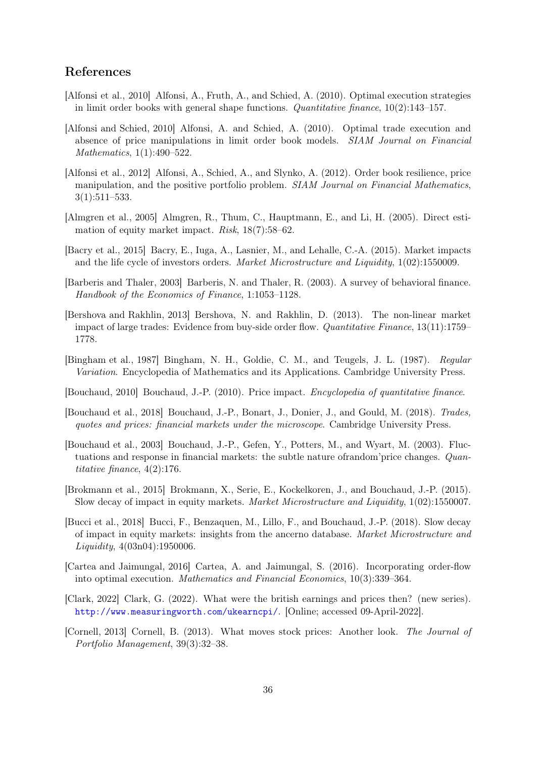## References

[Alfonsi et al., 2010] Alfonsi, A., Fruth, A., and Schied, A. (2010). Optimal execution strategies in limit order books with general shape functions. *Quantitative finance*, 10(2):143–157.

[Alfonsi and Schied, 2010] Alfonsi, A. and Schied, A. (2010). Optimal trade execution and absence of price manipulations in limit order book models. *SIAM Journal on Financial Mathematics*, 1(1):490–522.

[Alfonsi et al., 2012] Alfonsi, A., Schied, A., and Slynko, A. (2012). Order book resilience, price manipulation, and the positive portfolio problem. *SIAM Journal on Financial Mathematics*, 3(1):511–533.

[Almgren et al., 2005] Almgren, R., Thum, C., Hauptmann, E., and Li, H. (2005). Direct estimation of equity market impact. *Risk*, 18(7):58–62.

[Bacry et al., 2015] Bacry, E., Iuga, A., Lasnier, M., and Lehalle, C.-A. (2015). Market impacts and the life cycle of investors orders. *Market Microstructure and Liquidity*, 1(02):1550009.

[Barberis and Thaler, 2003] Barberis, N. and Thaler, R. (2003). A survey of behavioral finance. *Handbook of the Economics of Finance*, 1:1053–1128.

[Bershova and Rakhlin, 2013] Bershova, N. and Rakhlin, D. (2013). The non-linear market impact of large trades: Evidence from buy-side order flow. *Quantitative Finance*, 13(11):1759–1778.

[Bingham et al., 1987] Bingham, N. H., Goldie, C. M., and Teugels, J. L. (1987). *Regular Variation*. Encyclopedia of Mathematics and its Applications. Cambridge University Press.

[Bouchaud, 2010] Bouchaud, J.-P. (2010). Price impact. *Encyclopedia of quantitative finance*.

[Bouchaud et al., 2018] Bouchaud, J.-P., Bonart, J., Donier, J., and Gould, M. (2018). *Trades, quotes and prices: financial markets under the microscope*. Cambridge University Press.

[Bouchaud et al., 2003] Bouchaud, J.-P., Gefen, Y., Potters, M., and Wyart, M. (2003). Fluctuations and response in financial markets: the subtle nature ofrandom'price changes. *Quantitative finance*, 4(2):176.

[Brokmann et al., 2015] Brokmann, X., Serie, E., Kockelkoren, J., and Bouchaud, J.-P. (2015). Slow decay of impact in equity markets. *Market Microstructure and Liquidity*, 1(02):1550007.

[Bucci et al., 2018] Bucci, F., Benzaquen, M., Lillo, F., and Bouchaud, J.-P. (2018). Slow decay of impact in equity markets: insights from the ancerno database. *Market Microstructure and Liquidity*, 4(03n04):1950006.

[Cartea and Jaimungal, 2016] Cartea, A. and Jaimungal, S. (2016). Incorporating order-flow into optimal execution. *Mathematics and Financial Economics*, 10(3):339–364.

[Clark, 2022] Clark, G. (2022). What were the british earnings and prices then? (new series). http://www.measuringworth.com/ukearncpi/. [Online; accessed 09-April-2022].

[Cornell, 2013] Cornell, B. (2013). What moves stock prices: Another look. *The Journal of Portfolio Management*, 39(3):32–38.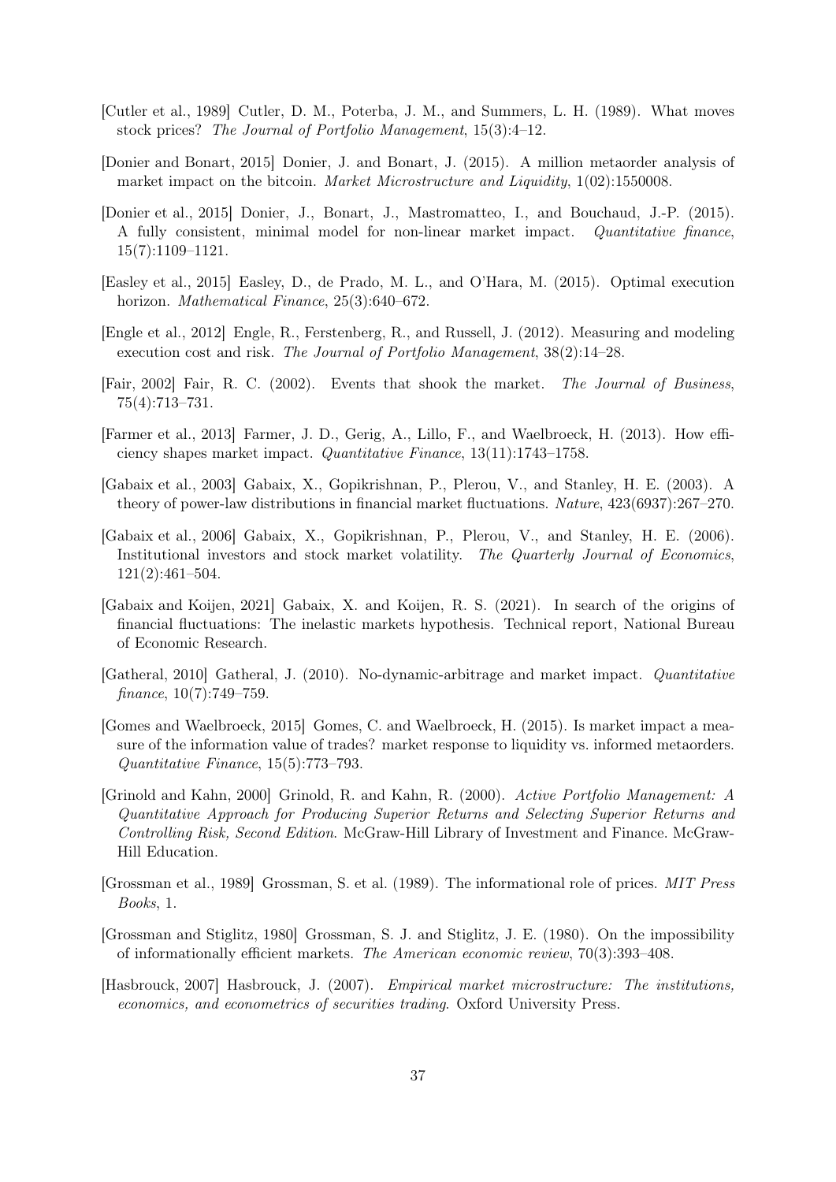[Cutler et al., 1989] Cutler, D. M., Poterba, J. M., and Summers, L. H. (1989). What moves stock prices? *The Journal of Portfolio Management*, 15(3):4–12.

[Donier and Bonart, 2015] Donier, J. and Bonart, J. (2015). A million metaorder analysis of market impact on the bitcoin. *Market Microstructure and Liquidity*, 1(02):1550008.

[Donier et al., 2015] Donier, J., Bonart, J., Mastromatteo, I., and Bouchaud, J.-P. (2015). A fully consistent, minimal model for non-linear market impact. *Quantitative finance*, 15(7):1109–1121.

[Easley et al., 2015] Easley, D., de Prado, M. L., and O'Hara, M. (2015). Optimal execution horizon. *Mathematical Finance*, 25(3):640–672.

[Engle et al., 2012] Engle, R., Ferstenberg, R., and Russell, J. (2012). Measuring and modeling execution cost and risk. *The Journal of Portfolio Management*, 38(2):14–28.

[Fair, 2002] Fair, R. C. (2002). Events that shook the market. *The Journal of Business*, 75(4):713–731.

[Farmer et al., 2013] Farmer, J. D., Gerig, A., Lillo, F., and Waelbroeck, H. (2013). How efficiency shapes market impact. *Quantitative Finance*, 13(11):1743–1758.

[Gabaix et al., 2003] Gabaix, X., Gopikrishnan, P., Plerou, V., and Stanley, H. E. (2003). A theory of power-law distributions in financial market fluctuations. *Nature*, 423(6937):267–270.

[Gabaix et al., 2006] Gabaix, X., Gopikrishnan, P., Plerou, V., and Stanley, H. E. (2006). Institutional investors and stock market volatility. *The Quarterly Journal of Economics*, 121(2):461–504.

[Gabaix and Koijen, 2021] Gabaix, X. and Koijen, R. S. (2021). In search of the origins of financial fluctuations: The inelastic markets hypothesis. Technical report, National Bureau of Economic Research.

[Gatheral, 2010] Gatheral, J. (2010). No-dynamic-arbitrage and market impact. *Quantitative finance*, 10(7):749–759.

[Gomes and Waelbroeck, 2015] Gomes, C. and Waelbroeck, H. (2015). Is market impact a measure of the information value of trades? market response to liquidity vs. informed metaorders. *Quantitative Finance*, 15(5):773–793.

[Grinold and Kahn, 2000] Grinold, R. and Kahn, R. (2000). *Active Portfolio Management: A Quantitative Approach for Producing Superior Returns and Selecting Superior Returns and Controlling Risk, Second Edition*. McGraw-Hill Library of Investment and Finance. McGraw-Hill Education.

[Grossman et al., 1989] Grossman, S. et al. (1989). The informational role of prices. *MIT Press Books*, 1.

[Grossman and Stiglitz, 1980] Grossman, S. J. and Stiglitz, J. E. (1980). On the impossibility of informationally efficient markets. *The American economic review*, 70(3):393–408.

[Hasbrouck, 2007] Hasbrouck, J. (2007). *Empirical market microstructure: The institutions, economics, and econometrics of securities trading*. Oxford University Press.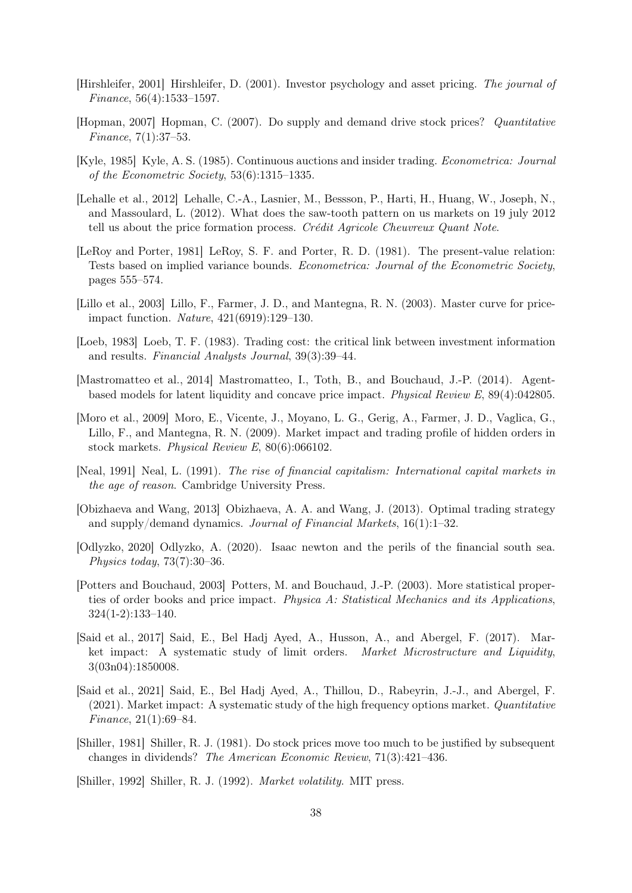[Hirshleifer, 2001] Hirshleifer, D. (2001). Investor psychology and asset pricing. *The journal of Finance*, 56(4):1533–1597.

[Hopman, 2007] Hopman, C. (2007). Do supply and demand drive stock prices? *Quantitative Finance*, 7(1):37–53.

[Kyle, 1985] Kyle, A. S. (1985). Continuous auctions and insider trading. *Econometrica: Journal of the Econometric Society*, 53(6):1315–1335.

[Lehalle et al., 2012] Lehalle, C.-A., Lasnier, M., Bessson, P., Harti, H., Huang, W., Joseph, N., and Massoulard, L. (2012). What does the saw-tooth pattern on us markets on 19 july 2012 tell us about the price formation process. *Crédit Agricole Cheuvreux Quant Note*.

[LeRoy and Porter, 1981] LeRoy, S. F. and Porter, R. D. (1981). The present-value relation: Tests based on implied variance bounds. *Econometrica: Journal of the Econometric Society*, pages 555–574.

[Lillo et al., 2003] Lillo, F., Farmer, J. D., and Mantegna, R. N. (2003). Master curve for price-impact function. *Nature*, 421(6919):129–130.

[Loeb, 1983] Loeb, T. F. (1983). Trading cost: the critical link between investment information and results. *Financial Analysts Journal*, 39(3):39–44.

[Mastromatteo et al., 2014] Mastromatteo, I., Toth, B., and Bouchaud, J.-P. (2014). Agent-based models for latent liquidity and concave price impact. *Physical Review E*, 89(4):042805.

[Moro et al., 2009] Moro, E., Vicente, J., Moyano, L. G., Gerig, A., Farmer, J. D., Vaglica, G., Lillo, F., and Mantegna, R. N. (2009). Market impact and trading profile of hidden orders in stock markets. *Physical Review E*, 80(6):066102.

[Neal, 1991] Neal, L. (1991). *The rise of financial capitalism: International capital markets in the age of reason*. Cambridge University Press.

[Obizhaeva and Wang, 2013] Obizhaeva, A. A. and Wang, J. (2013). Optimal trading strategy and supply/demand dynamics. *Journal of Financial Markets*, 16(1):1–32.

[Odlyzko, 2020] Odlyzko, A. (2020). Isaac newton and the perils of the financial south sea. *Physics today*, 73(7):30–36.

[Potters and Bouchaud, 2003] Potters, M. and Bouchaud, J.-P. (2003). More statistical properties of order books and price impact. *Physica A: Statistical Mechanics and its Applications*, 324(1-2):133–140.

[Said et al., 2017] Said, E., Bel Hadj Ayed, A., Husson, A., and Abergel, F. (2017). Market impact: A systematic study of limit orders. *Market Microstructure and Liquidity*, 3(03n04):1850008.

[Said et al., 2021] Said, E., Bel Hadj Ayed, A., Thillou, D., Rabeyrin, J.-J., and Abergel, F. (2021). Market impact: A systematic study of the high frequency options market. *Quantitative Finance*, 21(1):69–84.

[Shiller, 1981] Shiller, R. J. (1981). Do stock prices move too much to be justified by subsequent changes in dividends? *The American Economic Review*, 71(3):421–436.

[Shiller, 1992] Shiller, R. J. (1992). *Market volatility*. MIT press.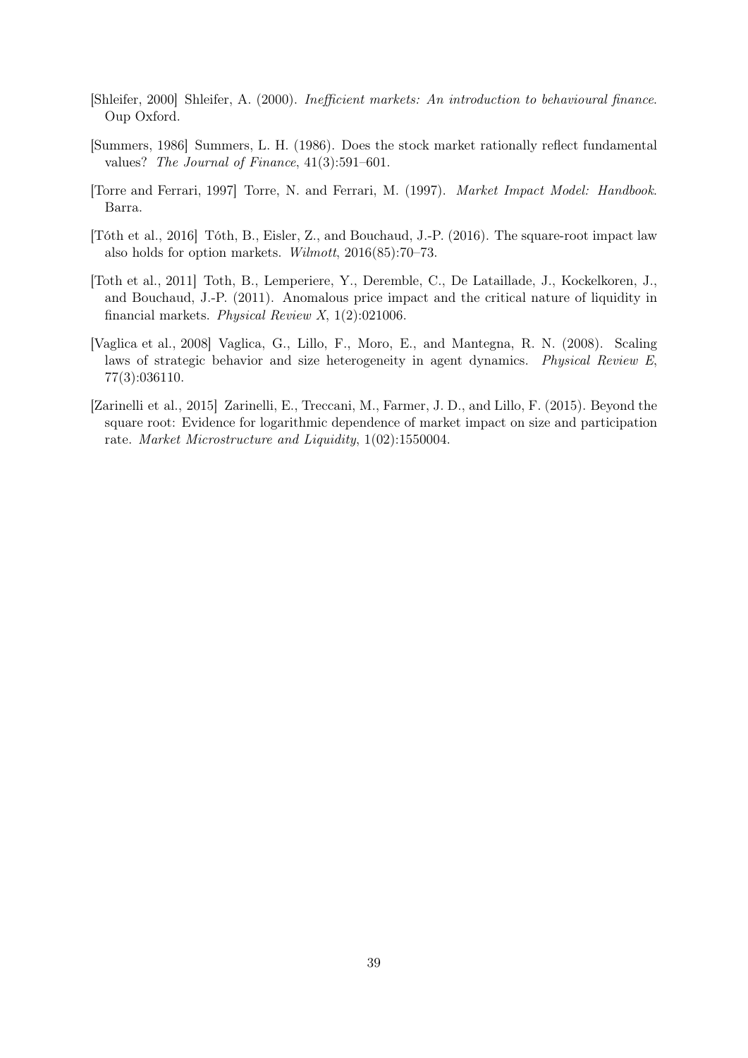[Shleifer, 2000] Shleifer, A. (2000). *Inefficient markets: An introduction to behavioural finance*. Oup Oxford.

[Summers, 1986] Summers, L. H. (1986). Does the stock market rationally reflect fundamental values? *The Journal of Finance*, 41(3):591–601.

[Torre and Ferrari, 1997] Torre, N. and Ferrari, M. (1997). *Market Impact Model: Handbook*. Barra.

[Tóth et al., 2016] Tóth, B., Eisler, Z., and Bouchaud, J.-P. (2016). The square-root impact law also holds for option markets. *Wilmott*, 2016(85):70–73.

[Toth et al., 2011] Toth, B., Lemperiere, Y., Deremble, C., De Lataillade, J., Kockelkoren, J., and Bouchaud, J.-P. (2011). Anomalous price impact and the critical nature of liquidity in financial markets. *Physical Review X*, 1(2):021006.

[Vaglica et al., 2008] Vaglica, G., Lillo, F., Moro, E., and Mantegna, R. N. (2008). Scaling laws of strategic behavior and size heterogeneity in agent dynamics. *Physical Review E*, 77(3):036110.

[Zarinelli et al., 2015] Zarinelli, E., Treccani, M., Farmer, J. D., and Lillo, F. (2015). Beyond the square root: Evidence for logarithmic dependence of market impact on size and participation rate. *Market Microstructure and Liquidity*, 1(02):1550004.